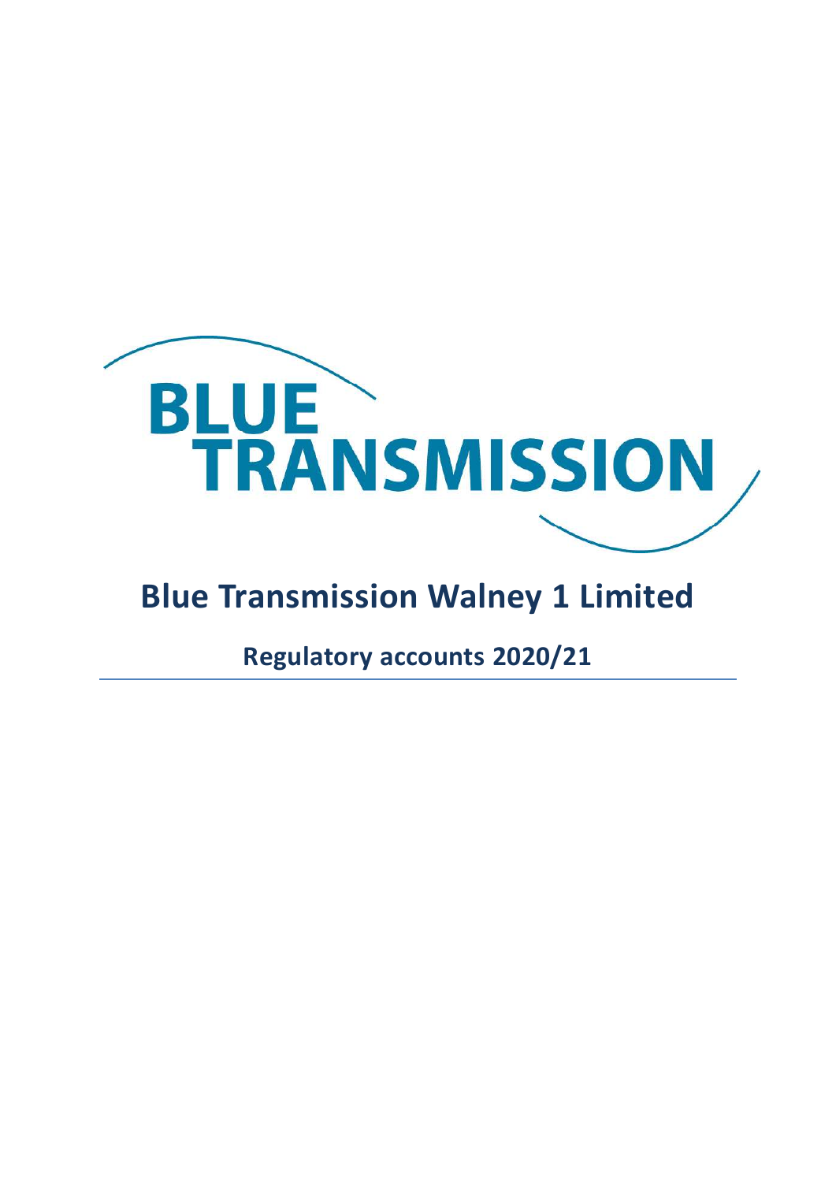BLUE TRANSMISSION

# Blue Transmission Walney 1 Limited

## Regulatory accounts 2020/21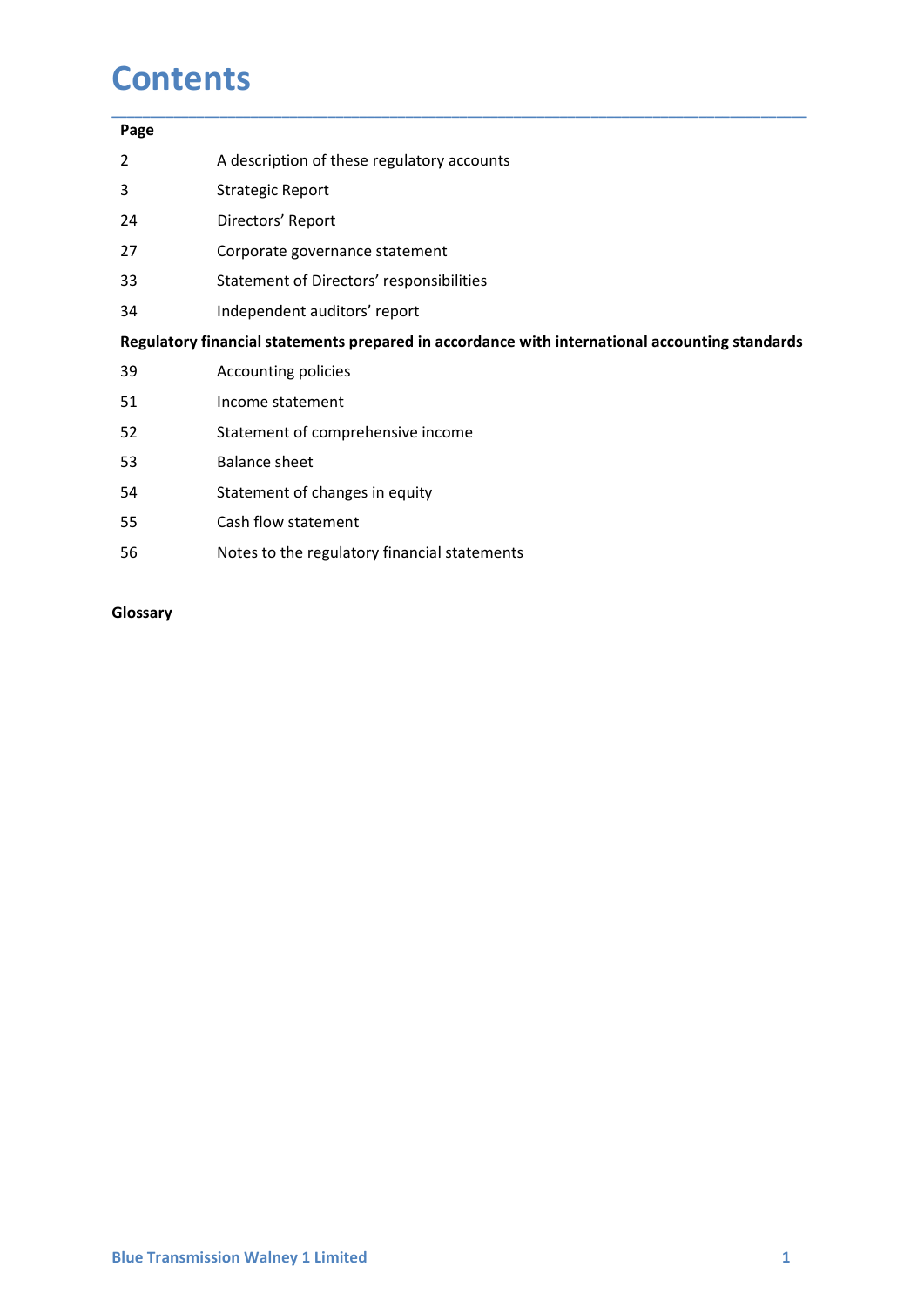# Contents

| Page | |
|---|---|
| 2 | A description of these regulatory accounts |
| 3 | Strategic Report |
| 24 | Directors' Report |
| 27 | Corporate governance statement |
| 33 | Statement of Directors' responsibilities |
| 34 | Independent auditors' report |
| **Regulatory financial statements prepared in accordance with international accounting standards** | |
| 39 | Accounting policies |
| 51 | Income statement |
| 52 | Statement of comprehensive income |
| 53 | Balance sheet |
| 54 | Statement of changes in equity |
| 55 | Cash flow statement |
| 56 | Notes to the regulatory financial statements |

**Glossary**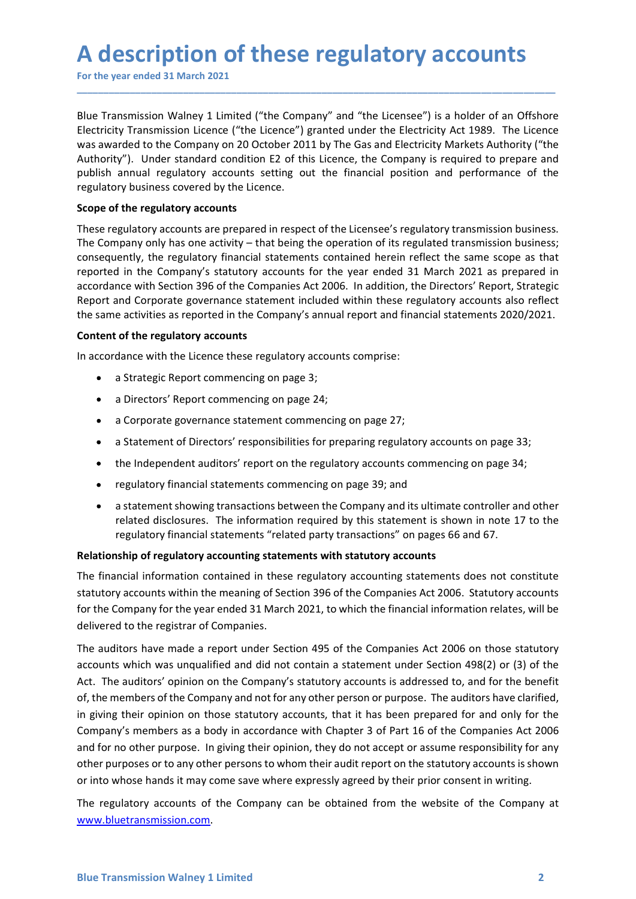# A description of these regulatory accounts

For the year ended 31 March 2021

Blue Transmission Walney 1 Limited ("the Company" and "the Licensee") is a holder of an Offshore Electricity Transmission Licence ("the Licence") granted under the Electricity Act 1989. The Licence was awarded to the Company on 20 October 2011 by The Gas and Electricity Markets Authority ("the Authority"). Under standard condition E2 of this Licence, the Company is required to prepare and publish annual regulatory accounts setting out the financial position and performance of the regulatory business covered by the Licence.

**Scope of the regulatory accounts**

These regulatory accounts are prepared in respect of the Licensee's regulatory transmission business. The Company only has one activity – that being the operation of its regulated transmission business; consequently, the regulatory financial statements contained herein reflect the same scope as that reported in the Company's statutory accounts for the year ended 31 March 2021 as prepared in accordance with Section 396 of the Companies Act 2006. In addition, the Directors' Report, Strategic Report and Corporate governance statement included within these regulatory accounts also reflect the same activities as reported in the Company's annual report and financial statements 2020/2021.

**Content of the regulatory accounts**

In accordance with the Licence these regulatory accounts comprise:

- a Strategic Report commencing on page 3;
- a Directors' Report commencing on page 24;
- a Corporate governance statement commencing on page 27;
- a Statement of Directors' responsibilities for preparing regulatory accounts on page 33;
- the Independent auditors' report on the regulatory accounts commencing on page 34;
- regulatory financial statements commencing on page 39; and
- a statement showing transactions between the Company and its ultimate controller and other related disclosures. The information required by this statement is shown in note 17 to the regulatory financial statements "related party transactions" on pages 66 and 67.

**Relationship of regulatory accounting statements with statutory accounts**

The financial information contained in these regulatory accounting statements does not constitute statutory accounts within the meaning of Section 396 of the Companies Act 2006. Statutory accounts for the Company for the year ended 31 March 2021, to which the financial information relates, will be delivered to the registrar of Companies.

The auditors have made a report under Section 495 of the Companies Act 2006 on those statutory accounts which was unqualified and did not contain a statement under Section 498(2) or (3) of the Act. The auditors' opinion on the Company's statutory accounts is addressed to, and for the benefit of, the members of the Company and not for any other person or purpose. The auditors have clarified, in giving their opinion on those statutory accounts, that it has been prepared for and only for the Company's members as a body in accordance with Chapter 3 of Part 16 of the Companies Act 2006 and for no other purpose. In giving their opinion, they do not accept or assume responsibility for any other purposes or to any other persons to whom their audit report on the statutory accounts is shown or into whose hands it may come save where expressly agreed by their prior consent in writing.

The regulatory accounts of the Company can be obtained from the website of the Company at [www.bluetransmission.com](www.bluetransmission.com).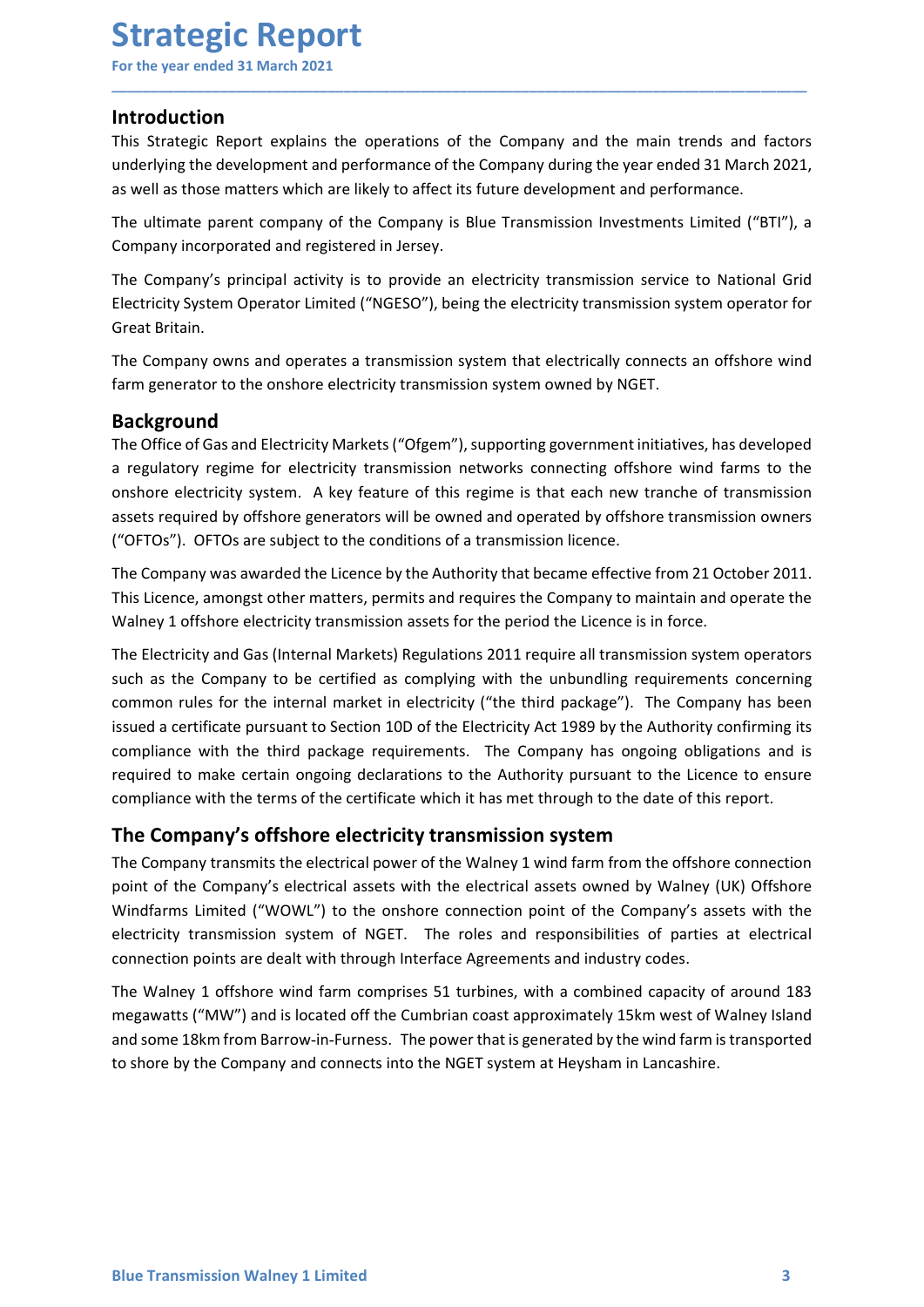# Strategic Report

For the year ended 31 March 2021

## Introduction

This Strategic Report explains the operations of the Company and the main trends and factors underlying the development and performance of the Company during the year ended 31 March 2021, as well as those matters which are likely to affect its future development and performance.

The ultimate parent company of the Company is Blue Transmission Investments Limited ("BTI"), a Company incorporated and registered in Jersey.

The Company's principal activity is to provide an electricity transmission service to National Grid Electricity System Operator Limited ("NGESO"), being the electricity transmission system operator for Great Britain.

The Company owns and operates a transmission system that electrically connects an offshore wind farm generator to the onshore electricity transmission system owned by NGET.

## Background

The Office of Gas and Electricity Markets ("Ofgem"), supporting government initiatives, has developed a regulatory regime for electricity transmission networks connecting offshore wind farms to the onshore electricity system. A key feature of this regime is that each new tranche of transmission assets required by offshore generators will be owned and operated by offshore transmission owners ("OFTOs"). OFTOs are subject to the conditions of a transmission licence.

The Company was awarded the Licence by the Authority that became effective from 21 October 2011. This Licence, amongst other matters, permits and requires the Company to maintain and operate the Walney 1 offshore electricity transmission assets for the period the Licence is in force.

The Electricity and Gas (Internal Markets) Regulations 2011 require all transmission system operators such as the Company to be certified as complying with the unbundling requirements concerning common rules for the internal market in electricity ("the third package"). The Company has been issued a certificate pursuant to Section 10D of the Electricity Act 1989 by the Authority confirming its compliance with the third package requirements. The Company has ongoing obligations and is required to make certain ongoing declarations to the Authority pursuant to the Licence to ensure compliance with the terms of the certificate which it has met through to the date of this report.

## The Company's offshore electricity transmission system

The Company transmits the electrical power of the Walney 1 wind farm from the offshore connection point of the Company's electrical assets with the electrical assets owned by Walney (UK) Offshore Windfarms Limited ("WOWL") to the onshore connection point of the Company's assets with the electricity transmission system of NGET. The roles and responsibilities of parties at electrical connection points are dealt with through Interface Agreements and industry codes.

The Walney 1 offshore wind farm comprises 51 turbines, with a combined capacity of around 183 megawatts ("MW") and is located off the Cumbrian coast approximately 15km west of Walney Island and some 18km from Barrow-in-Furness. The power that is generated by the wind farm is transported to shore by the Company and connects into the NGET system at Heysham in Lancashire.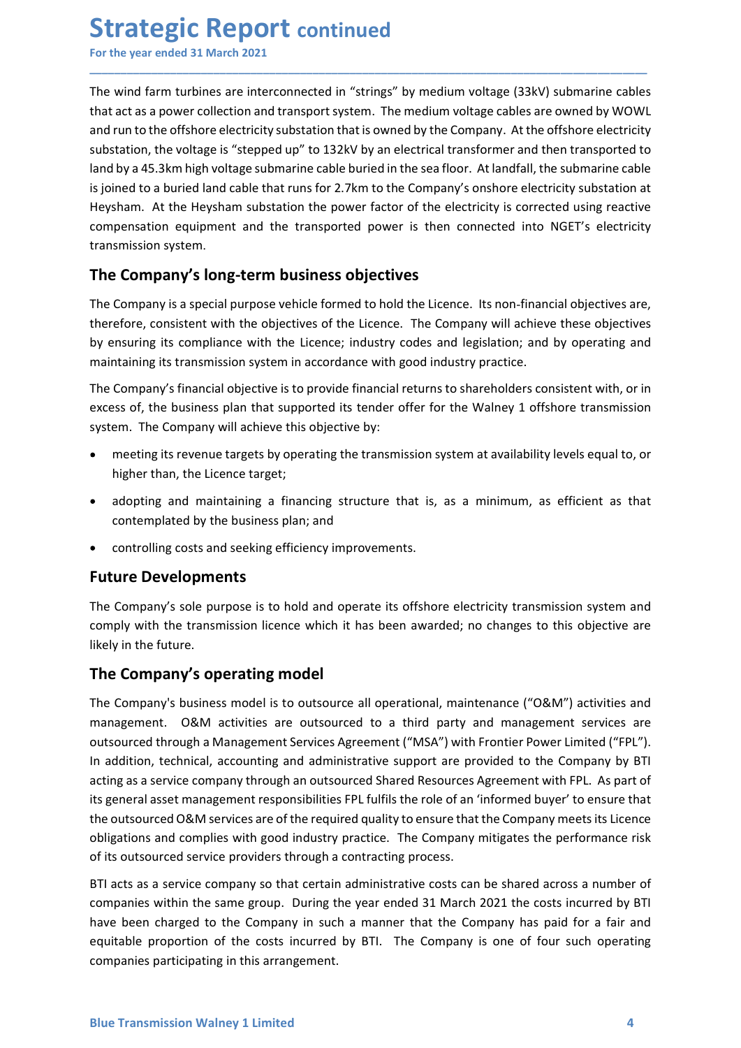The wind farm turbines are interconnected in "strings" by medium voltage (33kV) submarine cables that act as a power collection and transport system. The medium voltage cables are owned by WOWL and run to the offshore electricity substation that is owned by the Company. At the offshore electricity substation, the voltage is "stepped up" to 132kV by an electrical transformer and then transported to land by a 45.3km high voltage submarine cable buried in the sea floor. At landfall, the submarine cable is joined to a buried land cable that runs for 2.7km to the Company's onshore electricity substation at Heysham. At the Heysham substation the power factor of the electricity is corrected using reactive compensation equipment and the transported power is then connected into NGET's electricity transmission system.

## The Company's long-term business objectives

The Company is a special purpose vehicle formed to hold the Licence. Its non-financial objectives are, therefore, consistent with the objectives of the Licence. The Company will achieve these objectives by ensuring its compliance with the Licence; industry codes and legislation; and by operating and maintaining its transmission system in accordance with good industry practice.

The Company's financial objective is to provide financial returns to shareholders consistent with, or in excess of, the business plan that supported its tender offer for the Walney 1 offshore transmission system. The Company will achieve this objective by:

- meeting its revenue targets by operating the transmission system at availability levels equal to, or higher than, the Licence target;
- adopting and maintaining a financing structure that is, as a minimum, as efficient as that contemplated by the business plan; and
- controlling costs and seeking efficiency improvements.

## Future Developments

The Company's sole purpose is to hold and operate its offshore electricity transmission system and comply with the transmission licence which it has been awarded; no changes to this objective are likely in the future.

## The Company's operating model

The Company's business model is to outsource all operational, maintenance ("O&M") activities and management. O&M activities are outsourced to a third party and management services are outsourced through a Management Services Agreement ("MSA") with Frontier Power Limited ("FPL"). In addition, technical, accounting and administrative support are provided to the Company by BTI acting as a service company through an outsourced Shared Resources Agreement with FPL. As part of its general asset management responsibilities FPL fulfils the role of an 'informed buyer' to ensure that the outsourced O&M services are of the required quality to ensure that the Company meets its Licence obligations and complies with good industry practice. The Company mitigates the performance risk of its outsourced service providers through a contracting process.

BTI acts as a service company so that certain administrative costs can be shared across a number of companies within the same group. During the year ended 31 March 2021 the costs incurred by BTI have been charged to the Company in such a manner that the Company has paid for a fair and equitable proportion of the costs incurred by BTI. The Company is one of four such operating companies participating in this arrangement.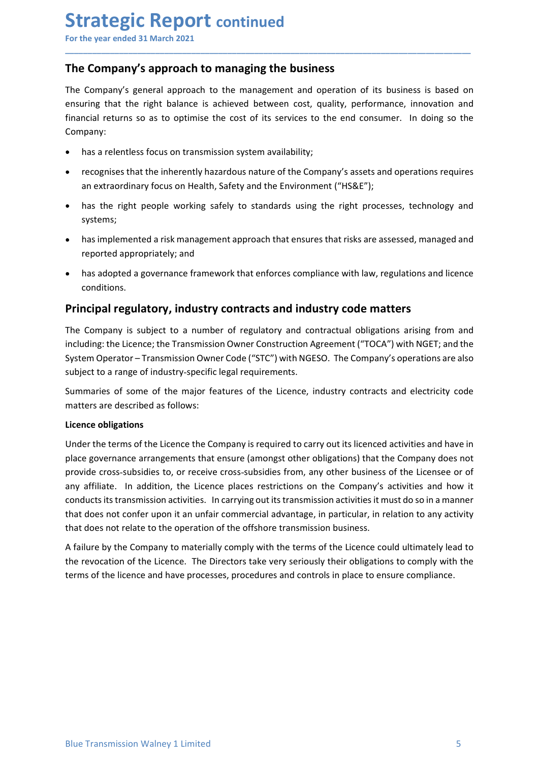## The Company's approach to managing the business

The Company's general approach to the management and operation of its business is based on ensuring that the right balance is achieved between cost, quality, performance, innovation and financial returns so as to optimise the cost of its services to the end consumer. In doing so the Company:

- has a relentless focus on transmission system availability;
- recognises that the inherently hazardous nature of the Company's assets and operations requires an extraordinary focus on Health, Safety and the Environment ("HS&E");
- has the right people working safely to standards using the right processes, technology and systems;
- has implemented a risk management approach that ensures that risks are assessed, managed and reported appropriately; and
- has adopted a governance framework that enforces compliance with law, regulations and licence conditions.

## Principal regulatory, industry contracts and industry code matters

The Company is subject to a number of regulatory and contractual obligations arising from and including: the Licence; the Transmission Owner Construction Agreement ("TOCA") with NGET; and the System Operator – Transmission Owner Code ("STC") with NGESO. The Company's operations are also subject to a range of industry-specific legal requirements.

Summaries of some of the major features of the Licence, industry contracts and electricity code matters are described as follows:

**Licence obligations**

Under the terms of the Licence the Company is required to carry out its licenced activities and have in place governance arrangements that ensure (amongst other obligations) that the Company does not provide cross-subsidies to, or receive cross-subsidies from, any other business of the Licensee or of any affiliate. In addition, the Licence places restrictions on the Company's activities and how it conducts its transmission activities. In carrying out its transmission activities it must do so in a manner that does not confer upon it an unfair commercial advantage, in particular, in relation to any activity that does not relate to the operation of the offshore transmission business.

A failure by the Company to materially comply with the terms of the Licence could ultimately lead to the revocation of the Licence. The Directors take very seriously their obligations to comply with the terms of the licence and have processes, procedures and controls in place to ensure compliance.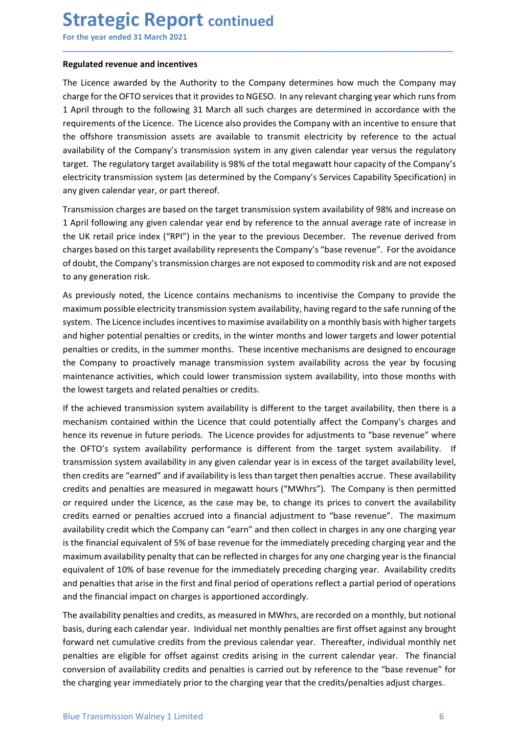# Strategic Report continued

For the year ended 31 March 2021

**Regulated revenue and incentives**

The Licence awarded by the Authority to the Company determines how much the Company may charge for the OFTO services that it provides to NGESO. In any relevant charging year which runs from 1 April through to the following 31 March all such charges are determined in accordance with the requirements of the Licence. The Licence also provides the Company with an incentive to ensure that the offshore transmission assets are available to transmit electricity by reference to the actual availability of the Company's transmission system in any given calendar year versus the regulatory target. The regulatory target availability is 98% of the total megawatt hour capacity of the Company's electricity transmission system (as determined by the Company's Services Capability Specification) in any given calendar year, or part thereof.

Transmission charges are based on the target transmission system availability of 98% and increase on 1 April following any given calendar year end by reference to the annual average rate of increase in the UK retail price index ("RPI") in the year to the previous December. The revenue derived from charges based on this target availability represents the Company's "base revenue". For the avoidance of doubt, the Company's transmission charges are not exposed to commodity risk and are not exposed to any generation risk.

As previously noted, the Licence contains mechanisms to incentivise the Company to provide the maximum possible electricity transmission system availability, having regard to the safe running of the system. The Licence includes incentives to maximise availability on a monthly basis with higher targets and higher potential penalties or credits, in the winter months and lower targets and lower potential penalties or credits, in the summer months. These incentive mechanisms are designed to encourage the Company to proactively manage transmission system availability across the year by focusing maintenance activities, which could lower transmission system availability, into those months with the lowest targets and related penalties or credits.

If the achieved transmission system availability is different to the target availability, then there is a mechanism contained within the Licence that could potentially affect the Company's charges and hence its revenue in future periods. The Licence provides for adjustments to "base revenue" where the OFTO's system availability performance is different from the target system availability. If transmission system availability in any given calendar year is in excess of the target availability level, then credits are "earned" and if availability is less than target then penalties accrue. These availability credits and penalties are measured in megawatt hours ("MWhrs"). The Company is then permitted or required under the Licence, as the case may be, to change its prices to convert the availability credits earned or penalties accrued into a financial adjustment to "base revenue". The maximum availability credit which the Company can "earn" and then collect in charges in any one charging year is the financial equivalent of 5% of base revenue for the immediately preceding charging year and the maximum availability penalty that can be reflected in charges for any one charging year is the financial equivalent of 10% of base revenue for the immediately preceding charging year. Availability credits and penalties that arise in the first and final period of operations reflect a partial period of operations and the financial impact on charges is apportioned accordingly.

The availability penalties and credits, as measured in MWhrs, are recorded on a monthly, but notional basis, during each calendar year. Individual net monthly penalties are first offset against any brought forward net cumulative credits from the previous calendar year. Thereafter, individual monthly net penalties are eligible for offset against credits arising in the current calendar year. The financial conversion of availability credits and penalties is carried out by reference to the "base revenue" for the charging year immediately prior to the charging year that the credits/penalties adjust charges.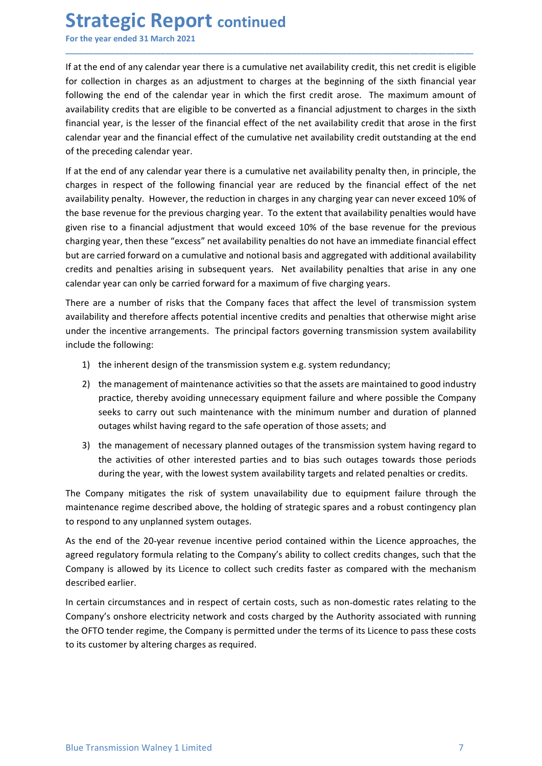If at the end of any calendar year there is a cumulative net availability credit, this net credit is eligible for collection in charges as an adjustment to charges at the beginning of the sixth financial year following the end of the calendar year in which the first credit arose. The maximum amount of availability credits that are eligible to be converted as a financial adjustment to charges in the sixth financial year, is the lesser of the financial effect of the net availability credit that arose in the first calendar year and the financial effect of the cumulative net availability credit outstanding at the end of the preceding calendar year.

If at the end of any calendar year there is a cumulative net availability penalty then, in principle, the charges in respect of the following financial year are reduced by the financial effect of the net availability penalty. However, the reduction in charges in any charging year can never exceed 10% of the base revenue for the previous charging year. To the extent that availability penalties would have given rise to a financial adjustment that would exceed 10% of the base revenue for the previous charging year, then these "excess" net availability penalties do not have an immediate financial effect but are carried forward on a cumulative and notional basis and aggregated with additional availability credits and penalties arising in subsequent years. Net availability penalties that arise in any one calendar year can only be carried forward for a maximum of five charging years.

There are a number of risks that the Company faces that affect the level of transmission system availability and therefore affects potential incentive credits and penalties that otherwise might arise under the incentive arrangements. The principal factors governing transmission system availability include the following:

1) the inherent design of the transmission system e.g. system redundancy;
2) the management of maintenance activities so that the assets are maintained to good industry practice, thereby avoiding unnecessary equipment failure and where possible the Company seeks to carry out such maintenance with the minimum number and duration of planned outages whilst having regard to the safe operation of those assets; and
3) the management of necessary planned outages of the transmission system having regard to the activities of other interested parties and to bias such outages towards those periods during the year, with the lowest system availability targets and related penalties or credits.

The Company mitigates the risk of system unavailability due to equipment failure through the maintenance regime described above, the holding of strategic spares and a robust contingency plan to respond to any unplanned system outages.

As the end of the 20-year revenue incentive period contained within the Licence approaches, the agreed regulatory formula relating to the Company's ability to collect credits changes, such that the Company is allowed by its Licence to collect such credits faster as compared with the mechanism described earlier.

In certain circumstances and in respect of certain costs, such as non-domestic rates relating to the Company's onshore electricity network and costs charged by the Authority associated with running the OFTO tender regime, the Company is permitted under the terms of its Licence to pass these costs to its customer by altering charges as required.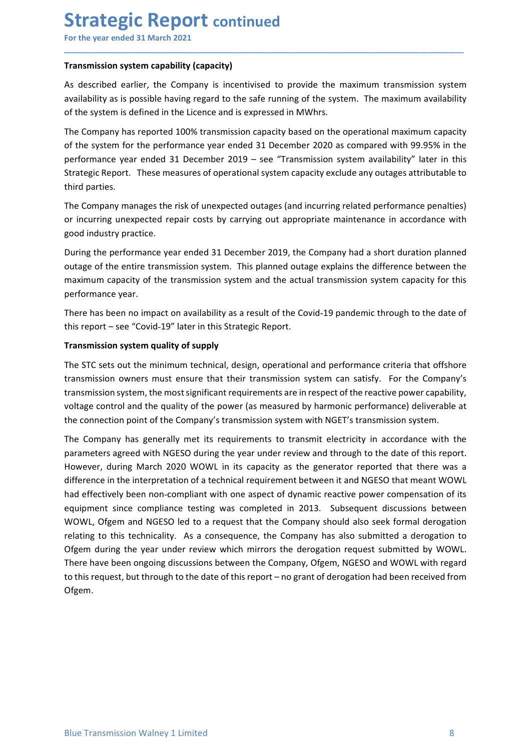# Strategic Report continued

For the year ended 31 March 2021

**Transmission system capability (capacity)**

As described earlier, the Company is incentivised to provide the maximum transmission system availability as is possible having regard to the safe running of the system. The maximum availability of the system is defined in the Licence and is expressed in MWhrs.

The Company has reported 100% transmission capacity based on the operational maximum capacity of the system for the performance year ended 31 December 2020 as compared with 99.95% in the performance year ended 31 December 2019 – see "Transmission system availability" later in this Strategic Report. These measures of operational system capacity exclude any outages attributable to third parties.

The Company manages the risk of unexpected outages (and incurring related performance penalties) or incurring unexpected repair costs by carrying out appropriate maintenance in accordance with good industry practice.

During the performance year ended 31 December 2019, the Company had a short duration planned outage of the entire transmission system. This planned outage explains the difference between the maximum capacity of the transmission system and the actual transmission system capacity for this performance year.

There has been no impact on availability as a result of the Covid-19 pandemic through to the date of this report – see "Covid-19" later in this Strategic Report.

**Transmission system quality of supply**

The STC sets out the minimum technical, design, operational and performance criteria that offshore transmission owners must ensure that their transmission system can satisfy. For the Company's transmission system, the most significant requirements are in respect of the reactive power capability, voltage control and the quality of the power (as measured by harmonic performance) deliverable at the connection point of the Company's transmission system with NGET's transmission system.

The Company has generally met its requirements to transmit electricity in accordance with the parameters agreed with NGESO during the year under review and through to the date of this report. However, during March 2020 WOWL in its capacity as the generator reported that there was a difference in the interpretation of a technical requirement between it and NGESO that meant WOWL had effectively been non-compliant with one aspect of dynamic reactive power compensation of its equipment since compliance testing was completed in 2013. Subsequent discussions between WOWL, Ofgem and NGESO led to a request that the Company should also seek formal derogation relating to this technicality. As a consequence, the Company has also submitted a derogation to Ofgem during the year under review which mirrors the derogation request submitted by WOWL. There have been ongoing discussions between the Company, Ofgem, NGESO and WOWL with regard to this request, but through to the date of this report – no grant of derogation had been received from Ofgem.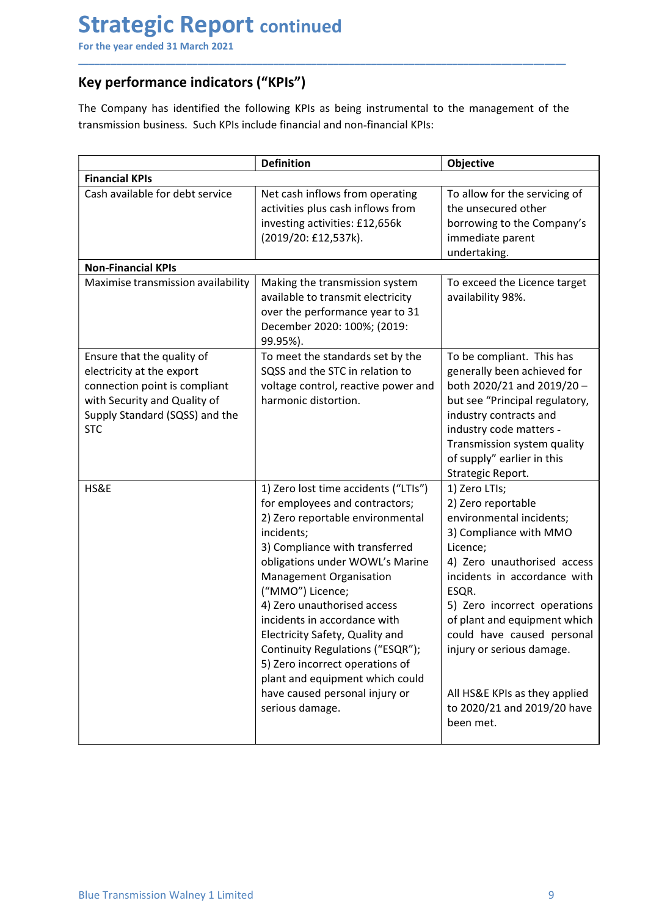# Strategic Report continued

For the year ended 31 March 2021

## Key performance indicators ("KPIs")

The Company has identified the following KPIs as being instrumental to the management of the transmission business. Such KPIs include financial and non-financial KPIs:

| | Definition | Objective |
|---|---|---|
| **Financial KPIs** | | |
| Cash available for debt service | Net cash inflows from operating activities plus cash inflows from investing activities: £12,656k (2019/20: £12,537k). | To allow for the servicing of the unsecured other borrowing to the Company's immediate parent undertaking. |
| **Non-Financial KPIs** | | |
| Maximise transmission availability | Making the transmission system available to transmit electricity over the performance year to 31 December 2020: 100%; (2019: 99.95%). | To exceed the Licence target availability 98%. |
| Ensure that the quality of electricity at the export connection point is compliant with Security and Quality of Supply Standard (SQSS) and the STC | To meet the standards set by the SQSS and the STC in relation to voltage control, reactive power and harmonic distortion. | To be compliant. This has generally been achieved for both 2020/21 and 2019/20 – but see "Principal regulatory, industry contracts and industry code matters - Transmission system quality of supply" earlier in this Strategic Report. |
| HS&E | 1) Zero lost time accidents ("LTIs") for employees and contractors;<br>2) Zero reportable environmental incidents;<br>3) Compliance with transferred obligations under WOWL's Marine Management Organisation ("MMO") Licence;<br>4) Zero unauthorised access incidents in accordance with Electricity Safety, Quality and Continuity Regulations ("ESQR");<br>5) Zero incorrect operations of plant and equipment which could have caused personal injury or serious damage. | 1) Zero LTIs;<br>2) Zero reportable environmental incidents;<br>3) Compliance with MMO Licence;<br>4) Zero unauthorised access incidents in accordance with ESQR.<br>5) Zero incorrect operations of plant and equipment which could have caused personal injury or serious damage.<br><br>All HS&E KPIs as they applied to 2020/21 and 2019/20 have been met. |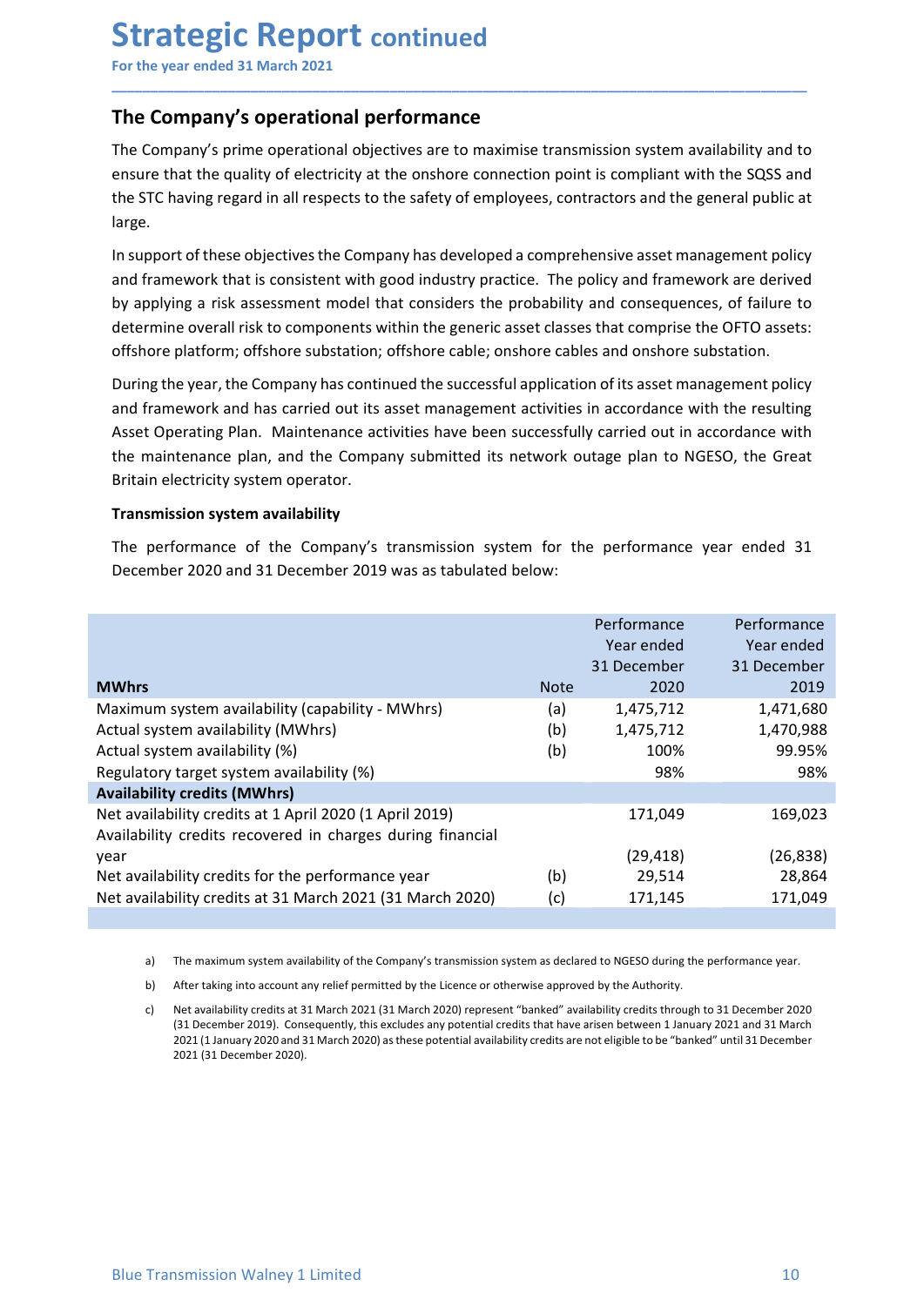# Strategic Report continued

For the year ended 31 March 2021

## The Company's operational performance

The Company's prime operational objectives are to maximise transmission system availability and to ensure that the quality of electricity at the onshore connection point is compliant with the SQSS and the STC having regard in all respects to the safety of employees, contractors and the general public at large.

In support of these objectives the Company has developed a comprehensive asset management policy and framework that is consistent with good industry practice. The policy and framework are derived by applying a risk assessment model that considers the probability and consequences, of failure to determine overall risk to components within the generic asset classes that comprise the OFTO assets: offshore platform; offshore substation; offshore cable; onshore cables and onshore substation.

During the year, the Company has continued the successful application of its asset management policy and framework and has carried out its asset management activities in accordance with the resulting Asset Operating Plan. Maintenance activities have been successfully carried out in accordance with the maintenance plan, and the Company submitted its network outage plan to NGESO, the Great Britain electricity system operator.

**Transmission system availability**

The performance of the Company's transmission system for the performance year ended 31 December 2020 and 31 December 2019 was as tabulated below:

| MWhrs | Note | Performance Year ended 31 December 2020 | Performance Year ended 31 December 2019 |
|---|---|---|---|
| Maximum system availability (capability - MWhrs) | (a) | 1,475,712 | 1,471,680 |
| Actual system availability (MWhrs) | (b) | 1,475,712 | 1,470,988 |
| Actual system availability (%) | (b) | 100% | 99.95% |
| Regulatory target system availability (%) | | 98% | 98% |
| **Availability credits (MWhrs)** | | | |
| Net availability credits at 1 April 2020 (1 April 2019) | | 171,049 | 169,023 |
| Availability credits recovered in charges during financial year | | (29,418) | (26,838) |
| Net availability credits for the performance year | (b) | 29,514 | 28,864 |
| Net availability credits at 31 March 2021 (31 March 2020) | (c) | 171,145 | 171,049 |

a) The maximum system availability of the Company's transmission system as declared to NGESO during the performance year.

b) After taking into account any relief permitted by the Licence or otherwise approved by the Authority.

c) Net availability credits at 31 March 2021 (31 March 2020) represent "banked" availability credits through to 31 December 2020 (31 December 2019). Consequently, this excludes any potential credits that have arisen between 1 January 2021 and 31 March 2021 (1 January 2020 and 31 March 2020) as these potential availability credits are not eligible to be "banked" until 31 December 2021 (31 December 2020).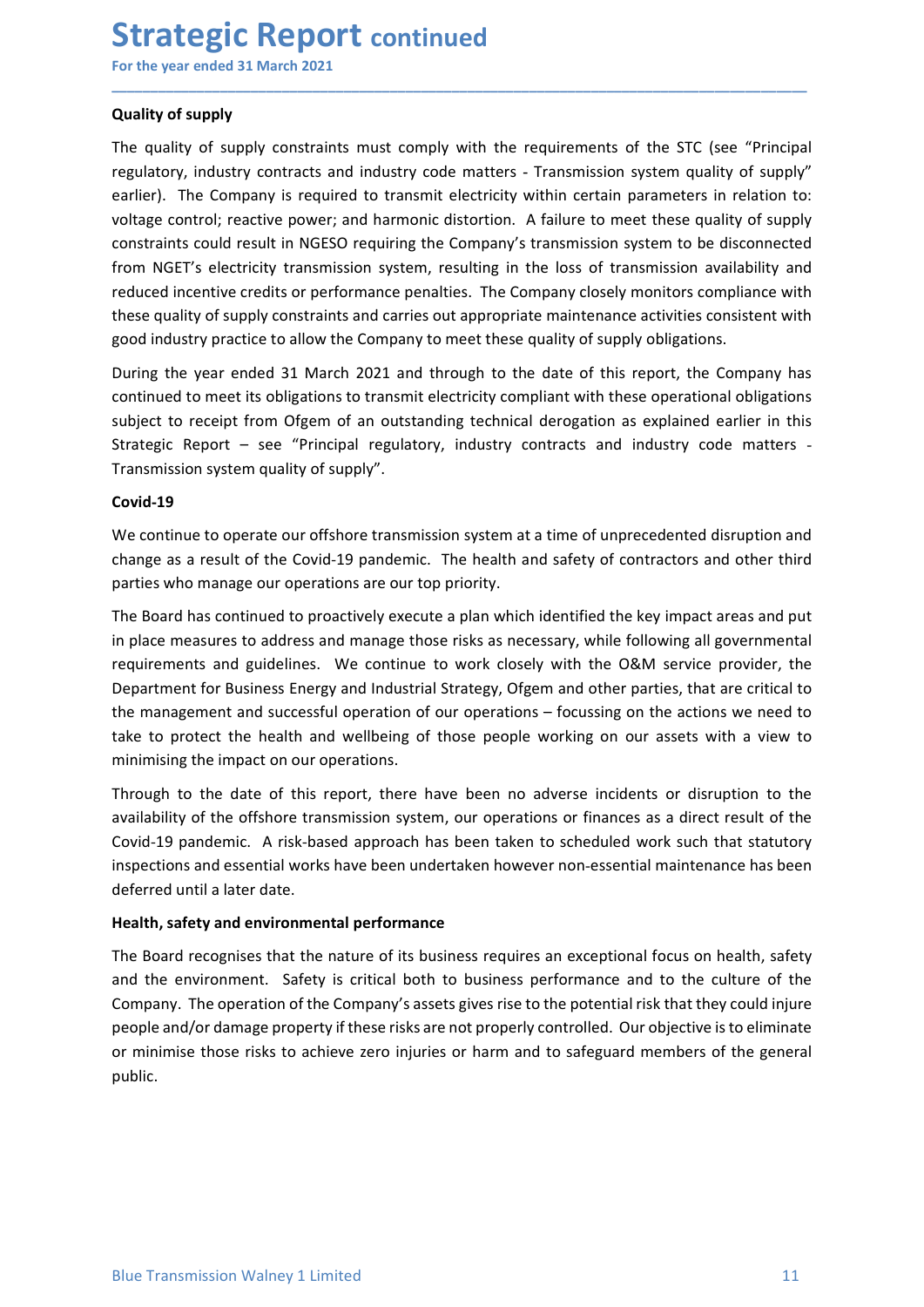## Quality of supply

The quality of supply constraints must comply with the requirements of the STC (see "Principal regulatory, industry contracts and industry code matters - Transmission system quality of supply" earlier). The Company is required to transmit electricity within certain parameters in relation to: voltage control; reactive power; and harmonic distortion. A failure to meet these quality of supply constraints could result in NGESO requiring the Company's transmission system to be disconnected from NGET's electricity transmission system, resulting in the loss of transmission availability and reduced incentive credits or performance penalties. The Company closely monitors compliance with these quality of supply constraints and carries out appropriate maintenance activities consistent with good industry practice to allow the Company to meet these quality of supply obligations.

During the year ended 31 March 2021 and through to the date of this report, the Company has continued to meet its obligations to transmit electricity compliant with these operational obligations subject to receipt from Ofgem of an outstanding technical derogation as explained earlier in this Strategic Report – see "Principal regulatory, industry contracts and industry code matters - Transmission system quality of supply".

## Covid-19

We continue to operate our offshore transmission system at a time of unprecedented disruption and change as a result of the Covid-19 pandemic. The health and safety of contractors and other third parties who manage our operations are our top priority.

The Board has continued to proactively execute a plan which identified the key impact areas and put in place measures to address and manage those risks as necessary, while following all governmental requirements and guidelines. We continue to work closely with the O&M service provider, the Department for Business Energy and Industrial Strategy, Ofgem and other parties, that are critical to the management and successful operation of our operations – focussing on the actions we need to take to protect the health and wellbeing of those people working on our assets with a view to minimising the impact on our operations.

Through to the date of this report, there have been no adverse incidents or disruption to the availability of the offshore transmission system, our operations or finances as a direct result of the Covid-19 pandemic. A risk-based approach has been taken to scheduled work such that statutory inspections and essential works have been undertaken however non-essential maintenance has been deferred until a later date.

## Health, safety and environmental performance

The Board recognises that the nature of its business requires an exceptional focus on health, safety and the environment. Safety is critical both to business performance and to the culture of the Company. The operation of the Company's assets gives rise to the potential risk that they could injure people and/or damage property if these risks are not properly controlled. Our objective is to eliminate or minimise those risks to achieve zero injuries or harm and to safeguard members of the general public.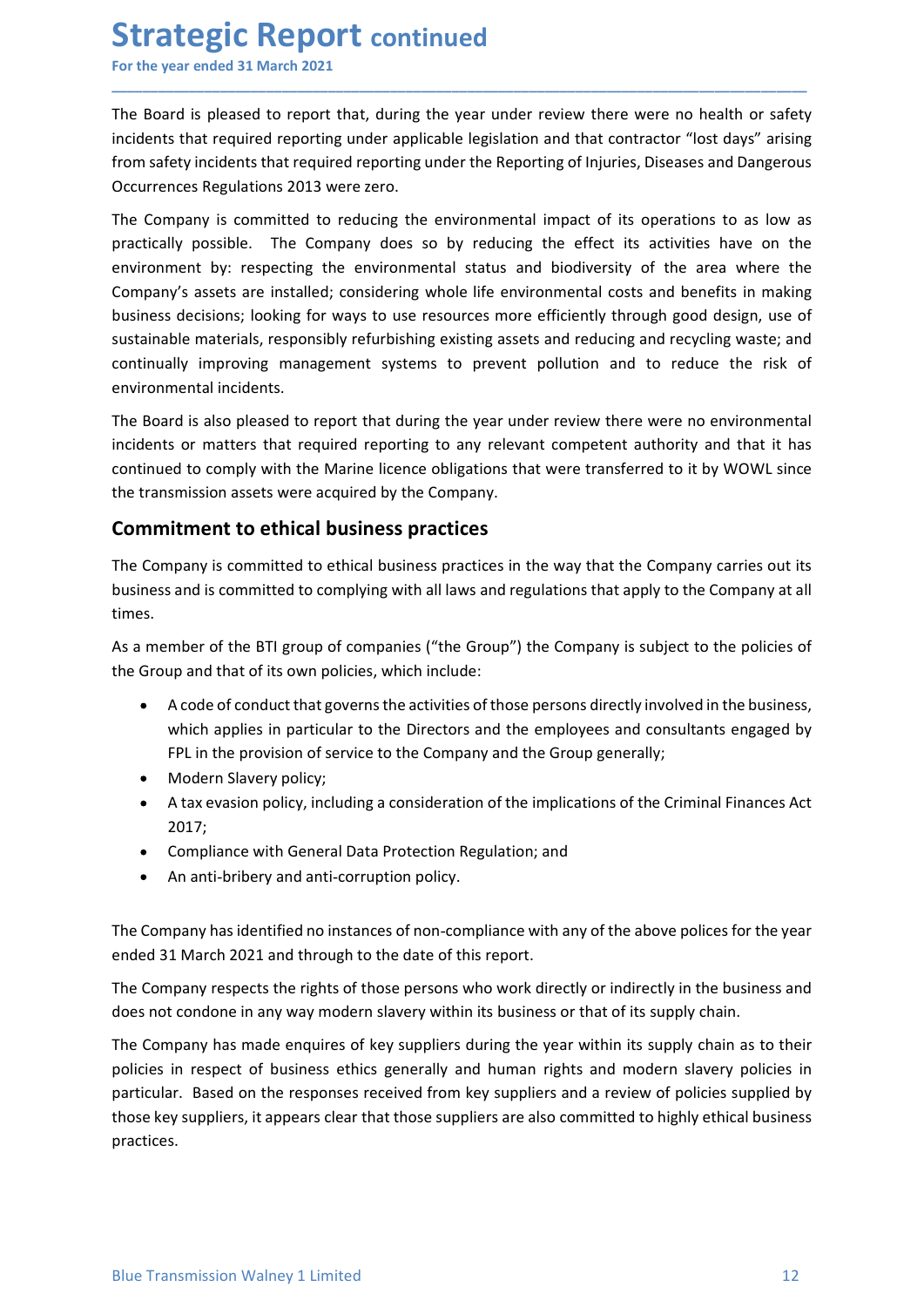The Board is pleased to report that, during the year under review there were no health or safety incidents that required reporting under applicable legislation and that contractor "lost days" arising from safety incidents that required reporting under the Reporting of Injuries, Diseases and Dangerous Occurrences Regulations 2013 were zero.

The Company is committed to reducing the environmental impact of its operations to as low as practically possible. The Company does so by reducing the effect its activities have on the environment by: respecting the environmental status and biodiversity of the area where the Company's assets are installed; considering whole life environmental costs and benefits in making business decisions; looking for ways to use resources more efficiently through good design, use of sustainable materials, responsibly refurbishing existing assets and reducing and recycling waste; and continually improving management systems to prevent pollution and to reduce the risk of environmental incidents.

The Board is also pleased to report that during the year under review there were no environmental incidents or matters that required reporting to any relevant competent authority and that it has continued to comply with the Marine licence obligations that were transferred to it by WOWL since the transmission assets were acquired by the Company.

## Commitment to ethical business practices

The Company is committed to ethical business practices in the way that the Company carries out its business and is committed to complying with all laws and regulations that apply to the Company at all times.

As a member of the BTI group of companies ("the Group") the Company is subject to the policies of the Group and that of its own policies, which include:

- A code of conduct that governs the activities of those persons directly involved in the business, which applies in particular to the Directors and the employees and consultants engaged by FPL in the provision of service to the Company and the Group generally;
- Modern Slavery policy;
- A tax evasion policy, including a consideration of the implications of the Criminal Finances Act 2017;
- Compliance with General Data Protection Regulation; and
- An anti-bribery and anti-corruption policy.

The Company has identified no instances of non-compliance with any of the above polices for the year ended 31 March 2021 and through to the date of this report.

The Company respects the rights of those persons who work directly or indirectly in the business and does not condone in any way modern slavery within its business or that of its supply chain.

The Company has made enquires of key suppliers during the year within its supply chain as to their policies in respect of business ethics generally and human rights and modern slavery policies in particular. Based on the responses received from key suppliers and a review of policies supplied by those key suppliers, it appears clear that those suppliers are also committed to highly ethical business practices.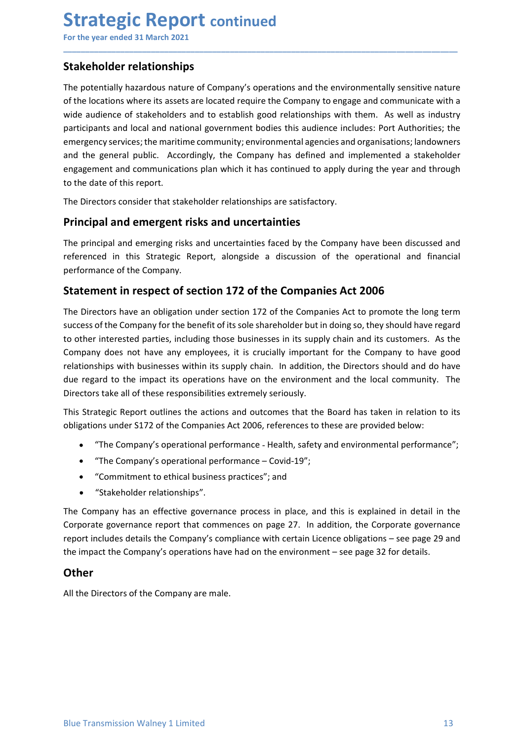## Stakeholder relationships

The potentially hazardous nature of Company's operations and the environmentally sensitive nature of the locations where its assets are located require the Company to engage and communicate with a wide audience of stakeholders and to establish good relationships with them. As well as industry participants and local and national government bodies this audience includes: Port Authorities; the emergency services; the maritime community; environmental agencies and organisations; landowners and the general public. Accordingly, the Company has defined and implemented a stakeholder engagement and communications plan which it has continued to apply during the year and through to the date of this report.

The Directors consider that stakeholder relationships are satisfactory.

## Principal and emergent risks and uncertainties

The principal and emerging risks and uncertainties faced by the Company have been discussed and referenced in this Strategic Report, alongside a discussion of the operational and financial performance of the Company.

## Statement in respect of section 172 of the Companies Act 2006

The Directors have an obligation under section 172 of the Companies Act to promote the long term success of the Company for the benefit of its sole shareholder but in doing so, they should have regard to other interested parties, including those businesses in its supply chain and its customers. As the Company does not have any employees, it is crucially important for the Company to have good relationships with businesses within its supply chain. In addition, the Directors should and do have due regard to the impact its operations have on the environment and the local community. The Directors take all of these responsibilities extremely seriously.

This Strategic Report outlines the actions and outcomes that the Board has taken in relation to its obligations under S172 of the Companies Act 2006, references to these are provided below:

- "The Company's operational performance - Health, safety and environmental performance";
- "The Company's operational performance – Covid-19";
- "Commitment to ethical business practices"; and
- "Stakeholder relationships".

The Company has an effective governance process in place, and this is explained in detail in the Corporate governance report that commences on page 27. In addition, the Corporate governance report includes details the Company's compliance with certain Licence obligations – see page 29 and the impact the Company's operations have had on the environment – see page 32 for details.

## Other

All the Directors of the Company are male.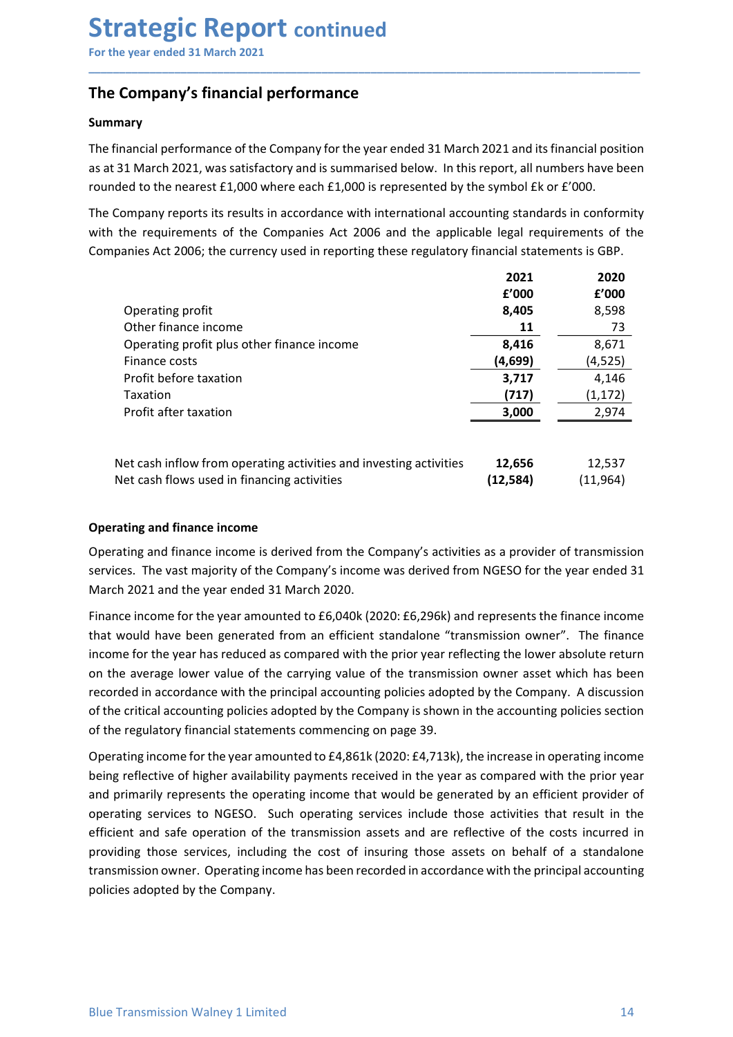# Strategic Report continued

For the year ended 31 March 2021

## The Company's financial performance

### Summary

The financial performance of the Company for the year ended 31 March 2021 and its financial position as at 31 March 2021, was satisfactory and is summarised below. In this report, all numbers have been rounded to the nearest £1,000 where each £1,000 is represented by the symbol £k or £'000.

The Company reports its results in accordance with international accounting standards in conformity with the requirements of the Companies Act 2006 and the applicable legal requirements of the Companies Act 2006; the currency used in reporting these regulatory financial statements is GBP.

| | 2021 £'000 | 2020 £'000 |
|---|---|---|
| Operating profit | **8,405** | 8,598 |
| Other finance income | **11** | 73 |
| Operating profit plus other finance income | **8,416** | 8,671 |
| Finance costs | **(4,699)** | (4,525) |
| Profit before taxation | **3,717** | 4,146 |
| Taxation | **(717)** | (1,172) |
| Profit after taxation | **3,000** | 2,974 |
| | | |
| Net cash inflow from operating activities and investing activities | **12,656** | 12,537 |
| Net cash flows used in financing activities | **(12,584)** | (11,964) |

### Operating and finance income

Operating and finance income is derived from the Company's activities as a provider of transmission services. The vast majority of the Company's income was derived from NGESO for the year ended 31 March 2021 and the year ended 31 March 2020.

Finance income for the year amounted to £6,040k (2020: £6,296k) and represents the finance income that would have been generated from an efficient standalone "transmission owner". The finance income for the year has reduced as compared with the prior year reflecting the lower absolute return on the average lower value of the carrying value of the transmission owner asset which has been recorded in accordance with the principal accounting policies adopted by the Company. A discussion of the critical accounting policies adopted by the Company is shown in the accounting policies section of the regulatory financial statements commencing on page 39.

Operating income for the year amounted to £4,861k (2020: £4,713k), the increase in operating income being reflective of higher availability payments received in the year as compared with the prior year and primarily represents the operating income that would be generated by an efficient provider of operating services to NGESO. Such operating services include those activities that result in the efficient and safe operation of the transmission assets and are reflective of the costs incurred in providing those services, including the cost of insuring those assets on behalf of a standalone transmission owner. Operating income has been recorded in accordance with the principal accounting policies adopted by the Company.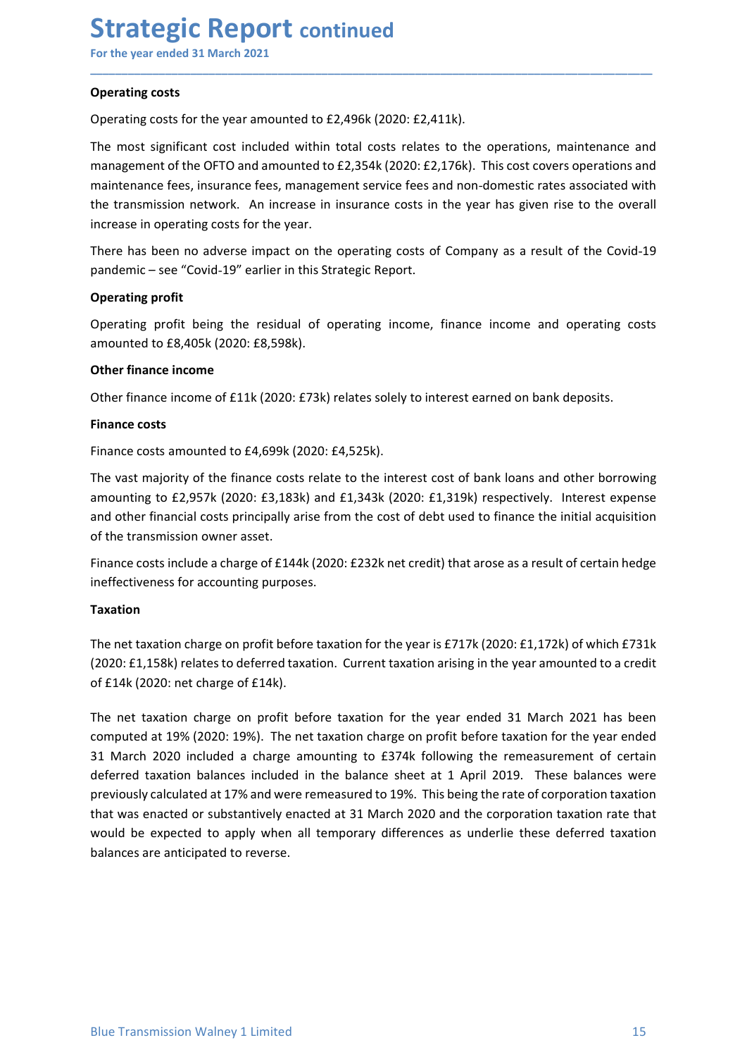# Strategic Report continued

For the year ended 31 March 2021

**Operating costs**

Operating costs for the year amounted to £2,496k (2020: £2,411k).

The most significant cost included within total costs relates to the operations, maintenance and management of the OFTO and amounted to £2,354k (2020: £2,176k). This cost covers operations and maintenance fees, insurance fees, management service fees and non-domestic rates associated with the transmission network. An increase in insurance costs in the year has given rise to the overall increase in operating costs for the year.

There has been no adverse impact on the operating costs of Company as a result of the Covid-19 pandemic – see "Covid-19" earlier in this Strategic Report.

**Operating profit**

Operating profit being the residual of operating income, finance income and operating costs amounted to £8,405k (2020: £8,598k).

**Other finance income**

Other finance income of £11k (2020: £73k) relates solely to interest earned on bank deposits.

**Finance costs**

Finance costs amounted to £4,699k (2020: £4,525k).

The vast majority of the finance costs relate to the interest cost of bank loans and other borrowing amounting to £2,957k (2020: £3,183k) and £1,343k (2020: £1,319k) respectively. Interest expense and other financial costs principally arise from the cost of debt used to finance the initial acquisition of the transmission owner asset.

Finance costs include a charge of £144k (2020: £232k net credit) that arose as a result of certain hedge ineffectiveness for accounting purposes.

**Taxation**

The net taxation charge on profit before taxation for the year is £717k (2020: £1,172k) of which £731k (2020: £1,158k) relates to deferred taxation. Current taxation arising in the year amounted to a credit of £14k (2020: net charge of £14k).

The net taxation charge on profit before taxation for the year ended 31 March 2021 has been computed at 19% (2020: 19%). The net taxation charge on profit before taxation for the year ended 31 March 2020 included a charge amounting to £374k following the remeasurement of certain deferred taxation balances included in the balance sheet at 1 April 2019. These balances were previously calculated at 17% and were remeasured to 19%. This being the rate of corporation taxation that was enacted or substantively enacted at 31 March 2020 and the corporation taxation rate that would be expected to apply when all temporary differences as underlie these deferred taxation balances are anticipated to reverse.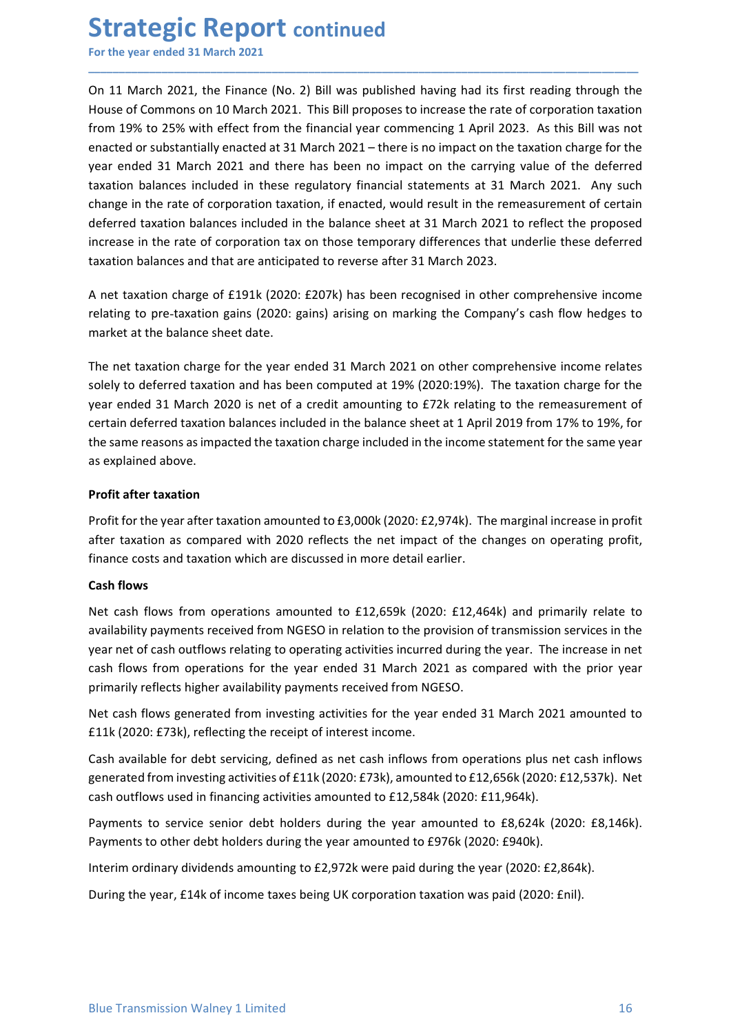# Strategic Report continued

For the year ended 31 March 2021

On 11 March 2021, the Finance (No. 2) Bill was published having had its first reading through the House of Commons on 10 March 2021. This Bill proposes to increase the rate of corporation taxation from 19% to 25% with effect from the financial year commencing 1 April 2023. As this Bill was not enacted or substantially enacted at 31 March 2021 – there is no impact on the taxation charge for the year ended 31 March 2021 and there has been no impact on the carrying value of the deferred taxation balances included in these regulatory financial statements at 31 March 2021. Any such change in the rate of corporation taxation, if enacted, would result in the remeasurement of certain deferred taxation balances included in the balance sheet at 31 March 2021 to reflect the proposed increase in the rate of corporation tax on those temporary differences that underlie these deferred taxation balances and that are anticipated to reverse after 31 March 2023.

A net taxation charge of £191k (2020: £207k) has been recognised in other comprehensive income relating to pre-taxation gains (2020: gains) arising on marking the Company's cash flow hedges to market at the balance sheet date.

The net taxation charge for the year ended 31 March 2021 on other comprehensive income relates solely to deferred taxation and has been computed at 19% (2020:19%). The taxation charge for the year ended 31 March 2020 is net of a credit amounting to £72k relating to the remeasurement of certain deferred taxation balances included in the balance sheet at 1 April 2019 from 17% to 19%, for the same reasons as impacted the taxation charge included in the income statement for the same year as explained above.

**Profit after taxation**

Profit for the year after taxation amounted to £3,000k (2020: £2,974k). The marginal increase in profit after taxation as compared with 2020 reflects the net impact of the changes on operating profit, finance costs and taxation which are discussed in more detail earlier.

**Cash flows**

Net cash flows from operations amounted to £12,659k (2020: £12,464k) and primarily relate to availability payments received from NGESO in relation to the provision of transmission services in the year net of cash outflows relating to operating activities incurred during the year. The increase in net cash flows from operations for the year ended 31 March 2021 as compared with the prior year primarily reflects higher availability payments received from NGESO.

Net cash flows generated from investing activities for the year ended 31 March 2021 amounted to £11k (2020: £73k), reflecting the receipt of interest income.

Cash available for debt servicing, defined as net cash inflows from operations plus net cash inflows generated from investing activities of £11k (2020: £73k), amounted to £12,656k (2020: £12,537k). Net cash outflows used in financing activities amounted to £12,584k (2020: £11,964k).

Payments to service senior debt holders during the year amounted to £8,624k (2020: £8,146k). Payments to other debt holders during the year amounted to £976k (2020: £940k).

Interim ordinary dividends amounting to £2,972k were paid during the year (2020: £2,864k).

During the year, £14k of income taxes being UK corporation taxation was paid (2020: £nil).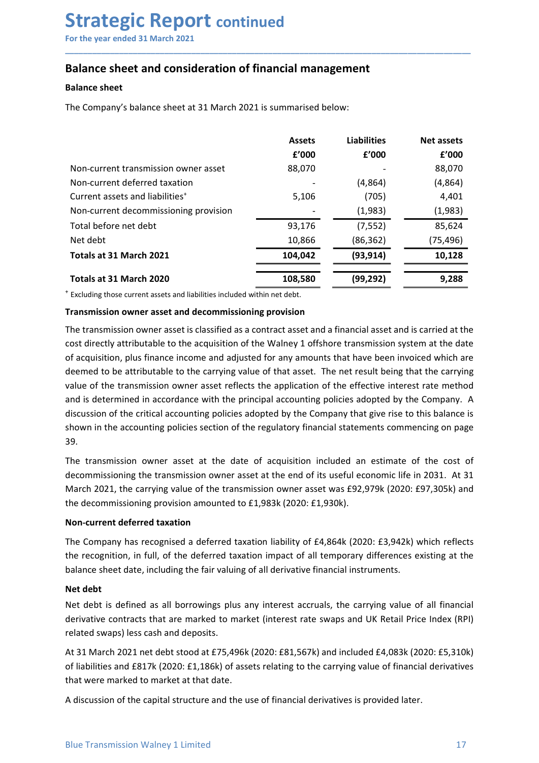# Strategic Report continued

For the year ended 31 March 2021

## Balance sheet and consideration of financial management

### Balance sheet

The Company's balance sheet at 31 March 2021 is summarised below:

| | Assets £'000 | Liabilities £'000 | Net assets £'000 |
|---|---|---|---|
| Non-current transmission owner asset | 88,070 | - | 88,070 |
| Non-current deferred taxation | - | (4,864) | (4,864) |
| Current assets and liabilities+ | 5,106 | (705) | 4,401 |
| Non-current decommissioning provision | - | (1,983) | (1,983) |
| Total before net debt | 93,176 | (7,552) | 85,624 |
| Net debt | 10,866 | (86,362) | (75,496) |
| **Totals at 31 March 2021** | **104,042** | **(93,914)** | **10,128** |
| **Totals at 31 March 2020** | **108,580** | **(99,292)** | **9,288** |

+ Excluding those current assets and liabilities included within net debt.

### Transmission owner asset and decommissioning provision

The transmission owner asset is classified as a contract asset and a financial asset and is carried at the cost directly attributable to the acquisition of the Walney 1 offshore transmission system at the date of acquisition, plus finance income and adjusted for any amounts that have been invoiced which are deemed to be attributable to the carrying value of that asset. The net result being that the carrying value of the transmission owner asset reflects the application of the effective interest rate method and is determined in accordance with the principal accounting policies adopted by the Company. A discussion of the critical accounting policies adopted by the Company that give rise to this balance is shown in the accounting policies section of the regulatory financial statements commencing on page 39.

The transmission owner asset at the date of acquisition included an estimate of the cost of decommissioning the transmission owner asset at the end of its useful economic life in 2031. At 31 March 2021, the carrying value of the transmission owner asset was £92,979k (2020: £97,305k) and the decommissioning provision amounted to £1,983k (2020: £1,930k).

### Non-current deferred taxation

The Company has recognised a deferred taxation liability of £4,864k (2020: £3,942k) which reflects the recognition, in full, of the deferred taxation impact of all temporary differences existing at the balance sheet date, including the fair valuing of all derivative financial instruments.

### Net debt

Net debt is defined as all borrowings plus any interest accruals, the carrying value of all financial derivative contracts that are marked to market (interest rate swaps and UK Retail Price Index (RPI) related swaps) less cash and deposits.

At 31 March 2021 net debt stood at £75,496k (2020: £81,567k) and included £4,083k (2020: £5,310k) of liabilities and £817k (2020: £1,186k) of assets relating to the carrying value of financial derivatives that were marked to market at that date.

A discussion of the capital structure and the use of financial derivatives is provided later.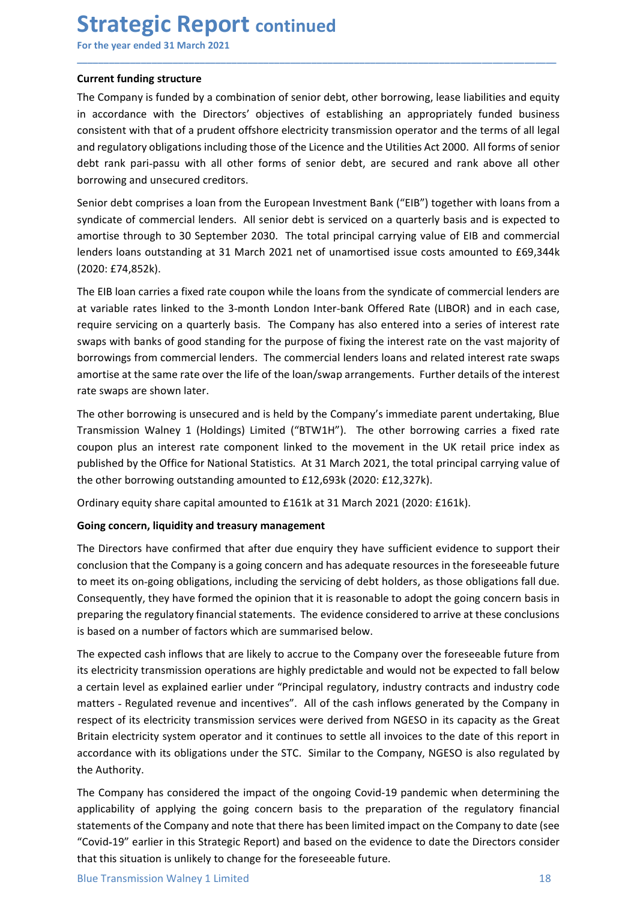# Strategic Report continued

For the year ended 31 March 2021

**Current funding structure**

The Company is funded by a combination of senior debt, other borrowing, lease liabilities and equity in accordance with the Directors' objectives of establishing an appropriately funded business consistent with that of a prudent offshore electricity transmission operator and the terms of all legal and regulatory obligations including those of the Licence and the Utilities Act 2000. All forms of senior debt rank pari-passu with all other forms of senior debt, are secured and rank above all other borrowing and unsecured creditors.

Senior debt comprises a loan from the European Investment Bank ("EIB") together with loans from a syndicate of commercial lenders. All senior debt is serviced on a quarterly basis and is expected to amortise through to 30 September 2030. The total principal carrying value of EIB and commercial lenders loans outstanding at 31 March 2021 net of unamortised issue costs amounted to £69,344k (2020: £74,852k).

The EIB loan carries a fixed rate coupon while the loans from the syndicate of commercial lenders are at variable rates linked to the 3-month London Inter-bank Offered Rate (LIBOR) and in each case, require servicing on a quarterly basis. The Company has also entered into a series of interest rate swaps with banks of good standing for the purpose of fixing the interest rate on the vast majority of borrowings from commercial lenders. The commercial lenders loans and related interest rate swaps amortise at the same rate over the life of the loan/swap arrangements. Further details of the interest rate swaps are shown later.

The other borrowing is unsecured and is held by the Company's immediate parent undertaking, Blue Transmission Walney 1 (Holdings) Limited ("BTW1H"). The other borrowing carries a fixed rate coupon plus an interest rate component linked to the movement in the UK retail price index as published by the Office for National Statistics. At 31 March 2021, the total principal carrying value of the other borrowing outstanding amounted to £12,693k (2020: £12,327k).

Ordinary equity share capital amounted to £161k at 31 March 2021 (2020: £161k).

**Going concern, liquidity and treasury management**

The Directors have confirmed that after due enquiry they have sufficient evidence to support their conclusion that the Company is a going concern and has adequate resources in the foreseeable future to meet its on-going obligations, including the servicing of debt holders, as those obligations fall due. Consequently, they have formed the opinion that it is reasonable to adopt the going concern basis in preparing the regulatory financial statements. The evidence considered to arrive at these conclusions is based on a number of factors which are summarised below.

The expected cash inflows that are likely to accrue to the Company over the foreseeable future from its electricity transmission operations are highly predictable and would not be expected to fall below a certain level as explained earlier under "Principal regulatory, industry contracts and industry code matters - Regulated revenue and incentives". All of the cash inflows generated by the Company in respect of its electricity transmission services were derived from NGESO in its capacity as the Great Britain electricity system operator and it continues to settle all invoices to the date of this report in accordance with its obligations under the STC. Similar to the Company, NGESO is also regulated by the Authority.

The Company has considered the impact of the ongoing Covid-19 pandemic when determining the applicability of applying the going concern basis to the preparation of the regulatory financial statements of the Company and note that there has been limited impact on the Company to date (see "Covid-19" earlier in this Strategic Report) and based on the evidence to date the Directors consider that this situation is unlikely to change for the foreseeable future.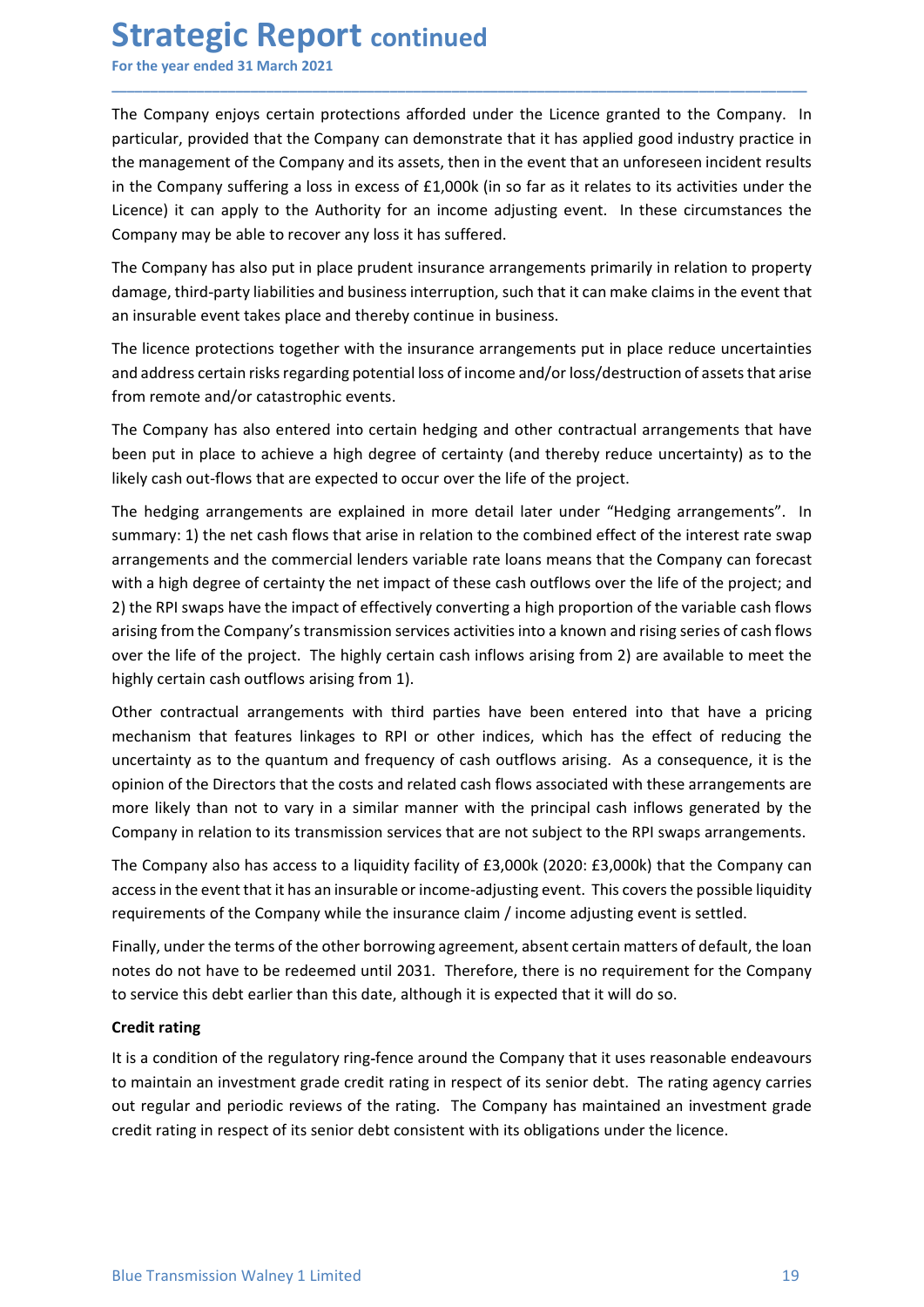The Company enjoys certain protections afforded under the Licence granted to the Company. In particular, provided that the Company can demonstrate that it has applied good industry practice in the management of the Company and its assets, then in the event that an unforeseen incident results in the Company suffering a loss in excess of £1,000k (in so far as it relates to its activities under the Licence) it can apply to the Authority for an income adjusting event. In these circumstances the Company may be able to recover any loss it has suffered.

The Company has also put in place prudent insurance arrangements primarily in relation to property damage, third-party liabilities and business interruption, such that it can make claims in the event that an insurable event takes place and thereby continue in business.

The licence protections together with the insurance arrangements put in place reduce uncertainties and address certain risks regarding potential loss of income and/or loss/destruction of assets that arise from remote and/or catastrophic events.

The Company has also entered into certain hedging and other contractual arrangements that have been put in place to achieve a high degree of certainty (and thereby reduce uncertainty) as to the likely cash out-flows that are expected to occur over the life of the project.

The hedging arrangements are explained in more detail later under "Hedging arrangements". In summary: 1) the net cash flows that arise in relation to the combined effect of the interest rate swap arrangements and the commercial lenders variable rate loans means that the Company can forecast with a high degree of certainty the net impact of these cash outflows over the life of the project; and 2) the RPI swaps have the impact of effectively converting a high proportion of the variable cash flows arising from the Company's transmission services activities into a known and rising series of cash flows over the life of the project. The highly certain cash inflows arising from 2) are available to meet the highly certain cash outflows arising from 1).

Other contractual arrangements with third parties have been entered into that have a pricing mechanism that features linkages to RPI or other indices, which has the effect of reducing the uncertainty as to the quantum and frequency of cash outflows arising. As a consequence, it is the opinion of the Directors that the costs and related cash flows associated with these arrangements are more likely than not to vary in a similar manner with the principal cash inflows generated by the Company in relation to its transmission services that are not subject to the RPI swaps arrangements.

The Company also has access to a liquidity facility of £3,000k (2020: £3,000k) that the Company can access in the event that it has an insurable or income-adjusting event. This covers the possible liquidity requirements of the Company while the insurance claim / income adjusting event is settled.

Finally, under the terms of the other borrowing agreement, absent certain matters of default, the loan notes do not have to be redeemed until 2031. Therefore, there is no requirement for the Company to service this debt earlier than this date, although it is expected that it will do so.

**Credit rating**

It is a condition of the regulatory ring-fence around the Company that it uses reasonable endeavours to maintain an investment grade credit rating in respect of its senior debt. The rating agency carries out regular and periodic reviews of the rating. The Company has maintained an investment grade credit rating in respect of its senior debt consistent with its obligations under the licence.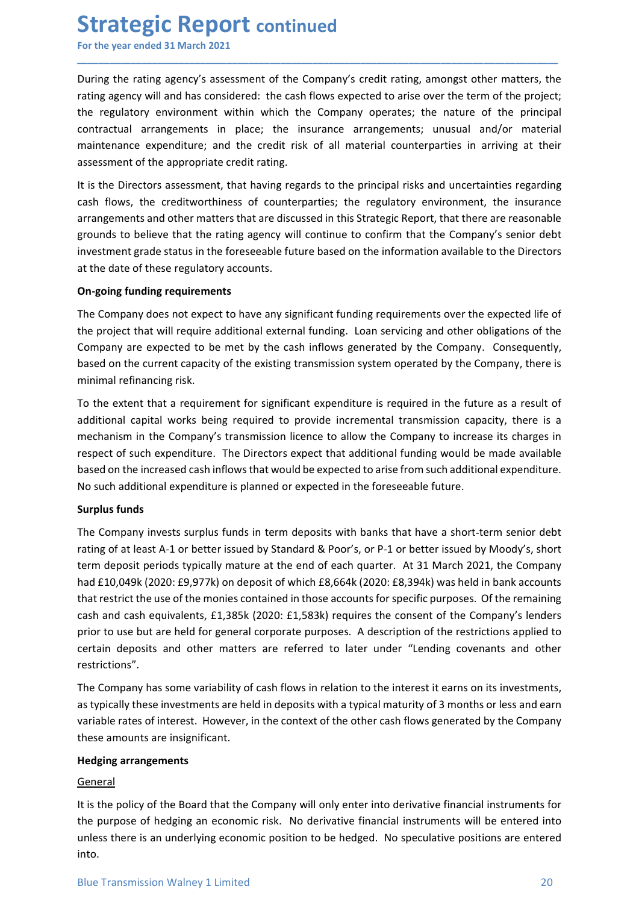During the rating agency's assessment of the Company's credit rating, amongst other matters, the rating agency will and has considered: the cash flows expected to arise over the term of the project; the regulatory environment within which the Company operates; the nature of the principal contractual arrangements in place; the insurance arrangements; unusual and/or material maintenance expenditure; and the credit risk of all material counterparties in arriving at their assessment of the appropriate credit rating.

It is the Directors assessment, that having regards to the principal risks and uncertainties regarding cash flows, the creditworthiness of counterparties; the regulatory environment, the insurance arrangements and other matters that are discussed in this Strategic Report, that there are reasonable grounds to believe that the rating agency will continue to confirm that the Company's senior debt investment grade status in the foreseeable future based on the information available to the Directors at the date of these regulatory accounts.

**On-going funding requirements**

The Company does not expect to have any significant funding requirements over the expected life of the project that will require additional external funding. Loan servicing and other obligations of the Company are expected to be met by the cash inflows generated by the Company. Consequently, based on the current capacity of the existing transmission system operated by the Company, there is minimal refinancing risk.

To the extent that a requirement for significant expenditure is required in the future as a result of additional capital works being required to provide incremental transmission capacity, there is a mechanism in the Company's transmission licence to allow the Company to increase its charges in respect of such expenditure. The Directors expect that additional funding would be made available based on the increased cash inflows that would be expected to arise from such additional expenditure. No such additional expenditure is planned or expected in the foreseeable future.

**Surplus funds**

The Company invests surplus funds in term deposits with banks that have a short-term senior debt rating of at least A-1 or better issued by Standard & Poor's, or P-1 or better issued by Moody's, short term deposit periods typically mature at the end of each quarter. At 31 March 2021, the Company had £10,049k (2020: £9,977k) on deposit of which £8,664k (2020: £8,394k) was held in bank accounts that restrict the use of the monies contained in those accounts for specific purposes. Of the remaining cash and cash equivalents, £1,385k (2020: £1,583k) requires the consent of the Company's lenders prior to use but are held for general corporate purposes. A description of the restrictions applied to certain deposits and other matters are referred to later under "Lending covenants and other restrictions".

The Company has some variability of cash flows in relation to the interest it earns on its investments, as typically these investments are held in deposits with a typical maturity of 3 months or less and earn variable rates of interest. However, in the context of the other cash flows generated by the Company these amounts are insignificant.

**Hedging arrangements**

General

It is the policy of the Board that the Company will only enter into derivative financial instruments for the purpose of hedging an economic risk. No derivative financial instruments will be entered into unless there is an underlying economic position to be hedged. No speculative positions are entered into.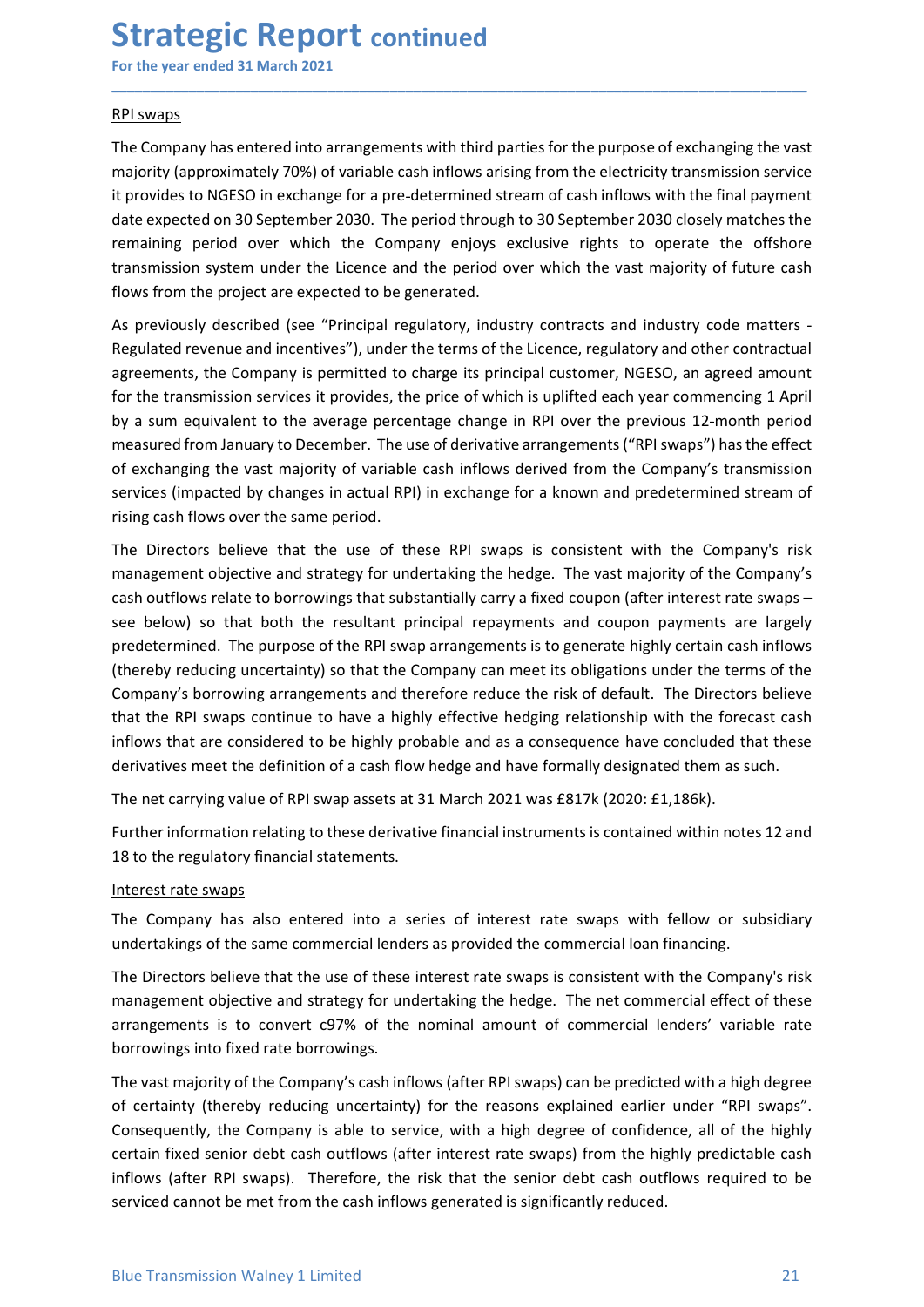# Strategic Report continued

For the year ended 31 March 2021

RPI swaps

The Company has entered into arrangements with third parties for the purpose of exchanging the vast majority (approximately 70%) of variable cash inflows arising from the electricity transmission service it provides to NGESO in exchange for a pre-determined stream of cash inflows with the final payment date expected on 30 September 2030. The period through to 30 September 2030 closely matches the remaining period over which the Company enjoys exclusive rights to operate the offshore transmission system under the Licence and the period over which the vast majority of future cash flows from the project are expected to be generated.

As previously described (see "Principal regulatory, industry contracts and industry code matters - Regulated revenue and incentives"), under the terms of the Licence, regulatory and other contractual agreements, the Company is permitted to charge its principal customer, NGESO, an agreed amount for the transmission services it provides, the price of which is uplifted each year commencing 1 April by a sum equivalent to the average percentage change in RPI over the previous 12-month period measured from January to December. The use of derivative arrangements ("RPI swaps") has the effect of exchanging the vast majority of variable cash inflows derived from the Company's transmission services (impacted by changes in actual RPI) in exchange for a known and predetermined stream of rising cash flows over the same period.

The Directors believe that the use of these RPI swaps is consistent with the Company's risk management objective and strategy for undertaking the hedge. The vast majority of the Company's cash outflows relate to borrowings that substantially carry a fixed coupon (after interest rate swaps – see below) so that both the resultant principal repayments and coupon payments are largely predetermined. The purpose of the RPI swap arrangements is to generate highly certain cash inflows (thereby reducing uncertainty) so that the Company can meet its obligations under the terms of the Company's borrowing arrangements and therefore reduce the risk of default. The Directors believe that the RPI swaps continue to have a highly effective hedging relationship with the forecast cash inflows that are considered to be highly probable and as a consequence have concluded that these derivatives meet the definition of a cash flow hedge and have formally designated them as such.

The net carrying value of RPI swap assets at 31 March 2021 was £817k (2020: £1,186k).

Further information relating to these derivative financial instruments is contained within notes 12 and 18 to the regulatory financial statements.

Interest rate swaps

The Company has also entered into a series of interest rate swaps with fellow or subsidiary undertakings of the same commercial lenders as provided the commercial loan financing.

The Directors believe that the use of these interest rate swaps is consistent with the Company's risk management objective and strategy for undertaking the hedge. The net commercial effect of these arrangements is to convert c97% of the nominal amount of commercial lenders' variable rate borrowings into fixed rate borrowings.

The vast majority of the Company's cash inflows (after RPI swaps) can be predicted with a high degree of certainty (thereby reducing uncertainty) for the reasons explained earlier under "RPI swaps". Consequently, the Company is able to service, with a high degree of confidence, all of the highly certain fixed senior debt cash outflows (after interest rate swaps) from the highly predictable cash inflows (after RPI swaps). Therefore, the risk that the senior debt cash outflows required to be serviced cannot be met from the cash inflows generated is significantly reduced.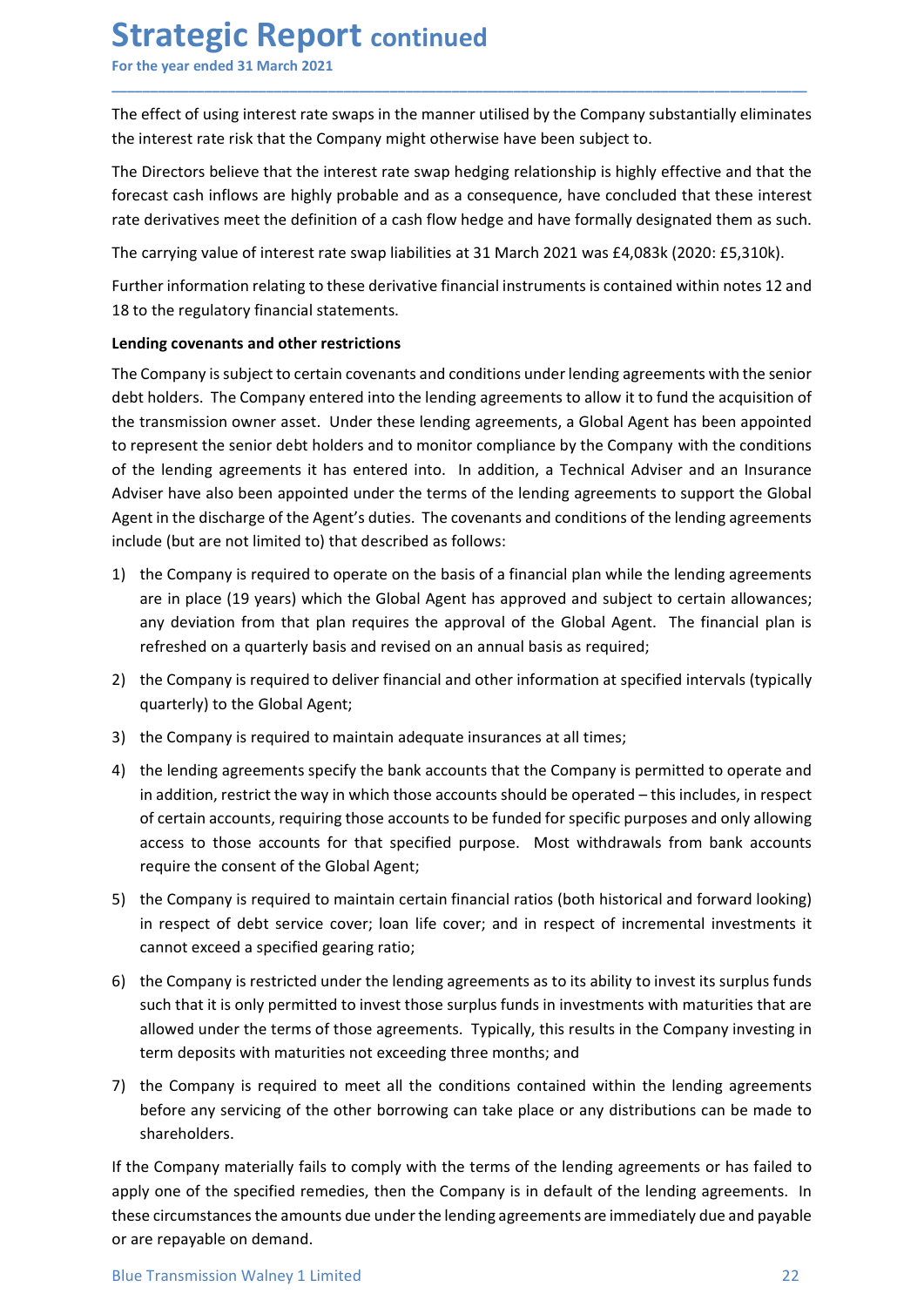# Strategic Report continued

For the year ended 31 March 2021

The effect of using interest rate swaps in the manner utilised by the Company substantially eliminates the interest rate risk that the Company might otherwise have been subject to.

The Directors believe that the interest rate swap hedging relationship is highly effective and that the forecast cash inflows are highly probable and as a consequence, have concluded that these interest rate derivatives meet the definition of a cash flow hedge and have formally designated them as such.

The carrying value of interest rate swap liabilities at 31 March 2021 was £4,083k (2020: £5,310k).

Further information relating to these derivative financial instruments is contained within notes 12 and 18 to the regulatory financial statements.

**Lending covenants and other restrictions**

The Company is subject to certain covenants and conditions under lending agreements with the senior debt holders. The Company entered into the lending agreements to allow it to fund the acquisition of the transmission owner asset. Under these lending agreements, a Global Agent has been appointed to represent the senior debt holders and to monitor compliance by the Company with the conditions of the lending agreements it has entered into. In addition, a Technical Adviser and an Insurance Adviser have also been appointed under the terms of the lending agreements to support the Global Agent in the discharge of the Agent's duties. The covenants and conditions of the lending agreements include (but are not limited to) that described as follows:

1) the Company is required to operate on the basis of a financial plan while the lending agreements are in place (19 years) which the Global Agent has approved and subject to certain allowances; any deviation from that plan requires the approval of the Global Agent. The financial plan is refreshed on a quarterly basis and revised on an annual basis as required;
2) the Company is required to deliver financial and other information at specified intervals (typically quarterly) to the Global Agent;
3) the Company is required to maintain adequate insurances at all times;
4) the lending agreements specify the bank accounts that the Company is permitted to operate and in addition, restrict the way in which those accounts should be operated – this includes, in respect of certain accounts, requiring those accounts to be funded for specific purposes and only allowing access to those accounts for that specified purpose. Most withdrawals from bank accounts require the consent of the Global Agent;
5) the Company is required to maintain certain financial ratios (both historical and forward looking) in respect of debt service cover; loan life cover; and in respect of incremental investments it cannot exceed a specified gearing ratio;
6) the Company is restricted under the lending agreements as to its ability to invest its surplus funds such that it is only permitted to invest those surplus funds in investments with maturities that are allowed under the terms of those agreements. Typically, this results in the Company investing in term deposits with maturities not exceeding three months; and
7) the Company is required to meet all the conditions contained within the lending agreements before any servicing of the other borrowing can take place or any distributions can be made to shareholders.

If the Company materially fails to comply with the terms of the lending agreements or has failed to apply one of the specified remedies, then the Company is in default of the lending agreements. In these circumstances the amounts due under the lending agreements are immediately due and payable or are repayable on demand.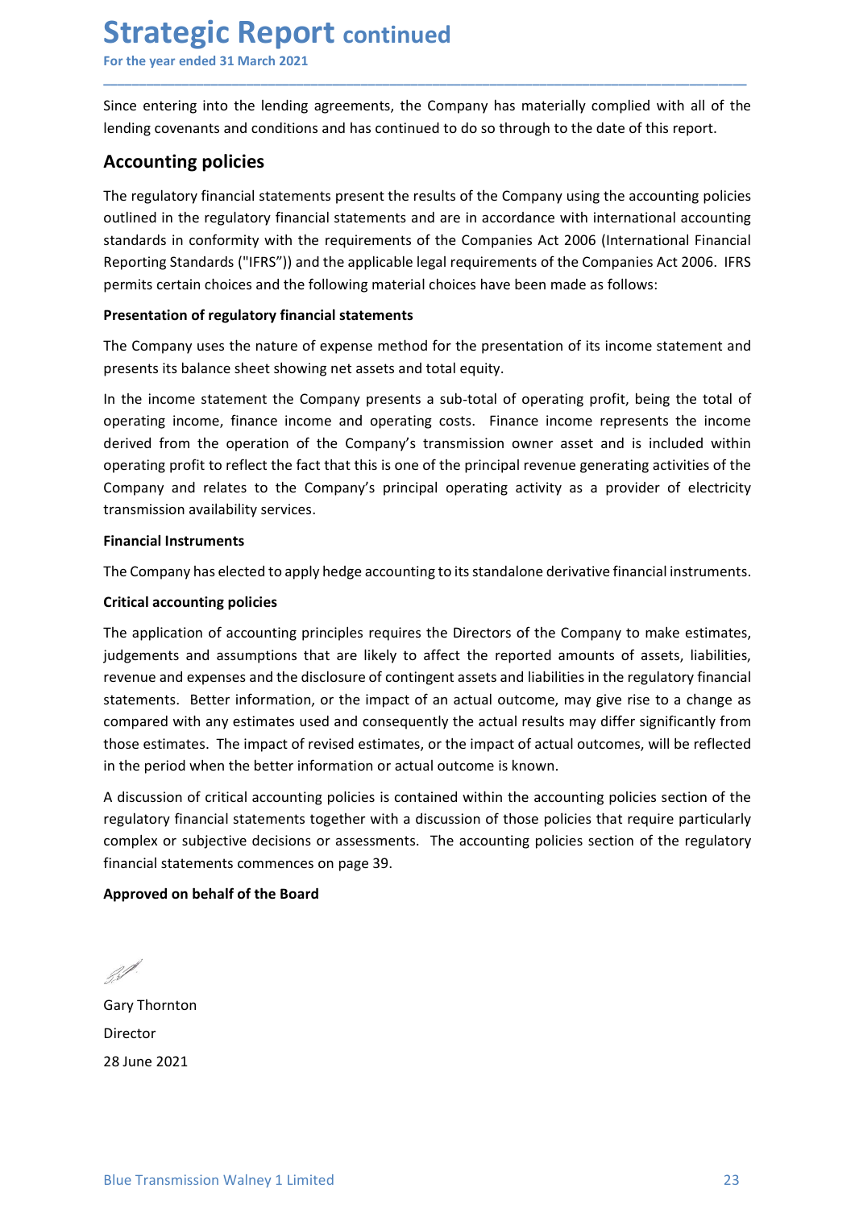Since entering into the lending agreements, the Company has materially complied with all of the lending covenants and conditions and has continued to do so through to the date of this report.

## Accounting policies

The regulatory financial statements present the results of the Company using the accounting policies outlined in the regulatory financial statements and are in accordance with international accounting standards in conformity with the requirements of the Companies Act 2006 (International Financial Reporting Standards ("IFRS")) and the applicable legal requirements of the Companies Act 2006. IFRS permits certain choices and the following material choices have been made as follows:

**Presentation of regulatory financial statements**

The Company uses the nature of expense method for the presentation of its income statement and presents its balance sheet showing net assets and total equity.

In the income statement the Company presents a sub-total of operating profit, being the total of operating income, finance income and operating costs. Finance income represents the income derived from the operation of the Company's transmission owner asset and is included within operating profit to reflect the fact that this is one of the principal revenue generating activities of the Company and relates to the Company's principal operating activity as a provider of electricity transmission availability services.

**Financial Instruments**

The Company has elected to apply hedge accounting to its standalone derivative financial instruments.

**Critical accounting policies**

The application of accounting principles requires the Directors of the Company to make estimates, judgements and assumptions that are likely to affect the reported amounts of assets, liabilities, revenue and expenses and the disclosure of contingent assets and liabilities in the regulatory financial statements. Better information, or the impact of an actual outcome, may give rise to a change as compared with any estimates used and consequently the actual results may differ significantly from those estimates. The impact of revised estimates, or the impact of actual outcomes, will be reflected in the period when the better information or actual outcome is known.

A discussion of critical accounting policies is contained within the accounting policies section of the regulatory financial statements together with a discussion of those policies that require particularly complex or subjective decisions or assessments. The accounting policies section of the regulatory financial statements commences on page 39.

**Approved on behalf of the Board**

Gary Thornton

Director

28 June 2021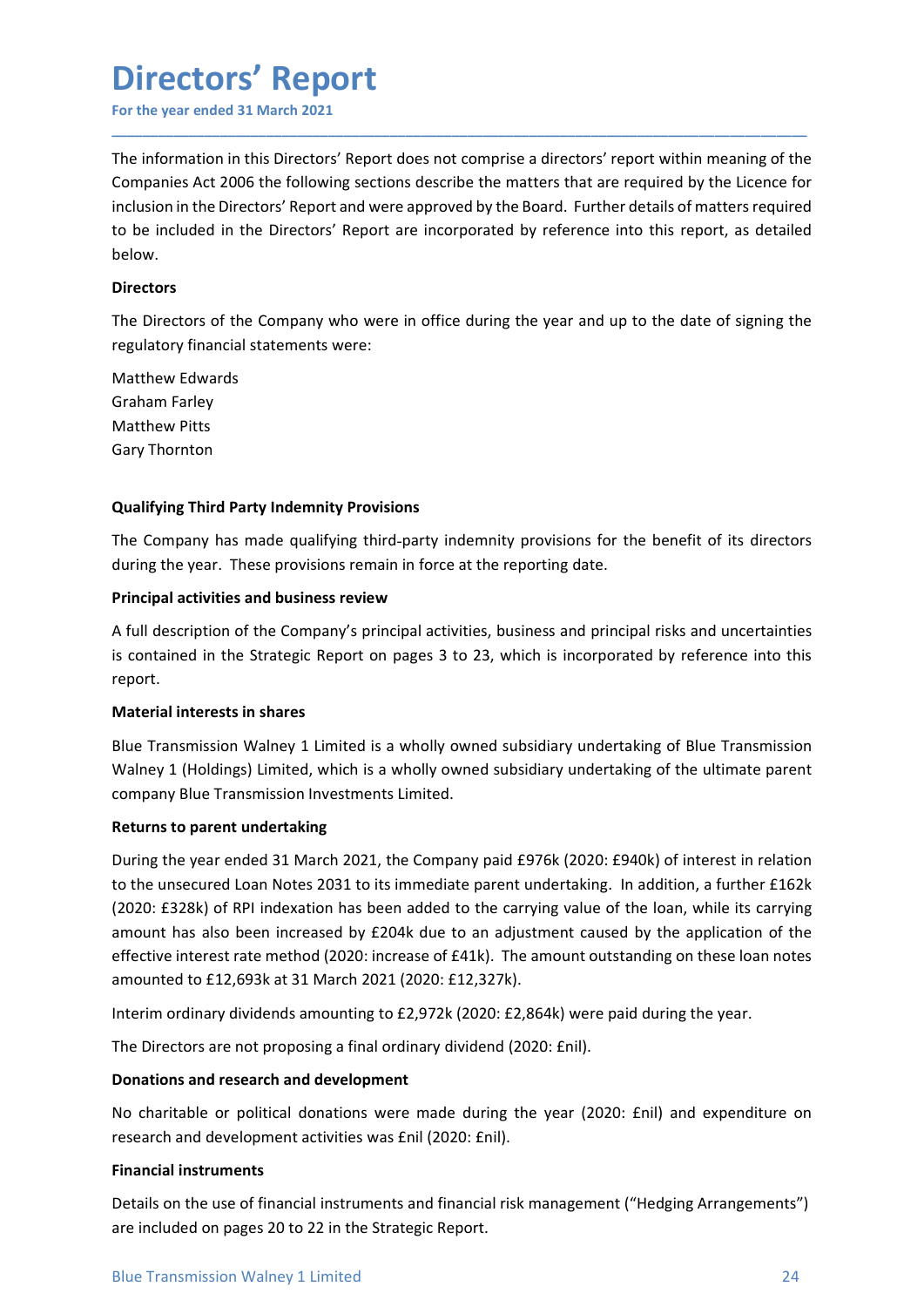# Directors' Report

For the year ended 31 March 2021

The information in this Directors' Report does not comprise a directors' report within meaning of the Companies Act 2006 the following sections describe the matters that are required by the Licence for inclusion in the Directors' Report and were approved by the Board. Further details of matters required to be included in the Directors' Report are incorporated by reference into this report, as detailed below.

**Directors**

The Directors of the Company who were in office during the year and up to the date of signing the regulatory financial statements were:

Matthew Edwards
Graham Farley
Matthew Pitts
Gary Thornton

**Qualifying Third Party Indemnity Provisions**

The Company has made qualifying third-party indemnity provisions for the benefit of its directors during the year. These provisions remain in force at the reporting date.

**Principal activities and business review**

A full description of the Company's principal activities, business and principal risks and uncertainties is contained in the Strategic Report on pages 3 to 23, which is incorporated by reference into this report.

**Material interests in shares**

Blue Transmission Walney 1 Limited is a wholly owned subsidiary undertaking of Blue Transmission Walney 1 (Holdings) Limited, which is a wholly owned subsidiary undertaking of the ultimate parent company Blue Transmission Investments Limited.

**Returns to parent undertaking**

During the year ended 31 March 2021, the Company paid £976k (2020: £940k) of interest in relation to the unsecured Loan Notes 2031 to its immediate parent undertaking. In addition, a further £162k (2020: £328k) of RPI indexation has been added to the carrying value of the loan, while its carrying amount has also been increased by £204k due to an adjustment caused by the application of the effective interest rate method (2020: increase of £41k). The amount outstanding on these loan notes amounted to £12,693k at 31 March 2021 (2020: £12,327k).

Interim ordinary dividends amounting to £2,972k (2020: £2,864k) were paid during the year.

The Directors are not proposing a final ordinary dividend (2020: £nil).

**Donations and research and development**

No charitable or political donations were made during the year (2020: £nil) and expenditure on research and development activities was £nil (2020: £nil).

**Financial instruments**

Details on the use of financial instruments and financial risk management ("Hedging Arrangements") are included on pages 20 to 22 in the Strategic Report.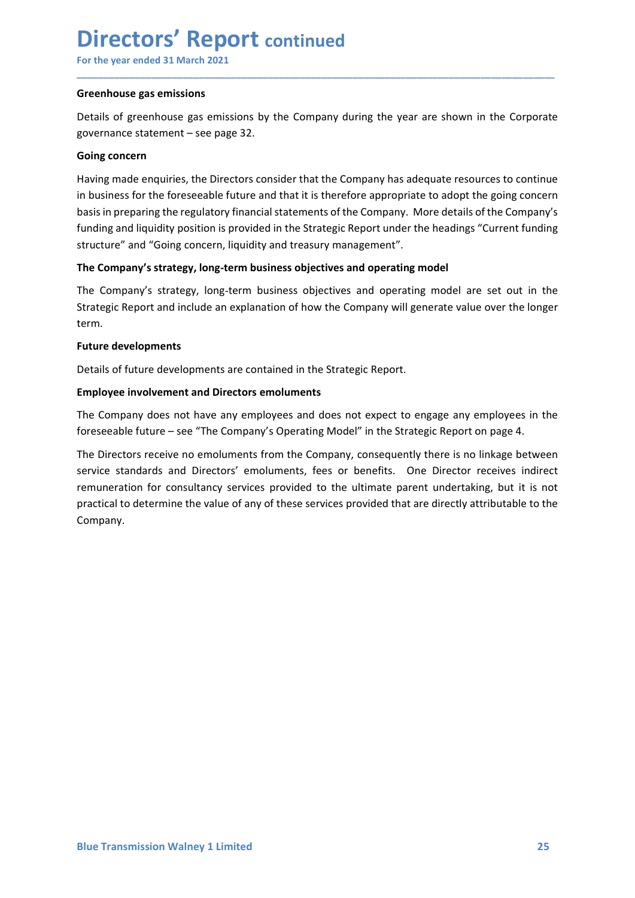# Directors' Report continued

For the year ended 31 March 2021

### Greenhouse gas emissions

Details of greenhouse gas emissions by the Company during the year are shown in the Corporate governance statement – see page 32.

### Going concern

Having made enquiries, the Directors consider that the Company has adequate resources to continue in business for the foreseeable future and that it is therefore appropriate to adopt the going concern basis in preparing the regulatory financial statements of the Company. More details of the Company's funding and liquidity position is provided in the Strategic Report under the headings "Current funding structure" and "Going concern, liquidity and treasury management".

### The Company's strategy, long-term business objectives and operating model

The Company's strategy, long-term business objectives and operating model are set out in the Strategic Report and include an explanation of how the Company will generate value over the longer term.

### Future developments

Details of future developments are contained in the Strategic Report.

### Employee involvement and Directors emoluments

The Company does not have any employees and does not expect to engage any employees in the foreseeable future – see "The Company's Operating Model" in the Strategic Report on page 4.

The Directors receive no emoluments from the Company, consequently there is no linkage between service standards and Directors' emoluments, fees or benefits. One Director receives indirect remuneration for consultancy services provided to the ultimate parent undertaking, but it is not practical to determine the value of any of these services provided that are directly attributable to the Company.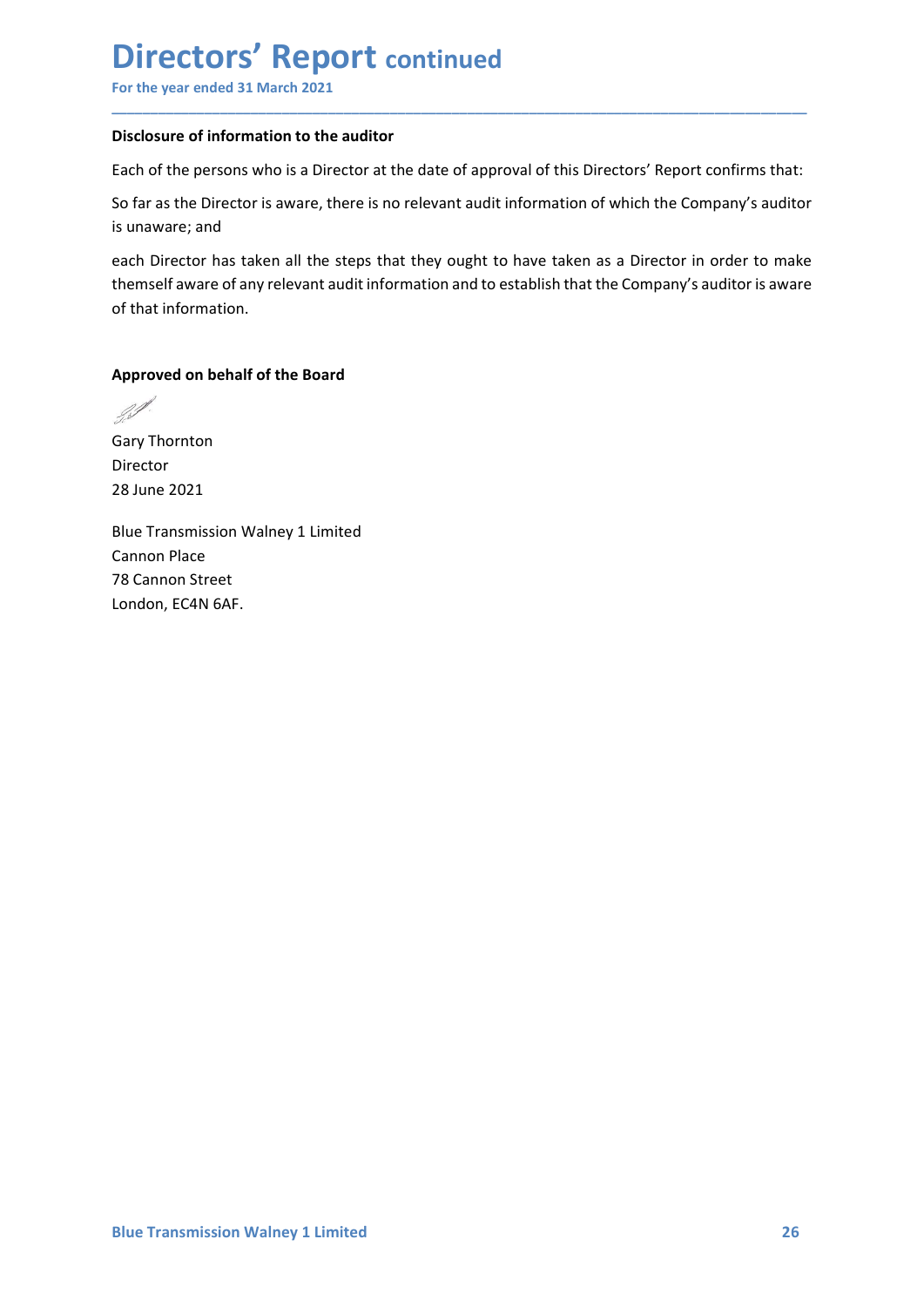# Directors' Report continued

For the year ended 31 March 2021

**Disclosure of information to the auditor**

Each of the persons who is a Director at the date of approval of this Directors' Report confirms that:

So far as the Director is aware, there is no relevant audit information of which the Company's auditor is unaware; and

each Director has taken all the steps that they ought to have taken as a Director in order to make themself aware of any relevant audit information and to establish that the Company's auditor is aware of that information.

**Approved on behalf of the Board**

Gary Thornton
Director
28 June 2021

Blue Transmission Walney 1 Limited
Cannon Place
78 Cannon Street
London, EC4N 6AF.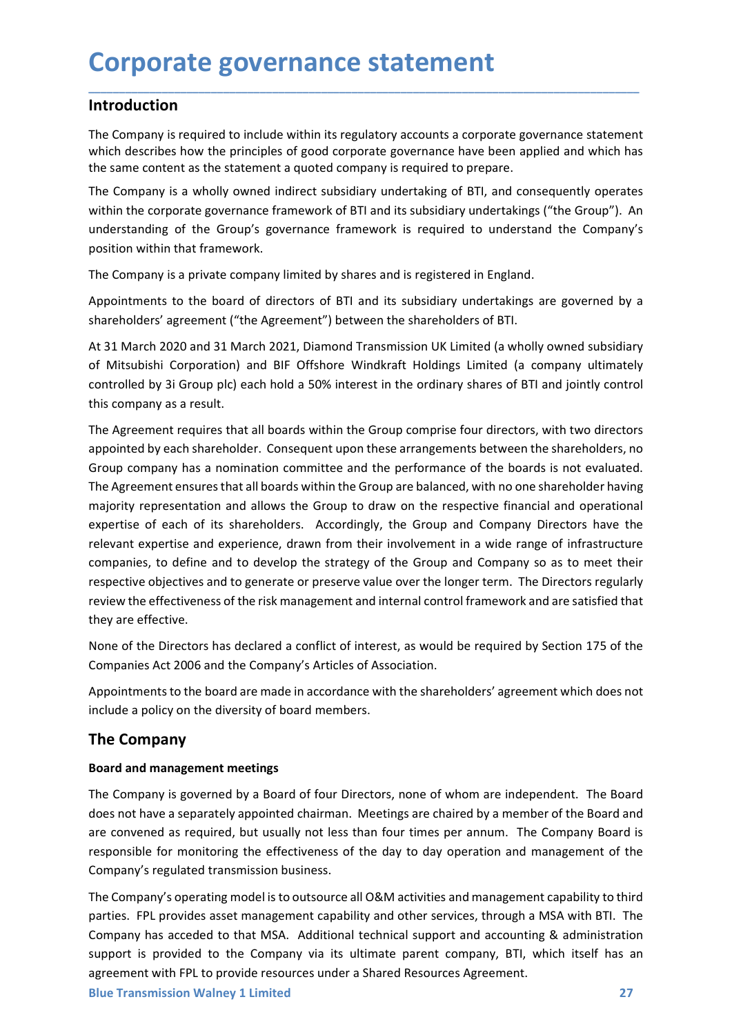# Corporate governance statement

## Introduction

The Company is required to include within its regulatory accounts a corporate governance statement which describes how the principles of good corporate governance have been applied and which has the same content as the statement a quoted company is required to prepare.

The Company is a wholly owned indirect subsidiary undertaking of BTI, and consequently operates within the corporate governance framework of BTI and its subsidiary undertakings ("the Group"). An understanding of the Group's governance framework is required to understand the Company's position within that framework.

The Company is a private company limited by shares and is registered in England.

Appointments to the board of directors of BTI and its subsidiary undertakings are governed by a shareholders' agreement ("the Agreement") between the shareholders of BTI.

At 31 March 2020 and 31 March 2021, Diamond Transmission UK Limited (a wholly owned subsidiary of Mitsubishi Corporation) and BIF Offshore Windkraft Holdings Limited (a company ultimately controlled by 3i Group plc) each hold a 50% interest in the ordinary shares of BTI and jointly control this company as a result.

The Agreement requires that all boards within the Group comprise four directors, with two directors appointed by each shareholder. Consequent upon these arrangements between the shareholders, no Group company has a nomination committee and the performance of the boards is not evaluated. The Agreement ensures that all boards within the Group are balanced, with no one shareholder having majority representation and allows the Group to draw on the respective financial and operational expertise of each of its shareholders. Accordingly, the Group and Company Directors have the relevant expertise and experience, drawn from their involvement in a wide range of infrastructure companies, to define and to develop the strategy of the Group and Company so as to meet their respective objectives and to generate or preserve value over the longer term. The Directors regularly review the effectiveness of the risk management and internal control framework and are satisfied that they are effective.

None of the Directors has declared a conflict of interest, as would be required by Section 175 of the Companies Act 2006 and the Company's Articles of Association.

Appointments to the board are made in accordance with the shareholders' agreement which does not include a policy on the diversity of board members.

## The Company

### Board and management meetings

The Company is governed by a Board of four Directors, none of whom are independent. The Board does not have a separately appointed chairman. Meetings are chaired by a member of the Board and are convened as required, but usually not less than four times per annum. The Company Board is responsible for monitoring the effectiveness of the day to day operation and management of the Company's regulated transmission business.

The Company's operating model is to outsource all O&M activities and management capability to third parties. FPL provides asset management capability and other services, through a MSA with BTI. The Company has acceded to that MSA. Additional technical support and accounting & administration support is provided to the Company via its ultimate parent company, BTI, which itself has an agreement with FPL to provide resources under a Shared Resources Agreement.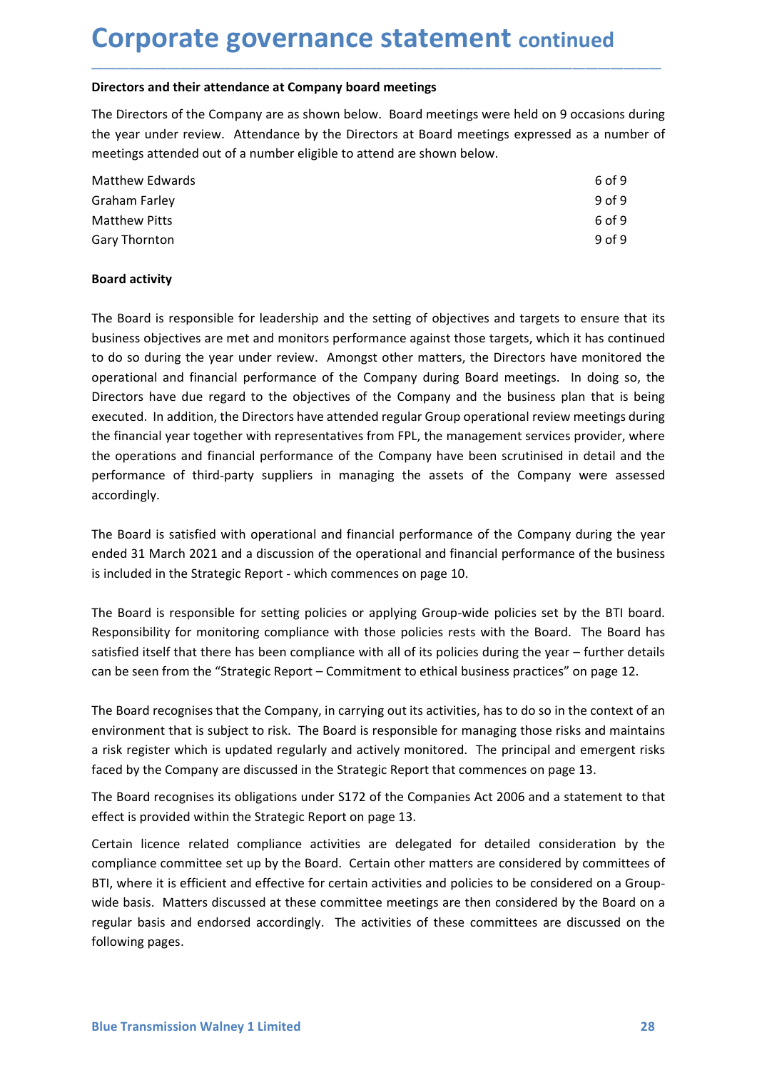# Corporate governance statement continued

**Directors and their attendance at Company board meetings**

The Directors of the Company are as shown below. Board meetings were held on 9 occasions during the year under review. Attendance by the Directors at Board meetings expressed as a number of meetings attended out of a number eligible to attend are shown below.

| | |
|---|---|
| Matthew Edwards | 6 of 9 |
| Graham Farley | 9 of 9 |
| Matthew Pitts | 6 of 9 |
| Gary Thornton | 9 of 9 |

**Board activity**

The Board is responsible for leadership and the setting of objectives and targets to ensure that its business objectives are met and monitors performance against those targets, which it has continued to do so during the year under review. Amongst other matters, the Directors have monitored the operational and financial performance of the Company during Board meetings. In doing so, the Directors have due regard to the objectives of the Company and the business plan that is being executed. In addition, the Directors have attended regular Group operational review meetings during the financial year together with representatives from FPL, the management services provider, where the operations and financial performance of the Company have been scrutinised in detail and the performance of third-party suppliers in managing the assets of the Company were assessed accordingly.

The Board is satisfied with operational and financial performance of the Company during the year ended 31 March 2021 and a discussion of the operational and financial performance of the business is included in the Strategic Report - which commences on page 10.

The Board is responsible for setting policies or applying Group-wide policies set by the BTI board. Responsibility for monitoring compliance with those policies rests with the Board. The Board has satisfied itself that there has been compliance with all of its policies during the year – further details can be seen from the "Strategic Report – Commitment to ethical business practices" on page 12.

The Board recognises that the Company, in carrying out its activities, has to do so in the context of an environment that is subject to risk. The Board is responsible for managing those risks and maintains a risk register which is updated regularly and actively monitored. The principal and emergent risks faced by the Company are discussed in the Strategic Report that commences on page 13.

The Board recognises its obligations under S172 of the Companies Act 2006 and a statement to that effect is provided within the Strategic Report on page 13.

Certain licence related compliance activities are delegated for detailed consideration by the compliance committee set up by the Board. Certain other matters are considered by committees of BTI, where it is efficient and effective for certain activities and policies to be considered on a Group-wide basis. Matters discussed at these committee meetings are then considered by the Board on a regular basis and endorsed accordingly. The activities of these committees are discussed on the following pages.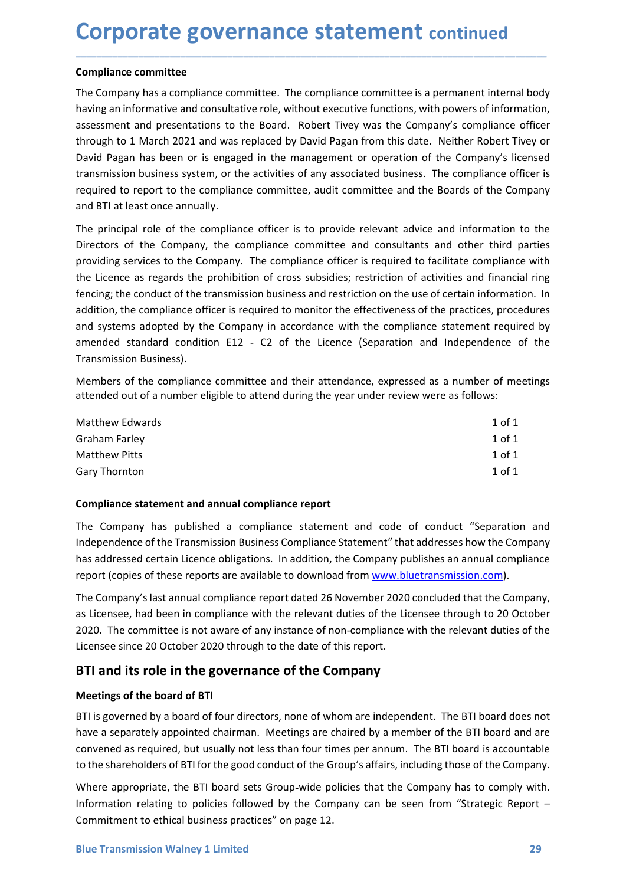# Corporate governance statement continued

### Compliance committee

The Company has a compliance committee. The compliance committee is a permanent internal body having an informative and consultative role, without executive functions, with powers of information, assessment and presentations to the Board. Robert Tivey was the Company's compliance officer through to 1 March 2021 and was replaced by David Pagan from this date. Neither Robert Tivey or David Pagan has been or is engaged in the management or operation of the Company's licensed transmission business system, or the activities of any associated business. The compliance officer is required to report to the compliance committee, audit committee and the Boards of the Company and BTI at least once annually.

The principal role of the compliance officer is to provide relevant advice and information to the Directors of the Company, the compliance committee and consultants and other third parties providing services to the Company. The compliance officer is required to facilitate compliance with the Licence as regards the prohibition of cross subsidies; restriction of activities and financial ring fencing; the conduct of the transmission business and restriction on the use of certain information. In addition, the compliance officer is required to monitor the effectiveness of the practices, procedures and systems adopted by the Company in accordance with the compliance statement required by amended standard condition E12 - C2 of the Licence (Separation and Independence of the Transmission Business).

Members of the compliance committee and their attendance, expressed as a number of meetings attended out of a number eligible to attend during the year under review were as follows:

| | |
|---|---|
| Matthew Edwards | 1 of 1 |
| Graham Farley | 1 of 1 |
| Matthew Pitts | 1 of 1 |
| Gary Thornton | 1 of 1 |

### Compliance statement and annual compliance report

The Company has published a compliance statement and code of conduct "Separation and Independence of the Transmission Business Compliance Statement" that addresses how the Company has addressed certain Licence obligations. In addition, the Company publishes an annual compliance report (copies of these reports are available to download from www.bluetransmission.com).

The Company's last annual compliance report dated 26 November 2020 concluded that the Company, as Licensee, had been in compliance with the relevant duties of the Licensee through to 20 October 2020. The committee is not aware of any instance of non-compliance with the relevant duties of the Licensee since 20 October 2020 through to the date of this report.

## BTI and its role in the governance of the Company

### Meetings of the board of BTI

BTI is governed by a board of four directors, none of whom are independent. The BTI board does not have a separately appointed chairman. Meetings are chaired by a member of the BTI board and are convened as required, but usually not less than four times per annum. The BTI board is accountable to the shareholders of BTI for the good conduct of the Group's affairs, including those of the Company.

Where appropriate, the BTI board sets Group-wide policies that the Company has to comply with. Information relating to policies followed by the Company can be seen from "Strategic Report – Commitment to ethical business practices" on page 12.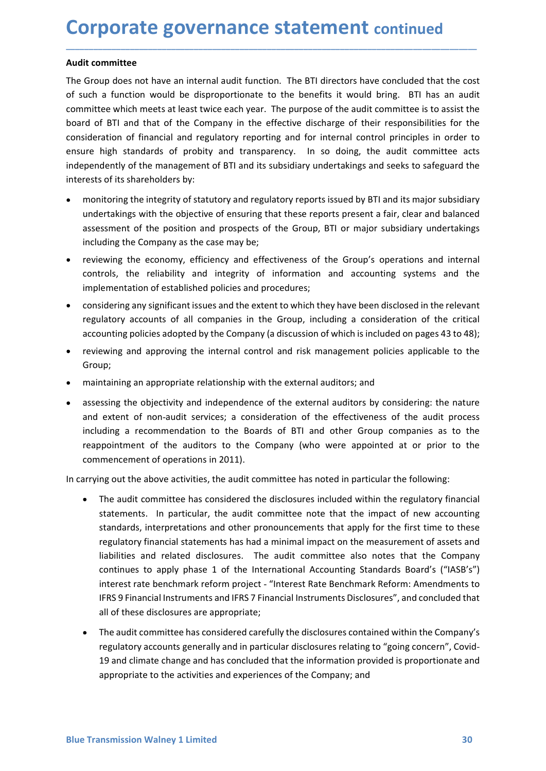# Corporate governance statement continued

**Audit committee**

The Group does not have an internal audit function. The BTI directors have concluded that the cost of such a function would be disproportionate to the benefits it would bring. BTI has an audit committee which meets at least twice each year. The purpose of the audit committee is to assist the board of BTI and that of the Company in the effective discharge of their responsibilities for the consideration of financial and regulatory reporting and for internal control principles in order to ensure high standards of probity and transparency. In so doing, the audit committee acts independently of the management of BTI and its subsidiary undertakings and seeks to safeguard the interests of its shareholders by:

- monitoring the integrity of statutory and regulatory reports issued by BTI and its major subsidiary undertakings with the objective of ensuring that these reports present a fair, clear and balanced assessment of the position and prospects of the Group, BTI or major subsidiary undertakings including the Company as the case may be;
- reviewing the economy, efficiency and effectiveness of the Group's operations and internal controls, the reliability and integrity of information and accounting systems and the implementation of established policies and procedures;
- considering any significant issues and the extent to which they have been disclosed in the relevant regulatory accounts of all companies in the Group, including a consideration of the critical accounting policies adopted by the Company (a discussion of which is included on pages 43 to 48);
- reviewing and approving the internal control and risk management policies applicable to the Group;
- maintaining an appropriate relationship with the external auditors; and
- assessing the objectivity and independence of the external auditors by considering: the nature and extent of non-audit services; a consideration of the effectiveness of the audit process including a recommendation to the Boards of BTI and other Group companies as to the reappointment of the auditors to the Company (who were appointed at or prior to the commencement of operations in 2011).

In carrying out the above activities, the audit committee has noted in particular the following:

- The audit committee has considered the disclosures included within the regulatory financial statements. In particular, the audit committee note that the impact of new accounting standards, interpretations and other pronouncements that apply for the first time to these regulatory financial statements has had a minimal impact on the measurement of assets and liabilities and related disclosures. The audit committee also notes that the Company continues to apply phase 1 of the International Accounting Standards Board's ("IASB's") interest rate benchmark reform project - "Interest Rate Benchmark Reform: Amendments to IFRS 9 Financial Instruments and IFRS 7 Financial Instruments Disclosures", and concluded that all of these disclosures are appropriate;
- The audit committee has considered carefully the disclosures contained within the Company's regulatory accounts generally and in particular disclosures relating to "going concern", Covid-19 and climate change and has concluded that the information provided is proportionate and appropriate to the activities and experiences of the Company; and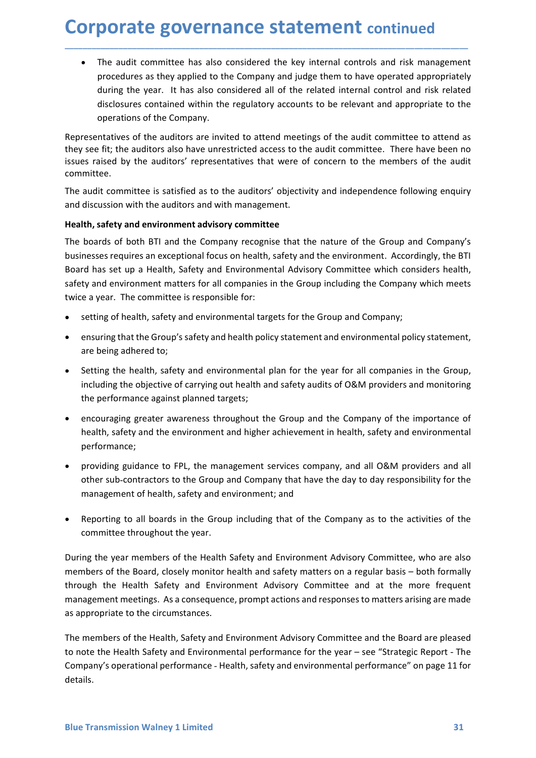# Corporate governance statement continued

- The audit committee has also considered the key internal controls and risk management procedures as they applied to the Company and judge them to have operated appropriately during the year. It has also considered all of the related internal control and risk related disclosures contained within the regulatory accounts to be relevant and appropriate to the operations of the Company.

Representatives of the auditors are invited to attend meetings of the audit committee to attend as they see fit; the auditors also have unrestricted access to the audit committee. There have been no issues raised by the auditors' representatives that were of concern to the members of the audit committee.

The audit committee is satisfied as to the auditors' objectivity and independence following enquiry and discussion with the auditors and with management.

**Health, safety and environment advisory committee**

The boards of both BTI and the Company recognise that the nature of the Group and Company's businesses requires an exceptional focus on health, safety and the environment. Accordingly, the BTI Board has set up a Health, Safety and Environmental Advisory Committee which considers health, safety and environment matters for all companies in the Group including the Company which meets twice a year. The committee is responsible for:

- setting of health, safety and environmental targets for the Group and Company;
- ensuring that the Group's safety and health policy statement and environmental policy statement, are being adhered to;
- Setting the health, safety and environmental plan for the year for all companies in the Group, including the objective of carrying out health and safety audits of O&M providers and monitoring the performance against planned targets;
- encouraging greater awareness throughout the Group and the Company of the importance of health, safety and the environment and higher achievement in health, safety and environmental performance;
- providing guidance to FPL, the management services company, and all O&M providers and all other sub-contractors to the Group and Company that have the day to day responsibility for the management of health, safety and environment; and
- Reporting to all boards in the Group including that of the Company as to the activities of the committee throughout the year.

During the year members of the Health Safety and Environment Advisory Committee, who are also members of the Board, closely monitor health and safety matters on a regular basis – both formally through the Health Safety and Environment Advisory Committee and at the more frequent management meetings. As a consequence, prompt actions and responses to matters arising are made as appropriate to the circumstances.

The members of the Health, Safety and Environment Advisory Committee and the Board are pleased to note the Health Safety and Environmental performance for the year – see "Strategic Report - The Company's operational performance - Health, safety and environmental performance" on page 11 for details.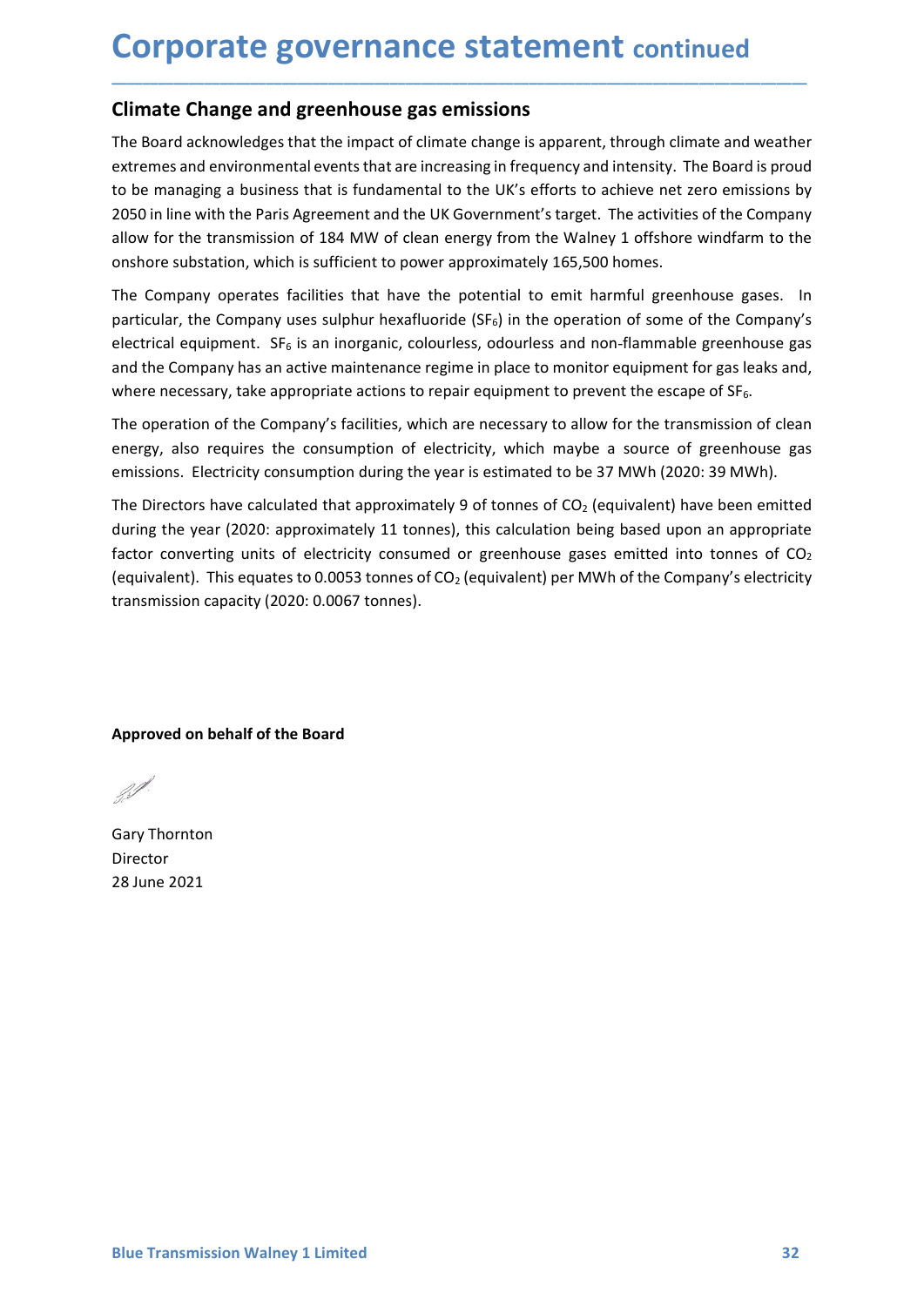# Corporate governance statement continued

## Climate Change and greenhouse gas emissions

The Board acknowledges that the impact of climate change is apparent, through climate and weather extremes and environmental events that are increasing in frequency and intensity. The Board is proud to be managing a business that is fundamental to the UK's efforts to achieve net zero emissions by 2050 in line with the Paris Agreement and the UK Government's target. The activities of the Company allow for the transmission of 184 MW of clean energy from the Walney 1 offshore windfarm to the onshore substation, which is sufficient to power approximately 165,500 homes.

The Company operates facilities that have the potential to emit harmful greenhouse gases. In particular, the Company uses sulphur hexafluoride ($SF_6$) in the operation of some of the Company's electrical equipment. $SF_6$ is an inorganic, colourless, odourless and non-flammable greenhouse gas and the Company has an active maintenance regime in place to monitor equipment for gas leaks and, where necessary, take appropriate actions to repair equipment to prevent the escape of $SF_6$.

The operation of the Company's facilities, which are necessary to allow for the transmission of clean energy, also requires the consumption of electricity, which maybe a source of greenhouse gas emissions. Electricity consumption during the year is estimated to be 37 MWh (2020: 39 MWh).

The Directors have calculated that approximately 9 of tonnes of $CO_2$ (equivalent) have been emitted during the year (2020: approximately 11 tonnes), this calculation being based upon an appropriate factor converting units of electricity consumed or greenhouse gases emitted into tonnes of $CO_2$ (equivalent). This equates to 0.0053 tonnes of $CO_2$ (equivalent) per MWh of the Company's electricity transmission capacity (2020: 0.0067 tonnes).

**Approved on behalf of the Board**

Gary Thornton
Director
28 June 2021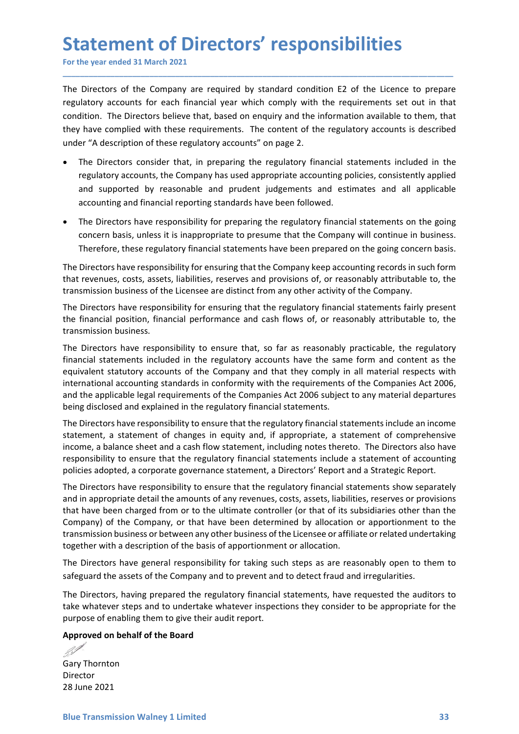# Statement of Directors' responsibilities

For the year ended 31 March 2021

The Directors of the Company are required by standard condition E2 of the Licence to prepare regulatory accounts for each financial year which comply with the requirements set out in that condition. The Directors believe that, based on enquiry and the information available to them, that they have complied with these requirements. The content of the regulatory accounts is described under "A description of these regulatory accounts" on page 2.

- The Directors consider that, in preparing the regulatory financial statements included in the regulatory accounts, the Company has used appropriate accounting policies, consistently applied and supported by reasonable and prudent judgements and estimates and all applicable accounting and financial reporting standards have been followed.
- The Directors have responsibility for preparing the regulatory financial statements on the going concern basis, unless it is inappropriate to presume that the Company will continue in business. Therefore, these regulatory financial statements have been prepared on the going concern basis.

The Directors have responsibility for ensuring that the Company keep accounting records in such form that revenues, costs, assets, liabilities, reserves and provisions of, or reasonably attributable to, the transmission business of the Licensee are distinct from any other activity of the Company.

The Directors have responsibility for ensuring that the regulatory financial statements fairly present the financial position, financial performance and cash flows of, or reasonably attributable to, the transmission business.

The Directors have responsibility to ensure that, so far as reasonably practicable, the regulatory financial statements included in the regulatory accounts have the same form and content as the equivalent statutory accounts of the Company and that they comply in all material respects with international accounting standards in conformity with the requirements of the Companies Act 2006, and the applicable legal requirements of the Companies Act 2006 subject to any material departures being disclosed and explained in the regulatory financial statements.

The Directors have responsibility to ensure that the regulatory financial statements include an income statement, a statement of changes in equity and, if appropriate, a statement of comprehensive income, a balance sheet and a cash flow statement, including notes thereto. The Directors also have responsibility to ensure that the regulatory financial statements include a statement of accounting policies adopted, a corporate governance statement, a Directors' Report and a Strategic Report.

The Directors have responsibility to ensure that the regulatory financial statements show separately and in appropriate detail the amounts of any revenues, costs, assets, liabilities, reserves or provisions that have been charged from or to the ultimate controller (or that of its subsidiaries other than the Company) of the Company, or that have been determined by allocation or apportionment to the transmission business or between any other business of the Licensee or affiliate or related undertaking together with a description of the basis of apportionment or allocation.

The Directors have general responsibility for taking such steps as are reasonably open to them to safeguard the assets of the Company and to prevent and to detect fraud and irregularities.

The Directors, having prepared the regulatory financial statements, have requested the auditors to take whatever steps and to undertake whatever inspections they consider to be appropriate for the purpose of enabling them to give their audit report.

**Approved on behalf of the Board**

Gary Thornton
Director
28 June 2021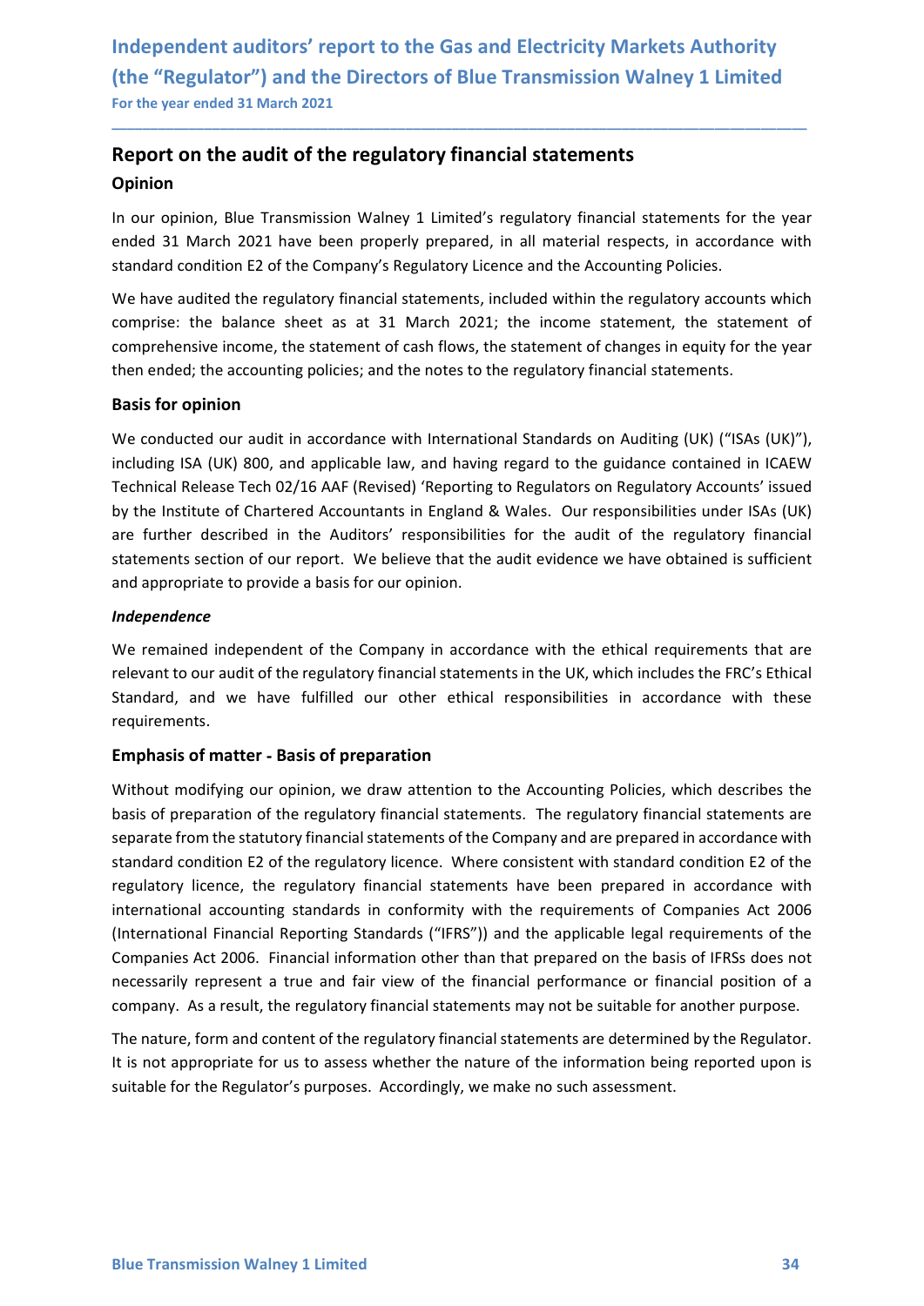# Independent auditors' report to the Gas and Electricity Markets Authority (the "Regulator") and the Directors of Blue Transmission Walney 1 Limited

For the year ended 31 March 2021

## Report on the audit of the regulatory financial statements

### Opinion

In our opinion, Blue Transmission Walney 1 Limited's regulatory financial statements for the year ended 31 March 2021 have been properly prepared, in all material respects, in accordance with standard condition E2 of the Company's Regulatory Licence and the Accounting Policies.

We have audited the regulatory financial statements, included within the regulatory accounts which comprise: the balance sheet as at 31 March 2021; the income statement, the statement of comprehensive income, the statement of cash flows, the statement of changes in equity for the year then ended; the accounting policies; and the notes to the regulatory financial statements.

### Basis for opinion

We conducted our audit in accordance with International Standards on Auditing (UK) ("ISAs (UK)"), including ISA (UK) 800, and applicable law, and having regard to the guidance contained in ICAEW Technical Release Tech 02/16 AAF (Revised) 'Reporting to Regulators on Regulatory Accounts' issued by the Institute of Chartered Accountants in England & Wales. Our responsibilities under ISAs (UK) are further described in the Auditors' responsibilities for the audit of the regulatory financial statements section of our report. We believe that the audit evidence we have obtained is sufficient and appropriate to provide a basis for our opinion.

***Independence***

We remained independent of the Company in accordance with the ethical requirements that are relevant to our audit of the regulatory financial statements in the UK, which includes the FRC's Ethical Standard, and we have fulfilled our other ethical responsibilities in accordance with these requirements.

### Emphasis of matter - Basis of preparation

Without modifying our opinion, we draw attention to the Accounting Policies, which describes the basis of preparation of the regulatory financial statements. The regulatory financial statements are separate from the statutory financial statements of the Company and are prepared in accordance with standard condition E2 of the regulatory licence. Where consistent with standard condition E2 of the regulatory licence, the regulatory financial statements have been prepared in accordance with international accounting standards in conformity with the requirements of Companies Act 2006 (International Financial Reporting Standards ("IFRS")) and the applicable legal requirements of the Companies Act 2006. Financial information other than that prepared on the basis of IFRSs does not necessarily represent a true and fair view of the financial performance or financial position of a company. As a result, the regulatory financial statements may not be suitable for another purpose.

The nature, form and content of the regulatory financial statements are determined by the Regulator. It is not appropriate for us to assess whether the nature of the information being reported upon is suitable for the Regulator's purposes. Accordingly, we make no such assessment.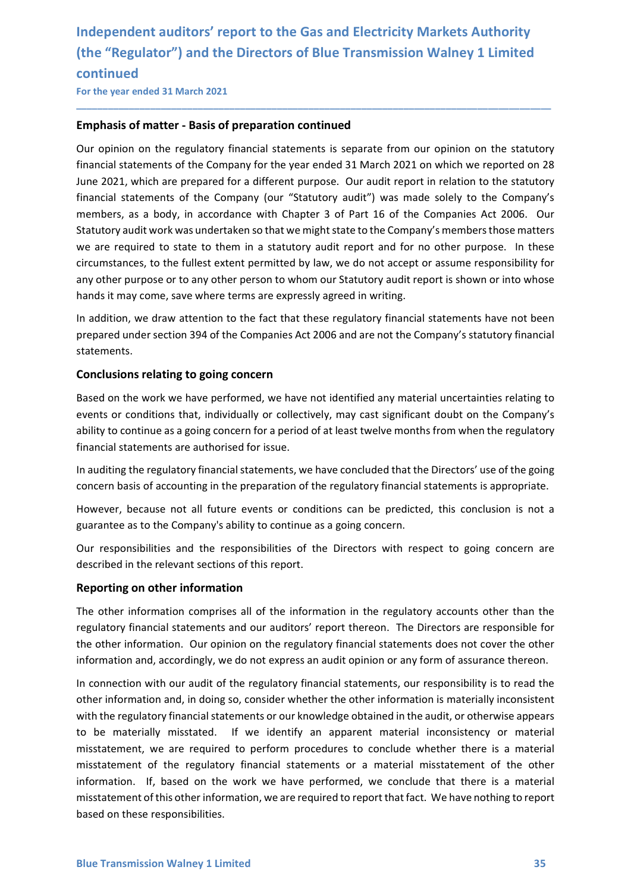# Independent auditors' report to the Gas and Electricity Markets Authority (the "Regulator") and the Directors of Blue Transmission Walney 1 Limited continued

For the year ended 31 March 2021

## Emphasis of matter - Basis of preparation continued

Our opinion on the regulatory financial statements is separate from our opinion on the statutory financial statements of the Company for the year ended 31 March 2021 on which we reported on 28 June 2021, which are prepared for a different purpose. Our audit report in relation to the statutory financial statements of the Company (our "Statutory audit") was made solely to the Company's members, as a body, in accordance with Chapter 3 of Part 16 of the Companies Act 2006. Our Statutory audit work was undertaken so that we might state to the Company's members those matters we are required to state to them in a statutory audit report and for no other purpose. In these circumstances, to the fullest extent permitted by law, we do not accept or assume responsibility for any other purpose or to any other person to whom our Statutory audit report is shown or into whose hands it may come, save where terms are expressly agreed in writing.

In addition, we draw attention to the fact that these regulatory financial statements have not been prepared under section 394 of the Companies Act 2006 and are not the Company's statutory financial statements.

## Conclusions relating to going concern

Based on the work we have performed, we have not identified any material uncertainties relating to events or conditions that, individually or collectively, may cast significant doubt on the Company's ability to continue as a going concern for a period of at least twelve months from when the regulatory financial statements are authorised for issue.

In auditing the regulatory financial statements, we have concluded that the Directors' use of the going concern basis of accounting in the preparation of the regulatory financial statements is appropriate.

However, because not all future events or conditions can be predicted, this conclusion is not a guarantee as to the Company's ability to continue as a going concern.

Our responsibilities and the responsibilities of the Directors with respect to going concern are described in the relevant sections of this report.

## Reporting on other information

The other information comprises all of the information in the regulatory accounts other than the regulatory financial statements and our auditors' report thereon. The Directors are responsible for the other information. Our opinion on the regulatory financial statements does not cover the other information and, accordingly, we do not express an audit opinion or any form of assurance thereon.

In connection with our audit of the regulatory financial statements, our responsibility is to read the other information and, in doing so, consider whether the other information is materially inconsistent with the regulatory financial statements or our knowledge obtained in the audit, or otherwise appears to be materially misstated. If we identify an apparent material inconsistency or material misstatement, we are required to perform procedures to conclude whether there is a material misstatement of the regulatory financial statements or a material misstatement of the other information. If, based on the work we have performed, we conclude that there is a material misstatement of this other information, we are required to report that fact. We have nothing to report based on these responsibilities.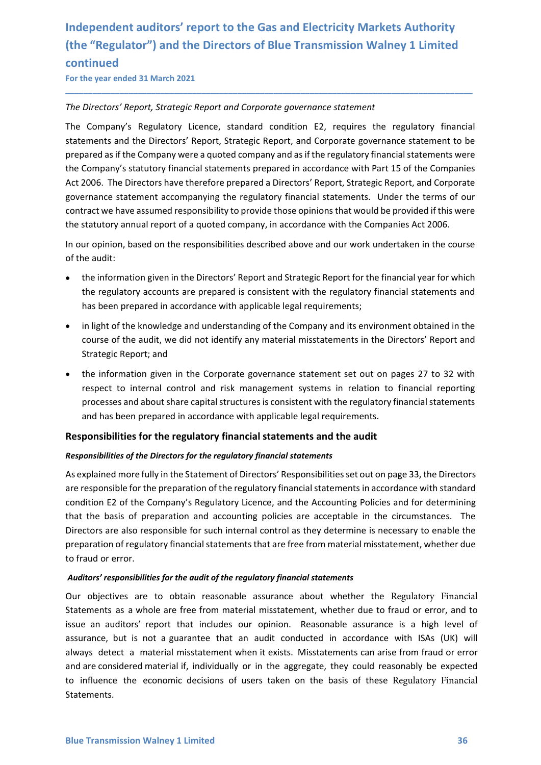# Independent auditors' report to the Gas and Electricity Markets Authority (the "Regulator") and the Directors of Blue Transmission Walney 1 Limited continued

For the year ended 31 March 2021

*The Directors' Report, Strategic Report and Corporate governance statement*

The Company's Regulatory Licence, standard condition E2, requires the regulatory financial statements and the Directors' Report, Strategic Report, and Corporate governance statement to be prepared as if the Company were a quoted company and as if the regulatory financial statements were the Company's statutory financial statements prepared in accordance with Part 15 of the Companies Act 2006. The Directors have therefore prepared a Directors' Report, Strategic Report, and Corporate governance statement accompanying the regulatory financial statements. Under the terms of our contract we have assumed responsibility to provide those opinions that would be provided if this were the statutory annual report of a quoted company, in accordance with the Companies Act 2006.

In our opinion, based on the responsibilities described above and our work undertaken in the course of the audit:

- the information given in the Directors' Report and Strategic Report for the financial year for which the regulatory accounts are prepared is consistent with the regulatory financial statements and has been prepared in accordance with applicable legal requirements;
- in light of the knowledge and understanding of the Company and its environment obtained in the course of the audit, we did not identify any material misstatements in the Directors' Report and Strategic Report; and
- the information given in the Corporate governance statement set out on pages 27 to 32 with respect to internal control and risk management systems in relation to financial reporting processes and about share capital structures is consistent with the regulatory financial statements and has been prepared in accordance with applicable legal requirements.

## Responsibilities for the regulatory financial statements and the audit

***Responsibilities of the Directors for the regulatory financial statements***

As explained more fully in the Statement of Directors' Responsibilities set out on page 33, the Directors are responsible for the preparation of the regulatory financial statements in accordance with standard condition E2 of the Company's Regulatory Licence, and the Accounting Policies and for determining that the basis of preparation and accounting policies are acceptable in the circumstances. The Directors are also responsible for such internal control as they determine is necessary to enable the preparation of regulatory financial statements that are free from material misstatement, whether due to fraud or error.

***Auditors' responsibilities for the audit of the regulatory financial statements***

Our objectives are to obtain reasonable assurance about whether the Regulatory Financial Statements as a whole are free from material misstatement, whether due to fraud or error, and to issue an auditors' report that includes our opinion. Reasonable assurance is a high level of assurance, but is not a guarantee that an audit conducted in accordance with ISAs (UK) will always detect a material misstatement when it exists. Misstatements can arise from fraud or error and are considered material if, individually or in the aggregate, they could reasonably be expected to influence the economic decisions of users taken on the basis of these Regulatory Financial Statements.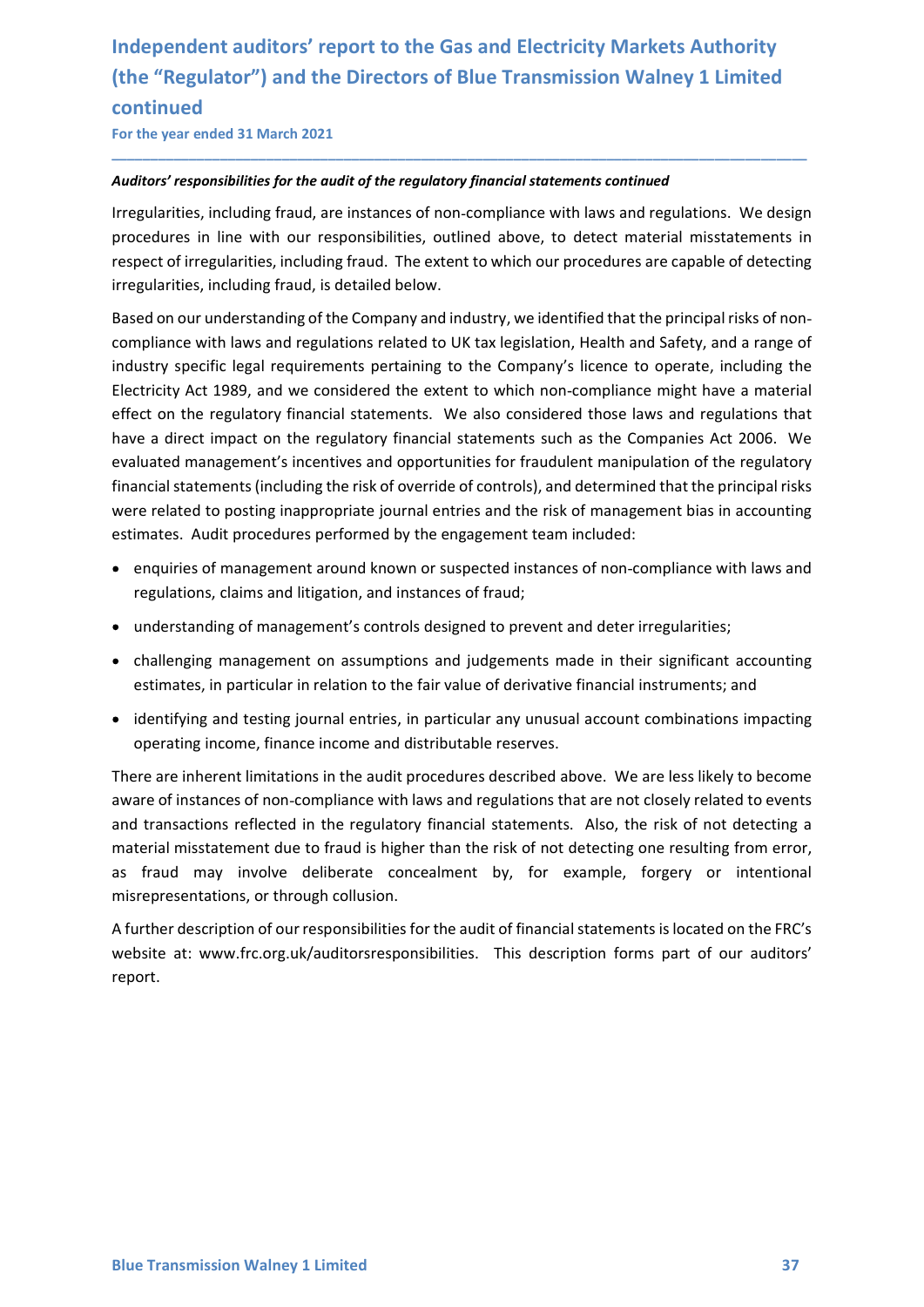# Independent auditors' report to the Gas and Electricity Markets Authority (the "Regulator") and the Directors of Blue Transmission Walney 1 Limited continued

For the year ended 31 March 2021

***Auditors' responsibilities for the audit of the regulatory financial statements continued***

Irregularities, including fraud, are instances of non-compliance with laws and regulations. We design procedures in line with our responsibilities, outlined above, to detect material misstatements in respect of irregularities, including fraud. The extent to which our procedures are capable of detecting irregularities, including fraud, is detailed below.

Based on our understanding of the Company and industry, we identified that the principal risks of non-compliance with laws and regulations related to UK tax legislation, Health and Safety, and a range of industry specific legal requirements pertaining to the Company's licence to operate, including the Electricity Act 1989, and we considered the extent to which non-compliance might have a material effect on the regulatory financial statements. We also considered those laws and regulations that have a direct impact on the regulatory financial statements such as the Companies Act 2006. We evaluated management's incentives and opportunities for fraudulent manipulation of the regulatory financial statements (including the risk of override of controls), and determined that the principal risks were related to posting inappropriate journal entries and the risk of management bias in accounting estimates. Audit procedures performed by the engagement team included:

- enquiries of management around known or suspected instances of non-compliance with laws and regulations, claims and litigation, and instances of fraud;
- understanding of management's controls designed to prevent and deter irregularities;
- challenging management on assumptions and judgements made in their significant accounting estimates, in particular in relation to the fair value of derivative financial instruments; and
- identifying and testing journal entries, in particular any unusual account combinations impacting operating income, finance income and distributable reserves.

There are inherent limitations in the audit procedures described above. We are less likely to become aware of instances of non-compliance with laws and regulations that are not closely related to events and transactions reflected in the regulatory financial statements. Also, the risk of not detecting a material misstatement due to fraud is higher than the risk of not detecting one resulting from error, as fraud may involve deliberate concealment by, for example, forgery or intentional misrepresentations, or through collusion.

A further description of our responsibilities for the audit of financial statements is located on the FRC's website at: www.frc.org.uk/auditorsresponsibilities. This description forms part of our auditors' report.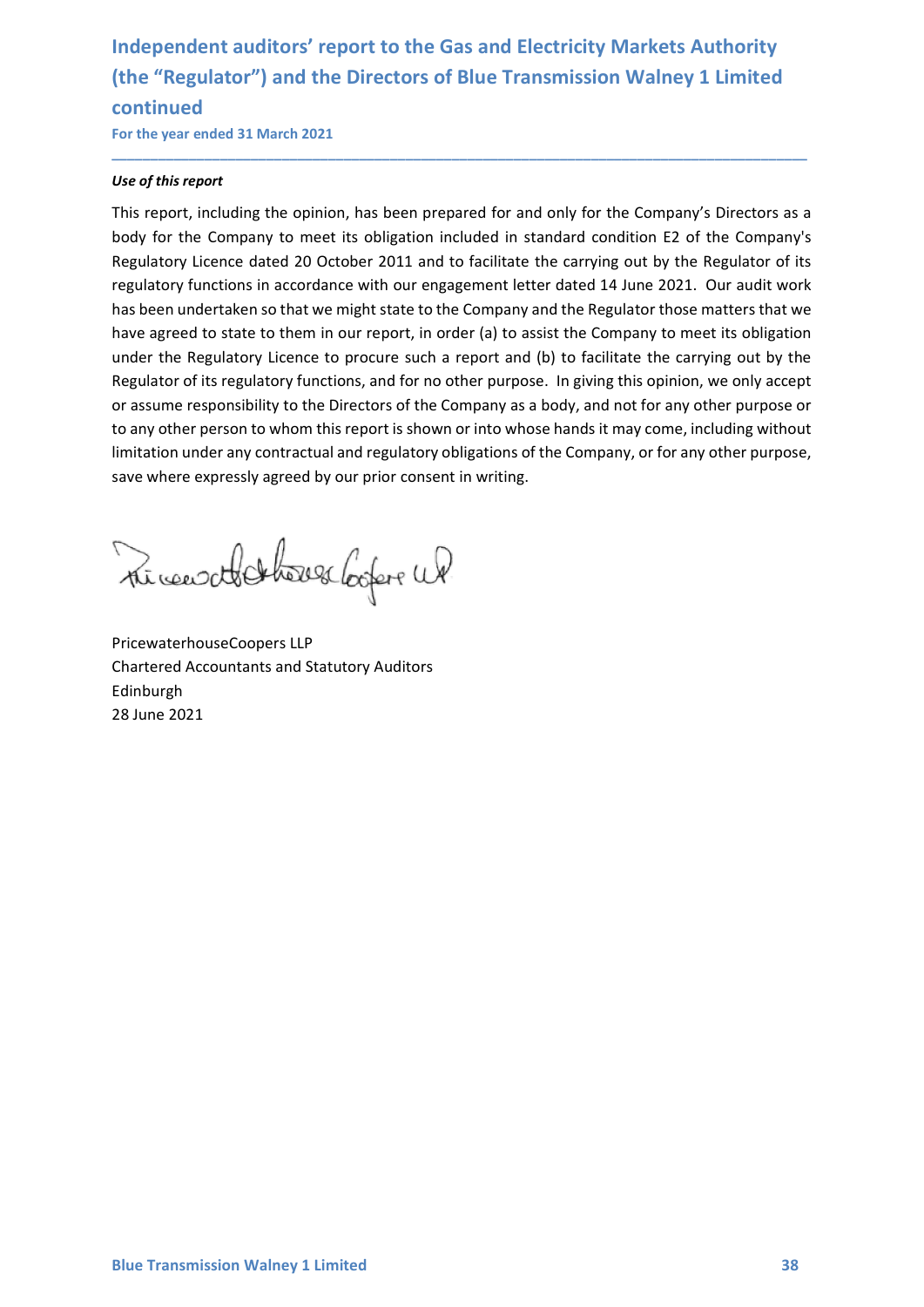# Independent auditors' report to the Gas and Electricity Markets Authority (the "Regulator") and the Directors of Blue Transmission Walney 1 Limited continued

For the year ended 31 March 2021

***Use of this report***

This report, including the opinion, has been prepared for and only for the Company's Directors as a body for the Company to meet its obligation included in standard condition E2 of the Company's Regulatory Licence dated 20 October 2011 and to facilitate the carrying out by the Regulator of its regulatory functions in accordance with our engagement letter dated 14 June 2021. Our audit work has been undertaken so that we might state to the Company and the Regulator those matters that we have agreed to state to them in our report, in order (a) to assist the Company to meet its obligation under the Regulatory Licence to procure such a report and (b) to facilitate the carrying out by the Regulator of its regulatory functions, and for no other purpose. In giving this opinion, we only accept or assume responsibility to the Directors of the Company as a body, and not for any other purpose or to any other person to whom this report is shown or into whose hands it may come, including without limitation under any contractual and regulatory obligations of the Company, or for any other purpose, save where expressly agreed by our prior consent in writing.

PricewaterhouseCoopers LLP
Chartered Accountants and Statutory Auditors
Edinburgh
28 June 2021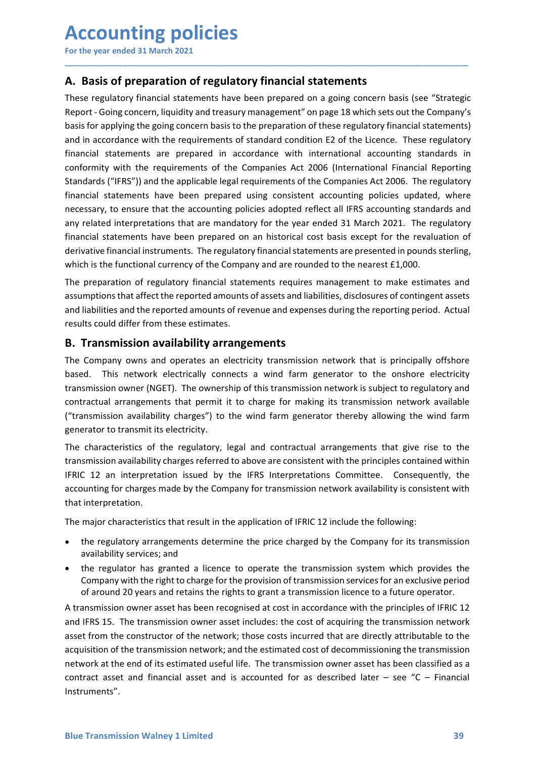# Accounting policies

For the year ended 31 March 2021

## A. Basis of preparation of regulatory financial statements

These regulatory financial statements have been prepared on a going concern basis (see "Strategic Report - Going concern, liquidity and treasury management" on page 18 which sets out the Company's basis for applying the going concern basis to the preparation of these regulatory financial statements) and in accordance with the requirements of standard condition E2 of the Licence. These regulatory financial statements are prepared in accordance with international accounting standards in conformity with the requirements of the Companies Act 2006 (International Financial Reporting Standards ("IFRS")) and the applicable legal requirements of the Companies Act 2006. The regulatory financial statements have been prepared using consistent accounting policies updated, where necessary, to ensure that the accounting policies adopted reflect all IFRS accounting standards and any related interpretations that are mandatory for the year ended 31 March 2021. The regulatory financial statements have been prepared on an historical cost basis except for the revaluation of derivative financial instruments. The regulatory financial statements are presented in pounds sterling, which is the functional currency of the Company and are rounded to the nearest £1,000.

The preparation of regulatory financial statements requires management to make estimates and assumptions that affect the reported amounts of assets and liabilities, disclosures of contingent assets and liabilities and the reported amounts of revenue and expenses during the reporting period. Actual results could differ from these estimates.

## B. Transmission availability arrangements

The Company owns and operates an electricity transmission network that is principally offshore based. This network electrically connects a wind farm generator to the onshore electricity transmission owner (NGET). The ownership of this transmission network is subject to regulatory and contractual arrangements that permit it to charge for making its transmission network available ("transmission availability charges") to the wind farm generator thereby allowing the wind farm generator to transmit its electricity.

The characteristics of the regulatory, legal and contractual arrangements that give rise to the transmission availability charges referred to above are consistent with the principles contained within IFRIC 12 an interpretation issued by the IFRS Interpretations Committee. Consequently, the accounting for charges made by the Company for transmission network availability is consistent with that interpretation.

The major characteristics that result in the application of IFRIC 12 include the following:

- the regulatory arrangements determine the price charged by the Company for its transmission availability services; and
- the regulator has granted a licence to operate the transmission system which provides the Company with the right to charge for the provision of transmission services for an exclusive period of around 20 years and retains the rights to grant a transmission licence to a future operator.

A transmission owner asset has been recognised at cost in accordance with the principles of IFRIC 12 and IFRS 15. The transmission owner asset includes: the cost of acquiring the transmission network asset from the constructor of the network; those costs incurred that are directly attributable to the acquisition of the transmission network; and the estimated cost of decommissioning the transmission network at the end of its estimated useful life. The transmission owner asset has been classified as a contract asset and financial asset and is accounted for as described later – see "C – Financial Instruments".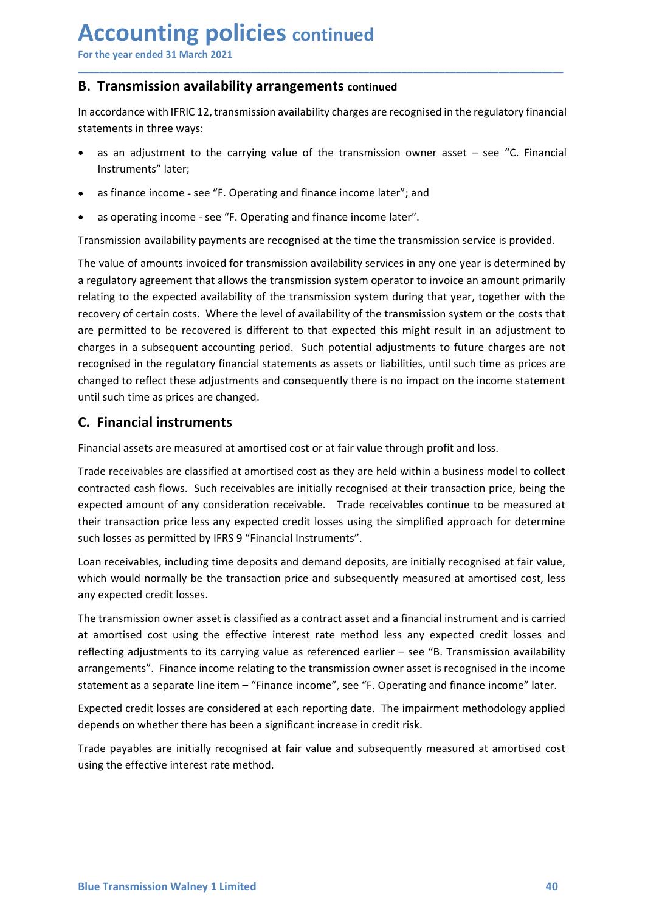# Accounting policies continued

For the year ended 31 March 2021

## B. Transmission availability arrangements continued

In accordance with IFRIC 12, transmission availability charges are recognised in the regulatory financial statements in three ways:

- as an adjustment to the carrying value of the transmission owner asset – see "C. Financial Instruments" later;
- as finance income - see "F. Operating and finance income later"; and
- as operating income - see "F. Operating and finance income later".

Transmission availability payments are recognised at the time the transmission service is provided.

The value of amounts invoiced for transmission availability services in any one year is determined by a regulatory agreement that allows the transmission system operator to invoice an amount primarily relating to the expected availability of the transmission system during that year, together with the recovery of certain costs. Where the level of availability of the transmission system or the costs that are permitted to be recovered is different to that expected this might result in an adjustment to charges in a subsequent accounting period. Such potential adjustments to future charges are not recognised in the regulatory financial statements as assets or liabilities, until such time as prices are changed to reflect these adjustments and consequently there is no impact on the income statement until such time as prices are changed.

## C. Financial instruments

Financial assets are measured at amortised cost or at fair value through profit and loss.

Trade receivables are classified at amortised cost as they are held within a business model to collect contracted cash flows. Such receivables are initially recognised at their transaction price, being the expected amount of any consideration receivable. Trade receivables continue to be measured at their transaction price less any expected credit losses using the simplified approach for determine such losses as permitted by IFRS 9 "Financial Instruments".

Loan receivables, including time deposits and demand deposits, are initially recognised at fair value, which would normally be the transaction price and subsequently measured at amortised cost, less any expected credit losses.

The transmission owner asset is classified as a contract asset and a financial instrument and is carried at amortised cost using the effective interest rate method less any expected credit losses and reflecting adjustments to its carrying value as referenced earlier – see "B. Transmission availability arrangements". Finance income relating to the transmission owner asset is recognised in the income statement as a separate line item – "Finance income", see "F. Operating and finance income" later.

Expected credit losses are considered at each reporting date. The impairment methodology applied depends on whether there has been a significant increase in credit risk.

Trade payables are initially recognised at fair value and subsequently measured at amortised cost using the effective interest rate method.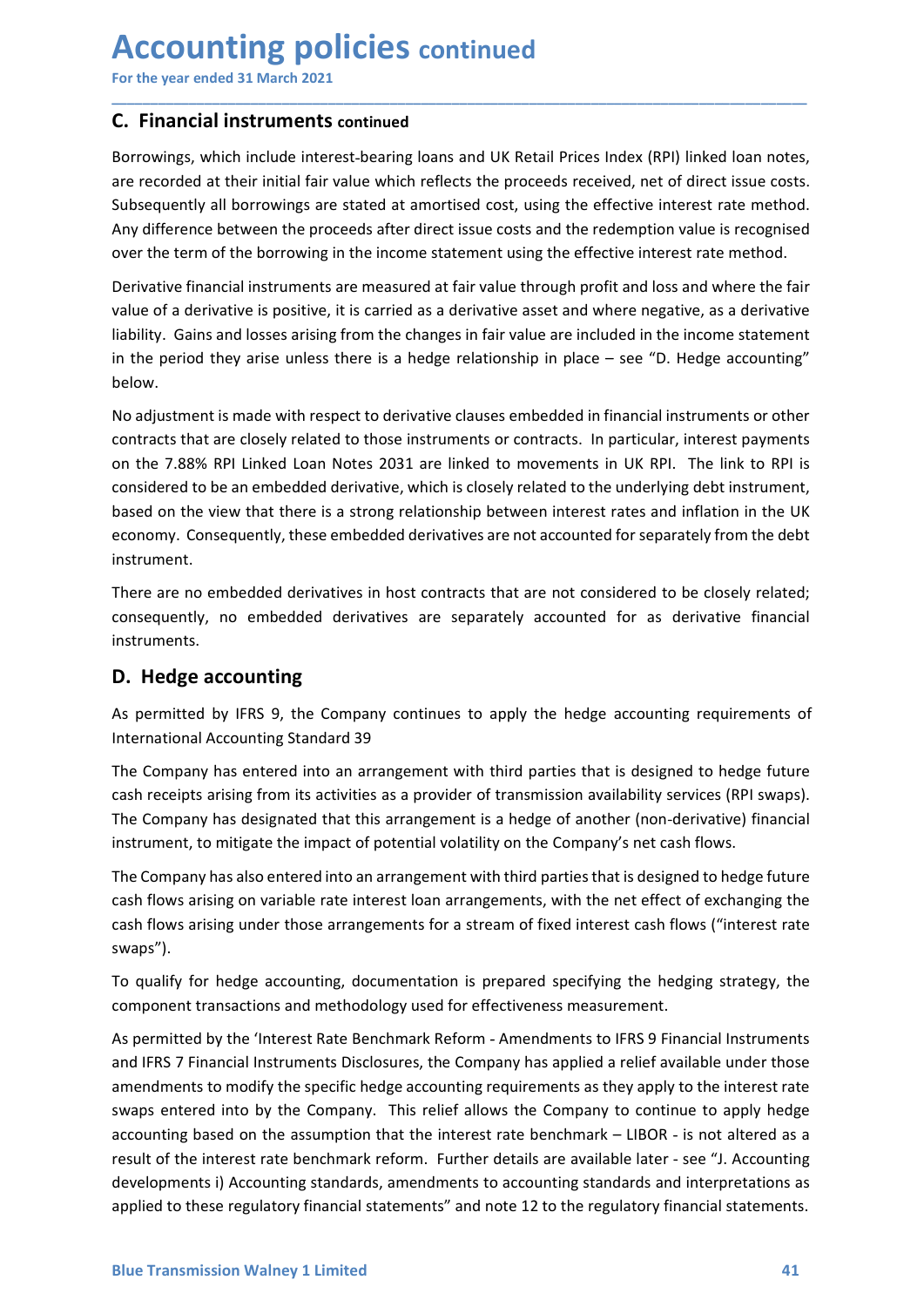# Accounting policies continued

For the year ended 31 March 2021

## C. Financial instruments continued

Borrowings, which include interest-bearing loans and UK Retail Prices Index (RPI) linked loan notes, are recorded at their initial fair value which reflects the proceeds received, net of direct issue costs. Subsequently all borrowings are stated at amortised cost, using the effective interest rate method. Any difference between the proceeds after direct issue costs and the redemption value is recognised over the term of the borrowing in the income statement using the effective interest rate method.

Derivative financial instruments are measured at fair value through profit and loss and where the fair value of a derivative is positive, it is carried as a derivative asset and where negative, as a derivative liability. Gains and losses arising from the changes in fair value are included in the income statement in the period they arise unless there is a hedge relationship in place – see "D. Hedge accounting" below.

No adjustment is made with respect to derivative clauses embedded in financial instruments or other contracts that are closely related to those instruments or contracts. In particular, interest payments on the 7.88% RPI Linked Loan Notes 2031 are linked to movements in UK RPI. The link to RPI is considered to be an embedded derivative, which is closely related to the underlying debt instrument, based on the view that there is a strong relationship between interest rates and inflation in the UK economy. Consequently, these embedded derivatives are not accounted for separately from the debt instrument.

There are no embedded derivatives in host contracts that are not considered to be closely related; consequently, no embedded derivatives are separately accounted for as derivative financial instruments.

## D. Hedge accounting

As permitted by IFRS 9, the Company continues to apply the hedge accounting requirements of International Accounting Standard 39

The Company has entered into an arrangement with third parties that is designed to hedge future cash receipts arising from its activities as a provider of transmission availability services (RPI swaps). The Company has designated that this arrangement is a hedge of another (non-derivative) financial instrument, to mitigate the impact of potential volatility on the Company's net cash flows.

The Company has also entered into an arrangement with third parties that is designed to hedge future cash flows arising on variable rate interest loan arrangements, with the net effect of exchanging the cash flows arising under those arrangements for a stream of fixed interest cash flows ("interest rate swaps").

To qualify for hedge accounting, documentation is prepared specifying the hedging strategy, the component transactions and methodology used for effectiveness measurement.

As permitted by the 'Interest Rate Benchmark Reform - Amendments to IFRS 9 Financial Instruments and IFRS 7 Financial Instruments Disclosures, the Company has applied a relief available under those amendments to modify the specific hedge accounting requirements as they apply to the interest rate swaps entered into by the Company. This relief allows the Company to continue to apply hedge accounting based on the assumption that the interest rate benchmark – LIBOR - is not altered as a result of the interest rate benchmark reform. Further details are available later - see "J. Accounting developments i) Accounting standards, amendments to accounting standards and interpretations as applied to these regulatory financial statements" and note 12 to the regulatory financial statements.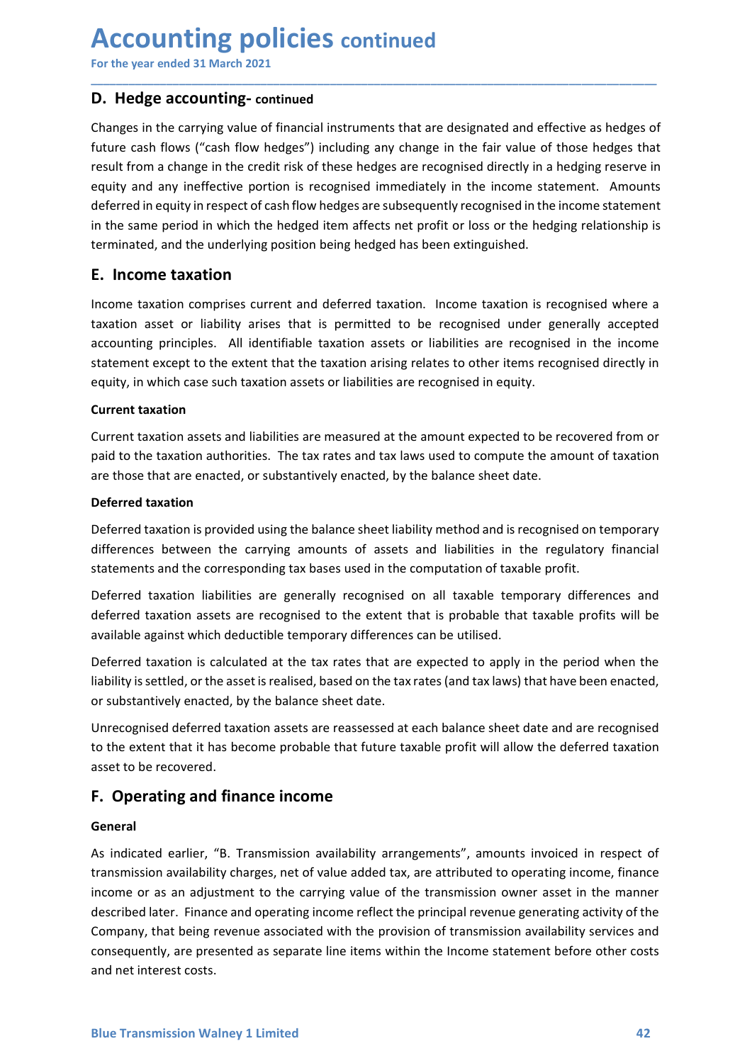# Accounting policies continued

For the year ended 31 March 2021

## D. Hedge accounting- continued

Changes in the carrying value of financial instruments that are designated and effective as hedges of future cash flows ("cash flow hedges") including any change in the fair value of those hedges that result from a change in the credit risk of these hedges are recognised directly in a hedging reserve in equity and any ineffective portion is recognised immediately in the income statement. Amounts deferred in equity in respect of cash flow hedges are subsequently recognised in the income statement in the same period in which the hedged item affects net profit or loss or the hedging relationship is terminated, and the underlying position being hedged has been extinguished.

## E. Income taxation

Income taxation comprises current and deferred taxation. Income taxation is recognised where a taxation asset or liability arises that is permitted to be recognised under generally accepted accounting principles. All identifiable taxation assets or liabilities are recognised in the income statement except to the extent that the taxation arising relates to other items recognised directly in equity, in which case such taxation assets or liabilities are recognised in equity.

### Current taxation

Current taxation assets and liabilities are measured at the amount expected to be recovered from or paid to the taxation authorities. The tax rates and tax laws used to compute the amount of taxation are those that are enacted, or substantively enacted, by the balance sheet date.

### Deferred taxation

Deferred taxation is provided using the balance sheet liability method and is recognised on temporary differences between the carrying amounts of assets and liabilities in the regulatory financial statements and the corresponding tax bases used in the computation of taxable profit.

Deferred taxation liabilities are generally recognised on all taxable temporary differences and deferred taxation assets are recognised to the extent that is probable that taxable profits will be available against which deductible temporary differences can be utilised.

Deferred taxation is calculated at the tax rates that are expected to apply in the period when the liability is settled, or the asset is realised, based on the tax rates (and tax laws) that have been enacted, or substantively enacted, by the balance sheet date.

Unrecognised deferred taxation assets are reassessed at each balance sheet date and are recognised to the extent that it has become probable that future taxable profit will allow the deferred taxation asset to be recovered.

## F. Operating and finance income

### General

As indicated earlier, "B. Transmission availability arrangements", amounts invoiced in respect of transmission availability charges, net of value added tax, are attributed to operating income, finance income or as an adjustment to the carrying value of the transmission owner asset in the manner described later. Finance and operating income reflect the principal revenue generating activity of the Company, that being revenue associated with the provision of transmission availability services and consequently, are presented as separate line items within the Income statement before other costs and net interest costs.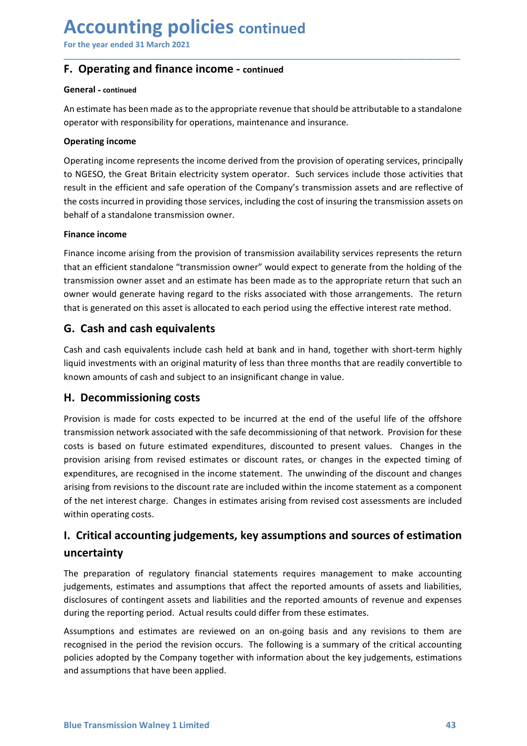# Accounting policies continued

For the year ended 31 March 2021

## F. Operating and finance income - continued

**General - continued**

An estimate has been made as to the appropriate revenue that should be attributable to a standalone operator with responsibility for operations, maintenance and insurance.

**Operating income**

Operating income represents the income derived from the provision of operating services, principally to NGESO, the Great Britain electricity system operator. Such services include those activities that result in the efficient and safe operation of the Company's transmission assets and are reflective of the costs incurred in providing those services, including the cost of insuring the transmission assets on behalf of a standalone transmission owner.

**Finance income**

Finance income arising from the provision of transmission availability services represents the return that an efficient standalone "transmission owner" would expect to generate from the holding of the transmission owner asset and an estimate has been made as to the appropriate return that such an owner would generate having regard to the risks associated with those arrangements. The return that is generated on this asset is allocated to each period using the effective interest rate method.

## G. Cash and cash equivalents

Cash and cash equivalents include cash held at bank and in hand, together with short-term highly liquid investments with an original maturity of less than three months that are readily convertible to known amounts of cash and subject to an insignificant change in value.

## H. Decommissioning costs

Provision is made for costs expected to be incurred at the end of the useful life of the offshore transmission network associated with the safe decommissioning of that network. Provision for these costs is based on future estimated expenditures, discounted to present values. Changes in the provision arising from revised estimates or discount rates, or changes in the expected timing of expenditures, are recognised in the income statement. The unwinding of the discount and changes arising from revisions to the discount rate are included within the income statement as a component of the net interest charge. Changes in estimates arising from revised cost assessments are included within operating costs.

## I. Critical accounting judgements, key assumptions and sources of estimation uncertainty

The preparation of regulatory financial statements requires management to make accounting judgements, estimates and assumptions that affect the reported amounts of assets and liabilities, disclosures of contingent assets and liabilities and the reported amounts of revenue and expenses during the reporting period. Actual results could differ from these estimates.

Assumptions and estimates are reviewed on an on-going basis and any revisions to them are recognised in the period the revision occurs. The following is a summary of the critical accounting policies adopted by the Company together with information about the key judgements, estimations and assumptions that have been applied.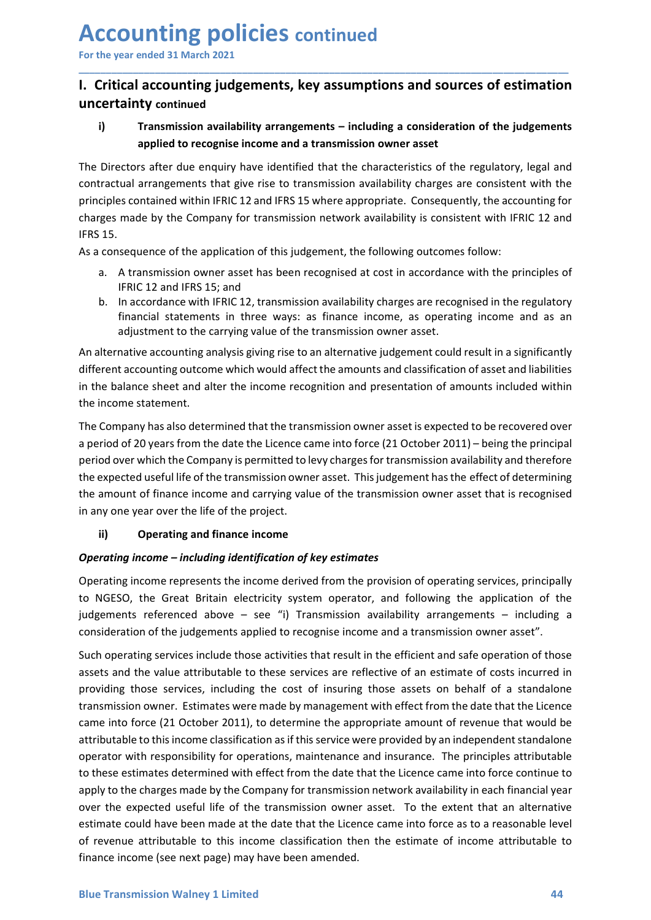# Accounting policies continued

For the year ended 31 March 2021

## I. Critical accounting judgements, key assumptions and sources of estimation uncertainty continued

### i) Transmission availability arrangements – including a consideration of the judgements applied to recognise income and a transmission owner asset

The Directors after due enquiry have identified that the characteristics of the regulatory, legal and contractual arrangements that give rise to transmission availability charges are consistent with the principles contained within IFRIC 12 and IFRS 15 where appropriate. Consequently, the accounting for charges made by the Company for transmission network availability is consistent with IFRIC 12 and IFRS 15.

As a consequence of the application of this judgement, the following outcomes follow:

a. A transmission owner asset has been recognised at cost in accordance with the principles of IFRIC 12 and IFRS 15; and
b. In accordance with IFRIC 12, transmission availability charges are recognised in the regulatory financial statements in three ways: as finance income, as operating income and as an adjustment to the carrying value of the transmission owner asset.

An alternative accounting analysis giving rise to an alternative judgement could result in a significantly different accounting outcome which would affect the amounts and classification of asset and liabilities in the balance sheet and alter the income recognition and presentation of amounts included within the income statement.

The Company has also determined that the transmission owner asset is expected to be recovered over a period of 20 years from the date the Licence came into force (21 October 2011) – being the principal period over which the Company is permitted to levy charges for transmission availability and therefore the expected useful life of the transmission owner asset. This judgement has the effect of determining the amount of finance income and carrying value of the transmission owner asset that is recognised in any one year over the life of the project.

### ii) Operating and finance income

***Operating income – including identification of key estimates***

Operating income represents the income derived from the provision of operating services, principally to NGESO, the Great Britain electricity system operator, and following the application of the judgements referenced above – see "i) Transmission availability arrangements – including a consideration of the judgements applied to recognise income and a transmission owner asset".

Such operating services include those activities that result in the efficient and safe operation of those assets and the value attributable to these services are reflective of an estimate of costs incurred in providing those services, including the cost of insuring those assets on behalf of a standalone transmission owner. Estimates were made by management with effect from the date that the Licence came into force (21 October 2011), to determine the appropriate amount of revenue that would be attributable to this income classification as if this service were provided by an independent standalone operator with responsibility for operations, maintenance and insurance. The principles attributable to these estimates determined with effect from the date that the Licence came into force continue to apply to the charges made by the Company for transmission network availability in each financial year over the expected useful life of the transmission owner asset. To the extent that an alternative estimate could have been made at the date that the Licence came into force as to a reasonable level of revenue attributable to this income classification then the estimate of income attributable to finance income (see next page) may have been amended.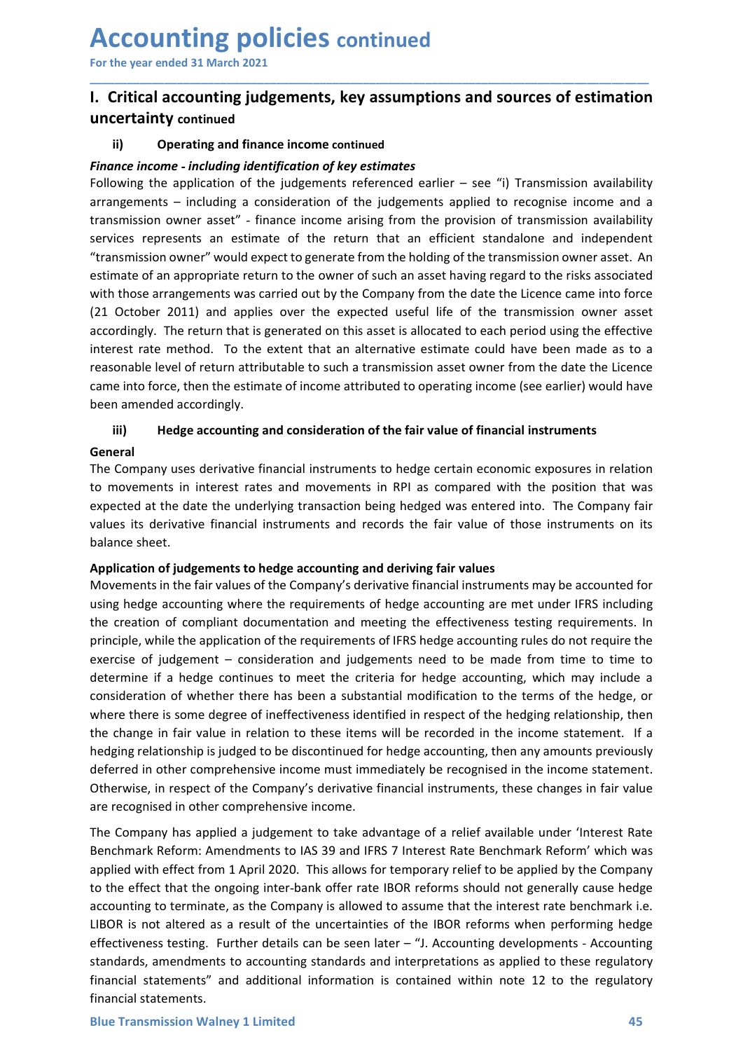# Accounting policies continued

For the year ended 31 March 2021

## I. Critical accounting judgements, key assumptions and sources of estimation uncertainty continued

### ii) Operating and finance income continued

***Finance income - including identification of key estimates***

Following the application of the judgements referenced earlier – see "i) Transmission availability arrangements – including a consideration of the judgements applied to recognise income and a transmission owner asset" - finance income arising from the provision of transmission availability services represents an estimate of the return that an efficient standalone and independent "transmission owner" would expect to generate from the holding of the transmission owner asset. An estimate of an appropriate return to the owner of such an asset having regard to the risks associated with those arrangements was carried out by the Company from the date the Licence came into force (21 October 2011) and applies over the expected useful life of the transmission owner asset accordingly. The return that is generated on this asset is allocated to each period using the effective interest rate method. To the extent that an alternative estimate could have been made as to a reasonable level of return attributable to such a transmission asset owner from the date the Licence came into force, then the estimate of income attributed to operating income (see earlier) would have been amended accordingly.

### iii) Hedge accounting and consideration of the fair value of financial instruments

**General**

The Company uses derivative financial instruments to hedge certain economic exposures in relation to movements in interest rates and movements in RPI as compared with the position that was expected at the date the underlying transaction being hedged was entered into. The Company fair values its derivative financial instruments and records the fair value of those instruments on its balance sheet.

**Application of judgements to hedge accounting and deriving fair values**

Movements in the fair values of the Company's derivative financial instruments may be accounted for using hedge accounting where the requirements of hedge accounting are met under IFRS including the creation of compliant documentation and meeting the effectiveness testing requirements. In principle, while the application of the requirements of IFRS hedge accounting rules do not require the exercise of judgement – consideration and judgements need to be made from time to time to determine if a hedge continues to meet the criteria for hedge accounting, which may include a consideration of whether there has been a substantial modification to the terms of the hedge, or where there is some degree of ineffectiveness identified in respect of the hedging relationship, then the change in fair value in relation to these items will be recorded in the income statement. If a hedging relationship is judged to be discontinued for hedge accounting, then any amounts previously deferred in other comprehensive income must immediately be recognised in the income statement. Otherwise, in respect of the Company's derivative financial instruments, these changes in fair value are recognised in other comprehensive income.

The Company has applied a judgement to take advantage of a relief available under 'Interest Rate Benchmark Reform: Amendments to IAS 39 and IFRS 7 Interest Rate Benchmark Reform' which was applied with effect from 1 April 2020. This allows for temporary relief to be applied by the Company to the effect that the ongoing inter-bank offer rate IBOR reforms should not generally cause hedge accounting to terminate, as the Company is allowed to assume that the interest rate benchmark i.e. LIBOR is not altered as a result of the uncertainties of the IBOR reforms when performing hedge effectiveness testing. Further details can be seen later – "J. Accounting developments - Accounting standards, amendments to accounting standards and interpretations as applied to these regulatory financial statements" and additional information is contained within note 12 to the regulatory financial statements.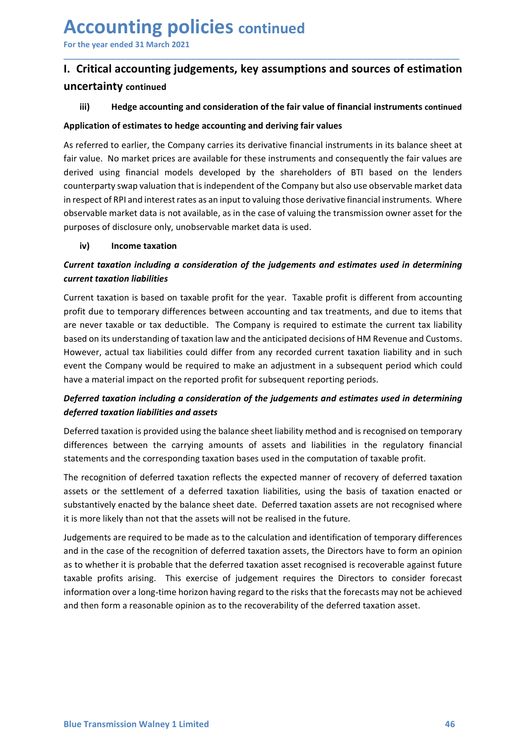# Accounting policies continued

For the year ended 31 March 2021

## I. Critical accounting judgements, key assumptions and sources of estimation uncertainty continued

### iii) Hedge accounting and consideration of the fair value of financial instruments continued

**Application of estimates to hedge accounting and deriving fair values**

As referred to earlier, the Company carries its derivative financial instruments in its balance sheet at fair value. No market prices are available for these instruments and consequently the fair values are derived using financial models developed by the shareholders of BTI based on the lenders counterparty swap valuation that is independent of the Company but also use observable market data in respect of RPI and interest rates as an input to valuing those derivative financial instruments. Where observable market data is not available, as in the case of valuing the transmission owner asset for the purposes of disclosure only, unobservable market data is used.

### iv) Income taxation

***Current taxation including a consideration of the judgements and estimates used in determining current taxation liabilities***

Current taxation is based on taxable profit for the year. Taxable profit is different from accounting profit due to temporary differences between accounting and tax treatments, and due to items that are never taxable or tax deductible. The Company is required to estimate the current tax liability based on its understanding of taxation law and the anticipated decisions of HM Revenue and Customs. However, actual tax liabilities could differ from any recorded current taxation liability and in such event the Company would be required to make an adjustment in a subsequent period which could have a material impact on the reported profit for subsequent reporting periods.

***Deferred taxation including a consideration of the judgements and estimates used in determining deferred taxation liabilities and assets***

Deferred taxation is provided using the balance sheet liability method and is recognised on temporary differences between the carrying amounts of assets and liabilities in the regulatory financial statements and the corresponding taxation bases used in the computation of taxable profit.

The recognition of deferred taxation reflects the expected manner of recovery of deferred taxation assets or the settlement of a deferred taxation liabilities, using the basis of taxation enacted or substantively enacted by the balance sheet date. Deferred taxation assets are not recognised where it is more likely than not that the assets will not be realised in the future.

Judgements are required to be made as to the calculation and identification of temporary differences and in the case of the recognition of deferred taxation assets, the Directors have to form an opinion as to whether it is probable that the deferred taxation asset recognised is recoverable against future taxable profits arising. This exercise of judgement requires the Directors to consider forecast information over a long-time horizon having regard to the risks that the forecasts may not be achieved and then form a reasonable opinion as to the recoverability of the deferred taxation asset.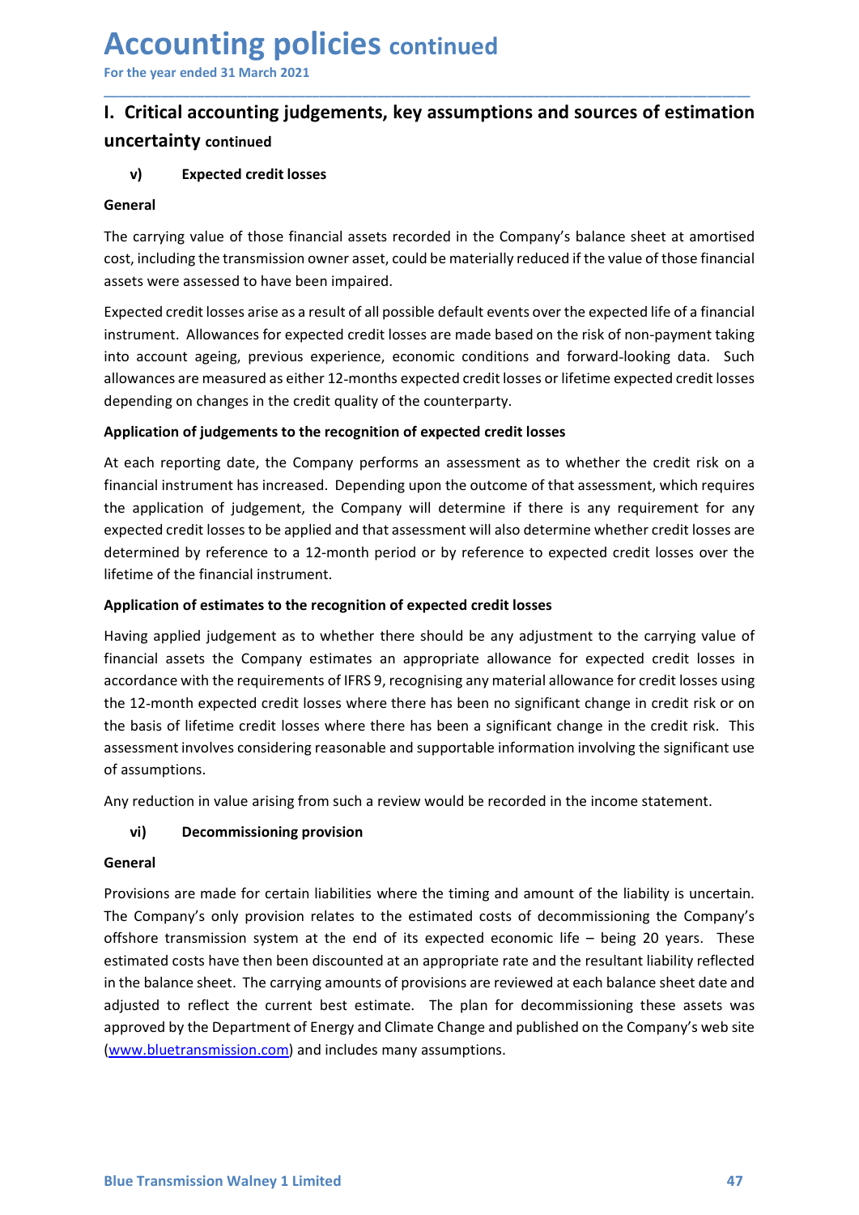# Accounting policies continued

For the year ended 31 March 2021

## I. Critical accounting judgements, key assumptions and sources of estimation uncertainty continued

### v) Expected credit losses

**General**

The carrying value of those financial assets recorded in the Company's balance sheet at amortised cost, including the transmission owner asset, could be materially reduced if the value of those financial assets were assessed to have been impaired.

Expected credit losses arise as a result of all possible default events over the expected life of a financial instrument. Allowances for expected credit losses are made based on the risk of non-payment taking into account ageing, previous experience, economic conditions and forward-looking data. Such allowances are measured as either 12-months expected credit losses or lifetime expected credit losses depending on changes in the credit quality of the counterparty.

**Application of judgements to the recognition of expected credit losses**

At each reporting date, the Company performs an assessment as to whether the credit risk on a financial instrument has increased. Depending upon the outcome of that assessment, which requires the application of judgement, the Company will determine if there is any requirement for any expected credit losses to be applied and that assessment will also determine whether credit losses are determined by reference to a 12-month period or by reference to expected credit losses over the lifetime of the financial instrument.

**Application of estimates to the recognition of expected credit losses**

Having applied judgement as to whether there should be any adjustment to the carrying value of financial assets the Company estimates an appropriate allowance for expected credit losses in accordance with the requirements of IFRS 9, recognising any material allowance for credit losses using the 12-month expected credit losses where there has been no significant change in credit risk or on the basis of lifetime credit losses where there has been a significant change in the credit risk. This assessment involves considering reasonable and supportable information involving the significant use of assumptions.

Any reduction in value arising from such a review would be recorded in the income statement.

### vi) Decommissioning provision

**General**

Provisions are made for certain liabilities where the timing and amount of the liability is uncertain. The Company's only provision relates to the estimated costs of decommissioning the Company's offshore transmission system at the end of its expected economic life – being 20 years. These estimated costs have then been discounted at an appropriate rate and the resultant liability reflected in the balance sheet. The carrying amounts of provisions are reviewed at each balance sheet date and adjusted to reflect the current best estimate. The plan for decommissioning these assets was approved by the Department of Energy and Climate Change and published on the Company's web site (www.bluetransmission.com) and includes many assumptions.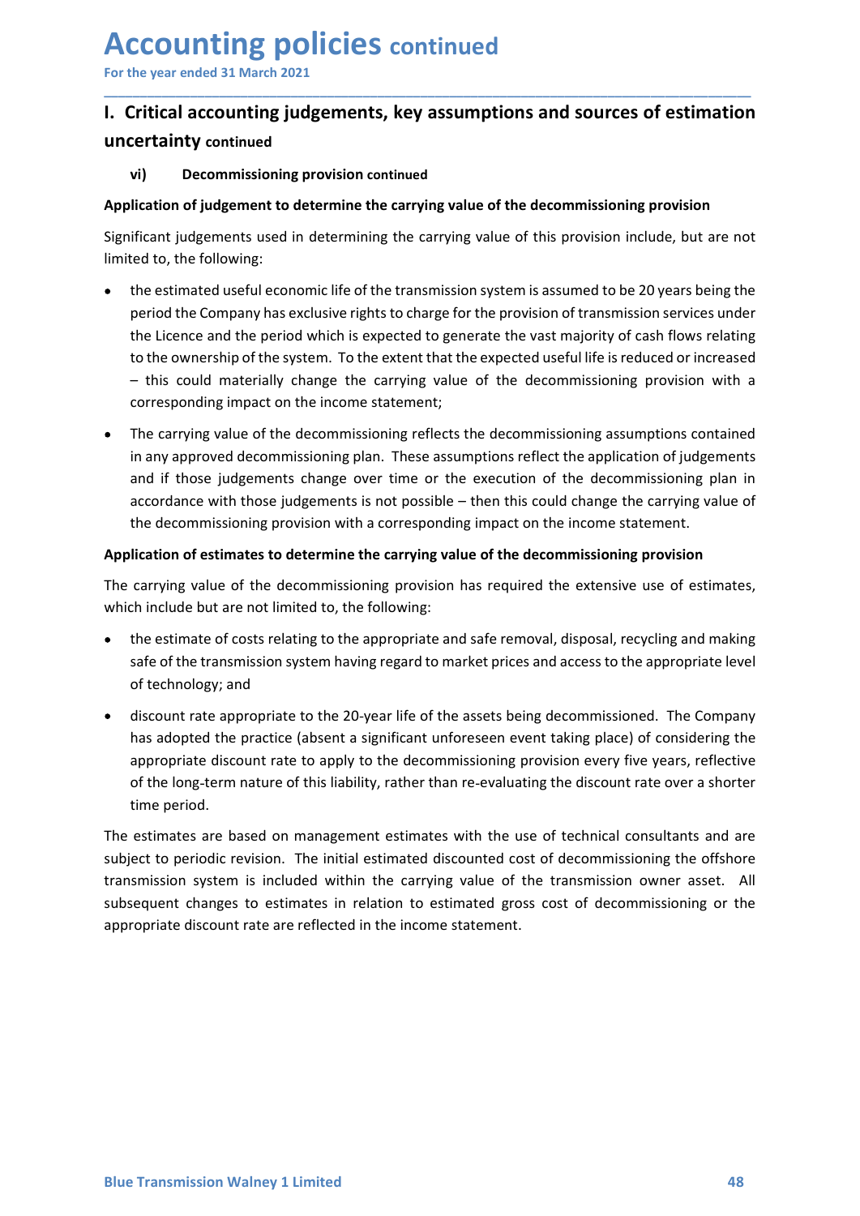# Accounting policies continued

For the year ended 31 March 2021

## I. Critical accounting judgements, key assumptions and sources of estimation uncertainty continued

### vi) Decommissioning provision continued

**Application of judgement to determine the carrying value of the decommissioning provision**

Significant judgements used in determining the carrying value of this provision include, but are not limited to, the following:

- the estimated useful economic life of the transmission system is assumed to be 20 years being the period the Company has exclusive rights to charge for the provision of transmission services under the Licence and the period which is expected to generate the vast majority of cash flows relating to the ownership of the system. To the extent that the expected useful life is reduced or increased – this could materially change the carrying value of the decommissioning provision with a corresponding impact on the income statement;
- The carrying value of the decommissioning reflects the decommissioning assumptions contained in any approved decommissioning plan. These assumptions reflect the application of judgements and if those judgements change over time or the execution of the decommissioning plan in accordance with those judgements is not possible – then this could change the carrying value of the decommissioning provision with a corresponding impact on the income statement.

**Application of estimates to determine the carrying value of the decommissioning provision**

The carrying value of the decommissioning provision has required the extensive use of estimates, which include but are not limited to, the following:

- the estimate of costs relating to the appropriate and safe removal, disposal, recycling and making safe of the transmission system having regard to market prices and access to the appropriate level of technology; and
- discount rate appropriate to the 20-year life of the assets being decommissioned. The Company has adopted the practice (absent a significant unforeseen event taking place) of considering the appropriate discount rate to apply to the decommissioning provision every five years, reflective of the long-term nature of this liability, rather than re-evaluating the discount rate over a shorter time period.

The estimates are based on management estimates with the use of technical consultants and are subject to periodic revision. The initial estimated discounted cost of decommissioning the offshore transmission system is included within the carrying value of the transmission owner asset. All subsequent changes to estimates in relation to estimated gross cost of decommissioning or the appropriate discount rate are reflected in the income statement.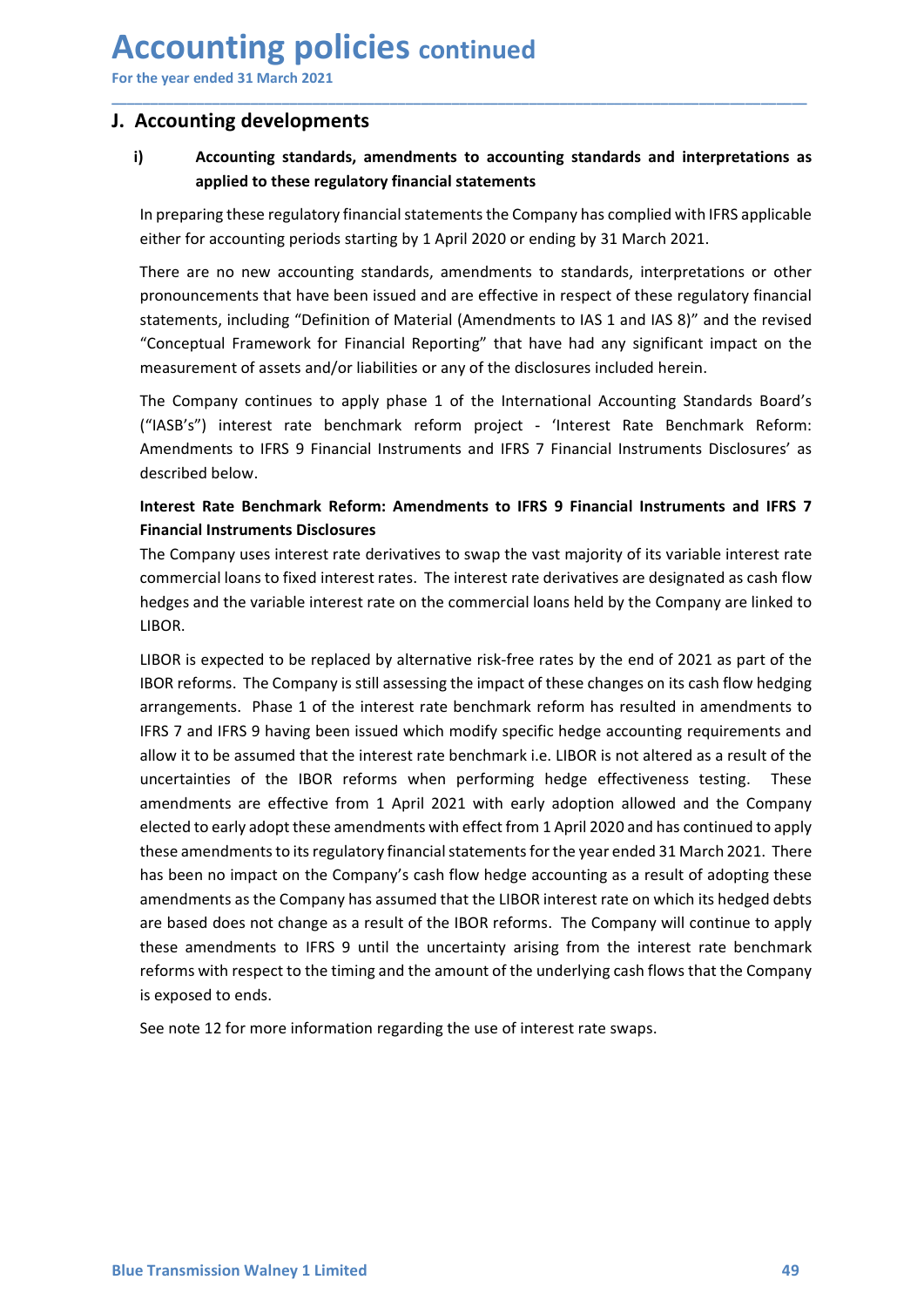# Accounting policies continued

For the year ended 31 March 2021

## J. Accounting developments

### i) Accounting standards, amendments to accounting standards and interpretations as applied to these regulatory financial statements

In preparing these regulatory financial statements the Company has complied with IFRS applicable either for accounting periods starting by 1 April 2020 or ending by 31 March 2021.

There are no new accounting standards, amendments to standards, interpretations or other pronouncements that have been issued and are effective in respect of these regulatory financial statements, including "Definition of Material (Amendments to IAS 1 and IAS 8)" and the revised "Conceptual Framework for Financial Reporting" that have had any significant impact on the measurement of assets and/or liabilities or any of the disclosures included herein.

The Company continues to apply phase 1 of the International Accounting Standards Board's ("IASB's") interest rate benchmark reform project - 'Interest Rate Benchmark Reform: Amendments to IFRS 9 Financial Instruments and IFRS 7 Financial Instruments Disclosures' as described below.

**Interest Rate Benchmark Reform: Amendments to IFRS 9 Financial Instruments and IFRS 7 Financial Instruments Disclosures**

The Company uses interest rate derivatives to swap the vast majority of its variable interest rate commercial loans to fixed interest rates. The interest rate derivatives are designated as cash flow hedges and the variable interest rate on the commercial loans held by the Company are linked to LIBOR.

LIBOR is expected to be replaced by alternative risk-free rates by the end of 2021 as part of the IBOR reforms. The Company is still assessing the impact of these changes on its cash flow hedging arrangements. Phase 1 of the interest rate benchmark reform has resulted in amendments to IFRS 7 and IFRS 9 having been issued which modify specific hedge accounting requirements and allow it to be assumed that the interest rate benchmark i.e. LIBOR is not altered as a result of the uncertainties of the IBOR reforms when performing hedge effectiveness testing. These amendments are effective from 1 April 2021 with early adoption allowed and the Company elected to early adopt these amendments with effect from 1 April 2020 and has continued to apply these amendments to its regulatory financial statements for the year ended 31 March 2021. There has been no impact on the Company's cash flow hedge accounting as a result of adopting these amendments as the Company has assumed that the LIBOR interest rate on which its hedged debts are based does not change as a result of the IBOR reforms. The Company will continue to apply these amendments to IFRS 9 until the uncertainty arising from the interest rate benchmark reforms with respect to the timing and the amount of the underlying cash flows that the Company is exposed to ends.

See note 12 for more information regarding the use of interest rate swaps.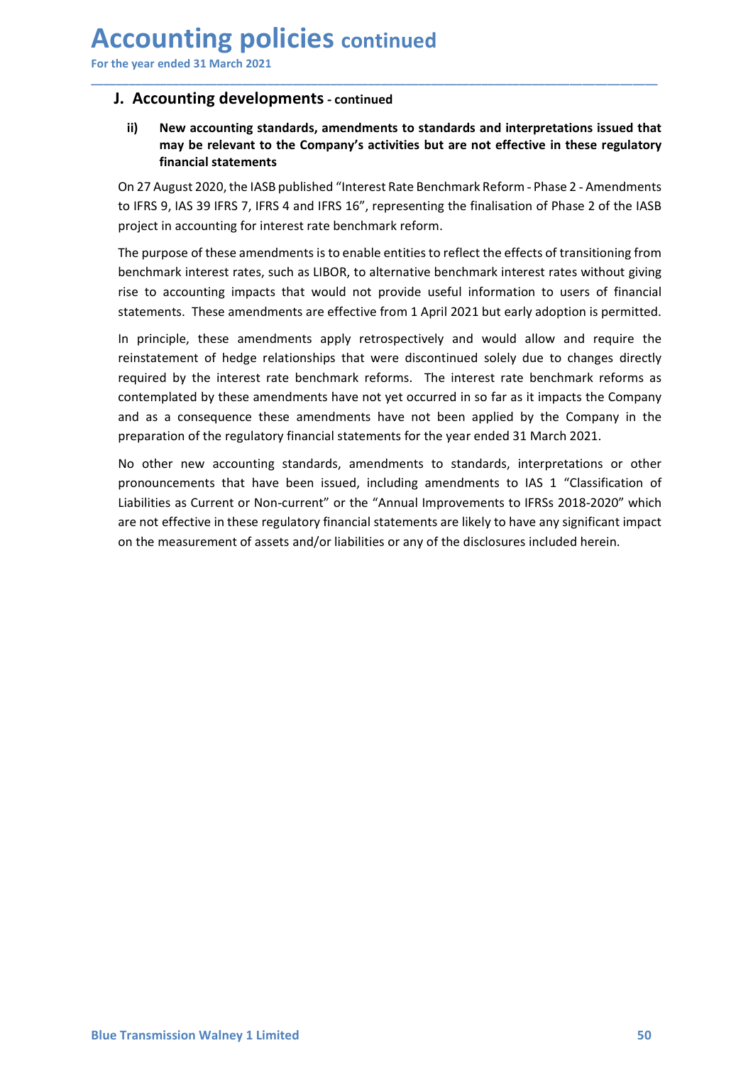# Accounting policies continued

For the year ended 31 March 2021

## J. Accounting developments - continued

### ii) New accounting standards, amendments to standards and interpretations issued that may be relevant to the Company's activities but are not effective in these regulatory financial statements

On 27 August 2020, the IASB published "Interest Rate Benchmark Reform - Phase 2 - Amendments to IFRS 9, IAS 39 IFRS 7, IFRS 4 and IFRS 16", representing the finalisation of Phase 2 of the IASB project in accounting for interest rate benchmark reform.

The purpose of these amendments is to enable entities to reflect the effects of transitioning from benchmark interest rates, such as LIBOR, to alternative benchmark interest rates without giving rise to accounting impacts that would not provide useful information to users of financial statements. These amendments are effective from 1 April 2021 but early adoption is permitted.

In principle, these amendments apply retrospectively and would allow and require the reinstatement of hedge relationships that were discontinued solely due to changes directly required by the interest rate benchmark reforms. The interest rate benchmark reforms as contemplated by these amendments have not yet occurred in so far as it impacts the Company and as a consequence these amendments have not been applied by the Company in the preparation of the regulatory financial statements for the year ended 31 March 2021.

No other new accounting standards, amendments to standards, interpretations or other pronouncements that have been issued, including amendments to IAS 1 "Classification of Liabilities as Current or Non-current" or the "Annual Improvements to IFRSs 2018-2020" which are not effective in these regulatory financial statements are likely to have any significant impact on the measurement of assets and/or liabilities or any of the disclosures included herein.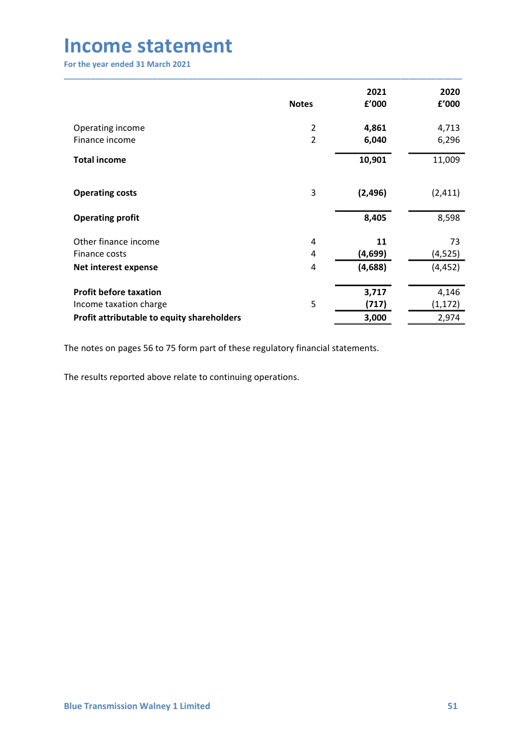# Income statement

For the year ended 31 March 2021

| | Notes | 2021 £'000 | 2020 £'000 |
|---|---|---|---|
| Operating income | 2 | **4,861** | 4,713 |
| Finance income | 2 | **6,040** | 6,296 |
| **Total income** | | **10,901** | 11,009 |
| **Operating costs** | 3 | **(2,496)** | (2,411) |
| **Operating profit** | | **8,405** | 8,598 |
| Other finance income | 4 | **11** | 73 |
| Finance costs | 4 | **(4,699)** | (4,525) |
| **Net interest expense** | 4 | **(4,688)** | (4,452) |
| **Profit before taxation** | | **3,717** | 4,146 |
| Income taxation charge | 5 | **(717)** | (1,172) |
| **Profit attributable to equity shareholders** | | **3,000** | 2,974 |

The notes on pages 56 to 75 form part of these regulatory financial statements.

The results reported above relate to continuing operations.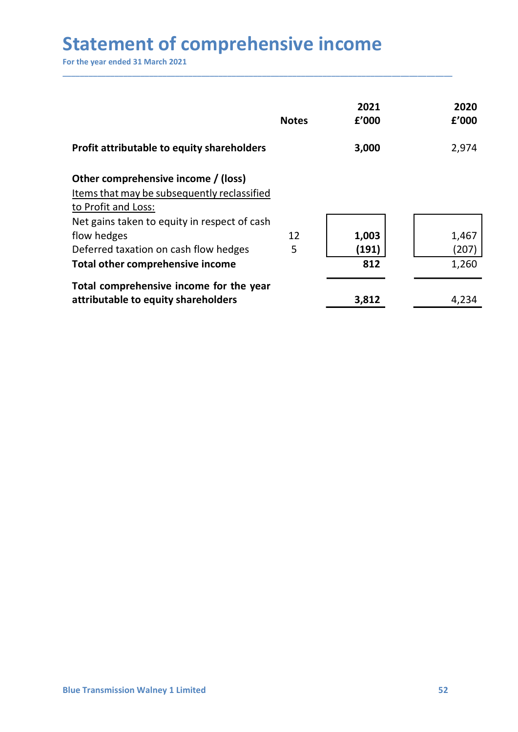# Statement of comprehensive income

For the year ended 31 March 2021

| | Notes | 2021 £'000 | 2020 £'000 |
|---|---|---|---|
| **Profit attributable to equity shareholders** | | **3,000** | 2,974 |
| **Other comprehensive income / (loss)** | | | |
| Items that may be subsequently reclassified to Profit and Loss: | | | |
| Net gains taken to equity in respect of cash flow hedges | 12 | **1,003** | 1,467 |
| Deferred taxation on cash flow hedges | 5 | **(191)** | (207) |
| **Total other comprehensive income** | | **812** | 1,260 |
| **Total comprehensive income for the year attributable to equity shareholders** | | **3,812** | 4,234 |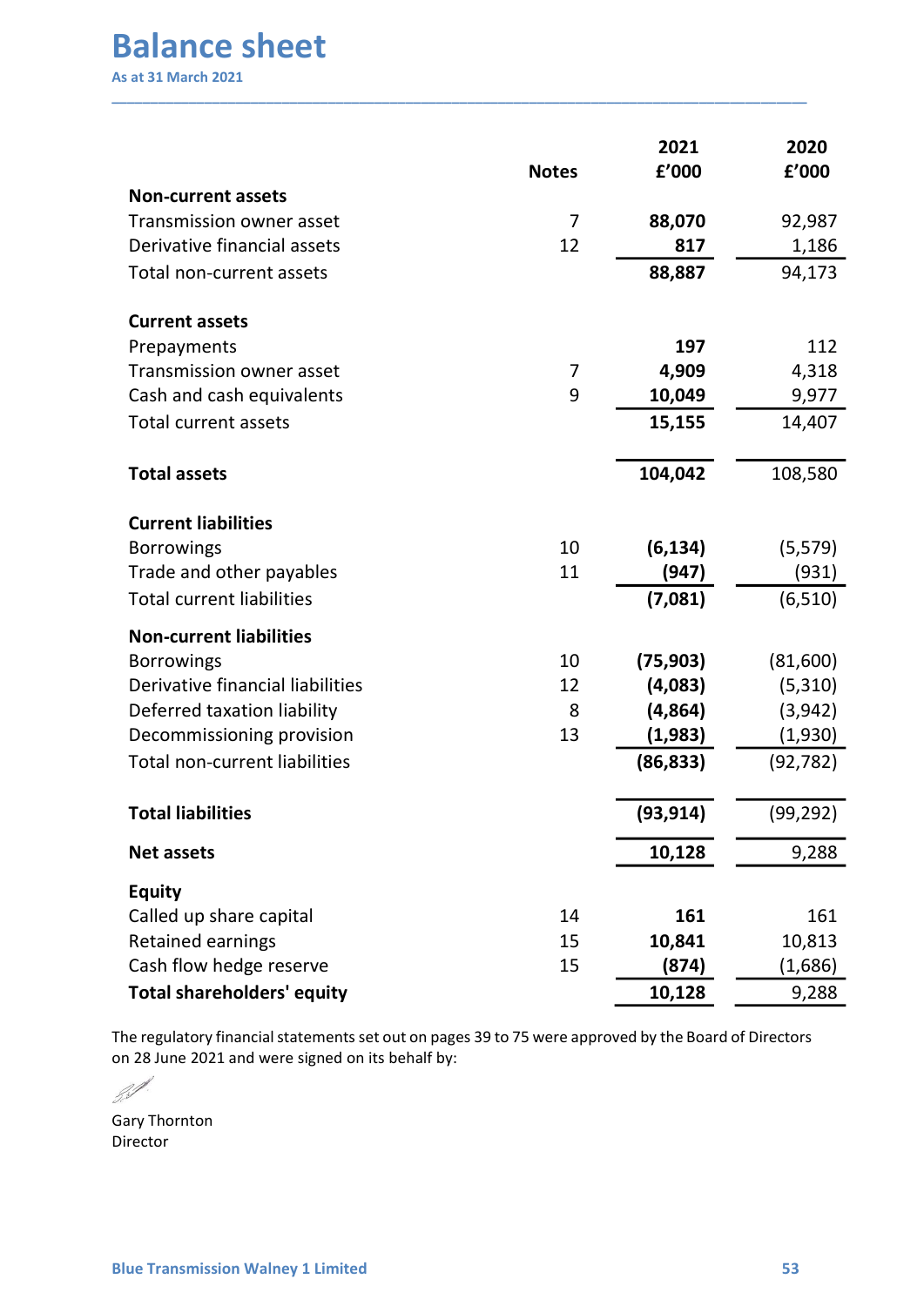# Balance sheet

As at 31 March 2021

| | Notes | 2021 £'000 | 2020 £'000 |
|---|---|---|---|
| **Non-current assets** | | | |
| Transmission owner asset | 7 | **88,070** | 92,987 |
| Derivative financial assets | 12 | **817** | 1,186 |
| Total non-current assets | | **88,887** | 94,173 |
| **Current assets** | | | |
| Prepayments | | **197** | 112 |
| Transmission owner asset | 7 | **4,909** | 4,318 |
| Cash and cash equivalents | 9 | **10,049** | 9,977 |
| Total current assets | | **15,155** | 14,407 |
| **Total assets** | | **104,042** | 108,580 |
| **Current liabilities** | | | |
| Borrowings | 10 | **(6,134)** | (5,579) |
| Trade and other payables | 11 | **(947)** | (931) |
| Total current liabilities | | **(7,081)** | (6,510) |
| **Non-current liabilities** | | | |
| Borrowings | 10 | **(75,903)** | (81,600) |
| Derivative financial liabilities | 12 | **(4,083)** | (5,310) |
| Deferred taxation liability | 8 | **(4,864)** | (3,942) |
| Decommissioning provision | 13 | **(1,983)** | (1,930) |
| Total non-current liabilities | | **(86,833)** | (92,782) |
| **Total liabilities** | | **(93,914)** | (99,292) |
| **Net assets** | | **10,128** | 9,288 |
| **Equity** | | | |
| Called up share capital | 14 | **161** | 161 |
| Retained earnings | 15 | **10,841** | 10,813 |
| Cash flow hedge reserve | 15 | **(874)** | (1,686) |
| **Total shareholders' equity** | | **10,128** | 9,288 |

The regulatory financial statements set out on pages 39 to 75 were approved by the Board of Directors on 28 June 2021 and were signed on its behalf by:

Gary Thornton
Director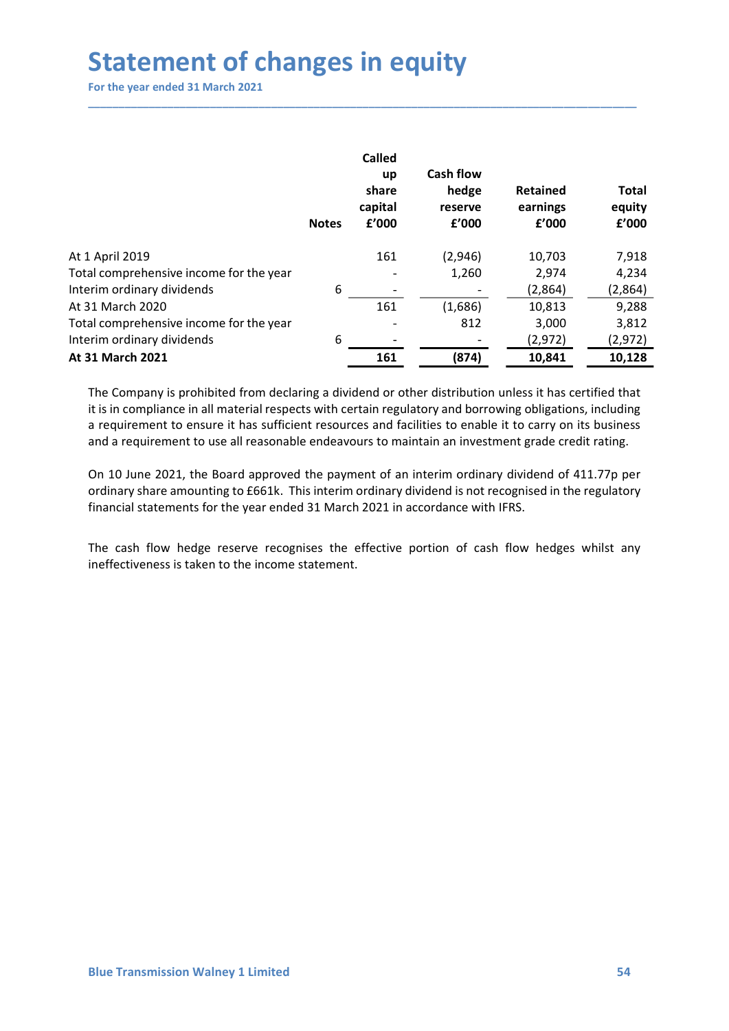# Statement of changes in equity

For the year ended 31 March 2021

| | Notes | Called up share capital £'000 | Cash flow hedge reserve £'000 | Retained earnings £'000 | Total equity £'000 |
|---|---|---|---|---|---|
| At 1 April 2019 | | 161 | (2,946) | 10,703 | 7,918 |
| Total comprehensive income for the year | | - | 1,260 | 2,974 | 4,234 |
| Interim ordinary dividends | 6 | - | - | (2,864) | (2,864) |
| At 31 March 2020 | | 161 | (1,686) | 10,813 | 9,288 |
| Total comprehensive income for the year | | - | 812 | 3,000 | 3,812 |
| Interim ordinary dividends | 6 | - | - | (2,972) | (2,972) |
| **At 31 March 2021** | | **161** | **(874)** | **10,841** | **10,128** |

The Company is prohibited from declaring a dividend or other distribution unless it has certified that it is in compliance in all material respects with certain regulatory and borrowing obligations, including a requirement to ensure it has sufficient resources and facilities to enable it to carry on its business and a requirement to use all reasonable endeavours to maintain an investment grade credit rating.

On 10 June 2021, the Board approved the payment of an interim ordinary dividend of 411.77p per ordinary share amounting to £661k. This interim ordinary dividend is not recognised in the regulatory financial statements for the year ended 31 March 2021 in accordance with IFRS.

The cash flow hedge reserve recognises the effective portion of cash flow hedges whilst any ineffectiveness is taken to the income statement.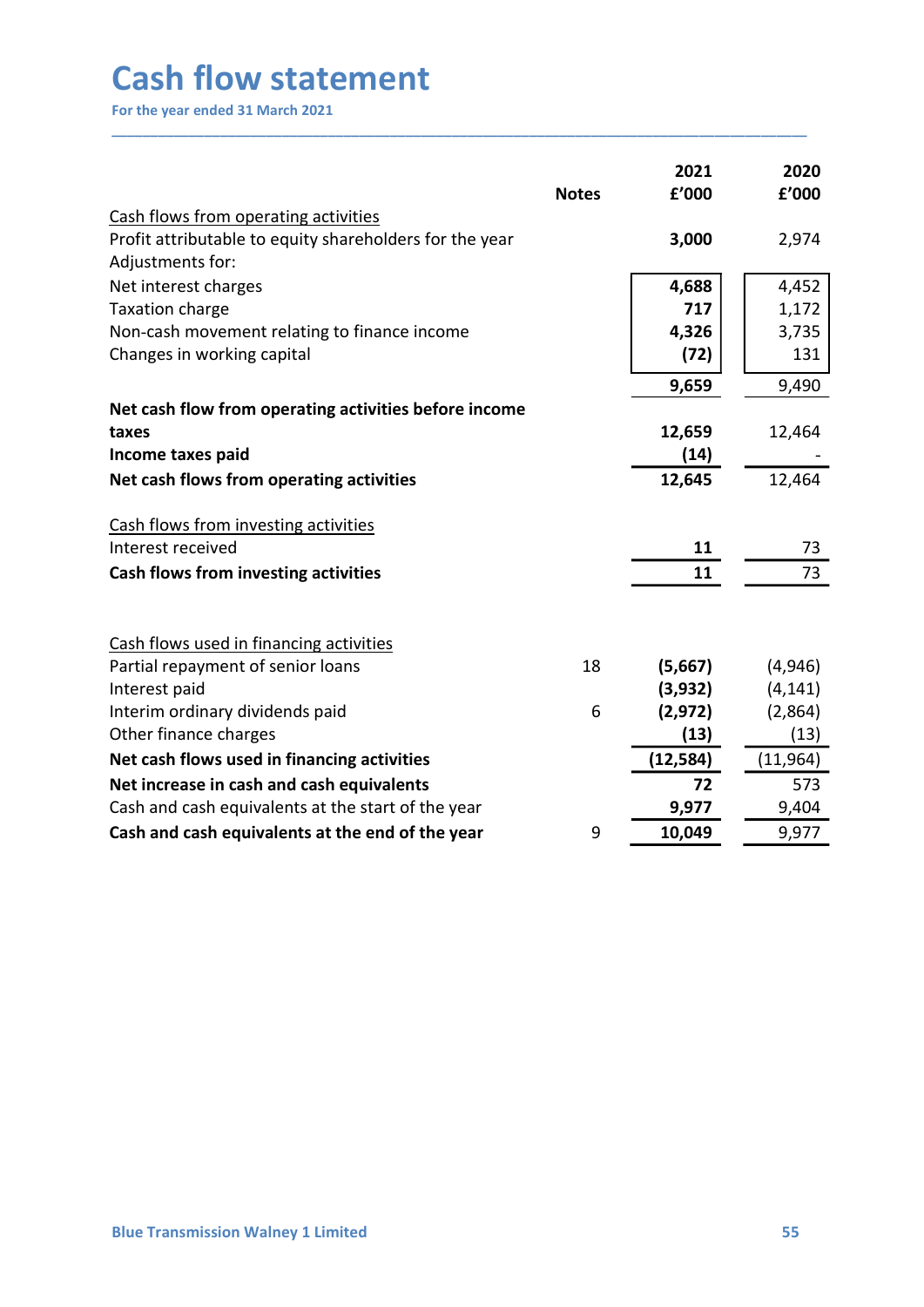# Cash flow statement

For the year ended 31 March 2021

| | Notes | 2021 £'000 | 2020 £'000 |
|---|---|---|---|
| Cash flows from operating activities | | | |
| Profit attributable to equity shareholders for the year | | **3,000** | 2,974 |
| Adjustments for: | | | |
| Net interest charges | | **4,688** | 4,452 |
| Taxation charge | | **717** | 1,172 |
| Non-cash movement relating to finance income | | **4,326** | 3,735 |
| Changes in working capital | | **(72)** | 131 |
| | | **9,659** | 9,490 |
| **Net cash flow from operating activities before income taxes** | | **12,659** | 12,464 |
| **Income taxes paid** | | **(14)** | - |
| **Net cash flows from operating activities** | | **12,645** | 12,464 |
| | | | |
| Cash flows from investing activities | | | |
| Interest received | | **11** | 73 |
| **Cash flows from investing activities** | | **11** | 73 |
| | | | |
| Cash flows used in financing activities | | | |
| Partial repayment of senior loans | 18 | **(5,667)** | (4,946) |
| Interest paid | | **(3,932)** | (4,141) |
| Interim ordinary dividends paid | 6 | **(2,972)** | (2,864) |
| Other finance charges | | **(13)** | (13) |
| **Net cash flows used in financing activities** | | **(12,584)** | (11,964) |
| **Net increase in cash and cash equivalents** | | **72** | 573 |
| Cash and cash equivalents at the start of the year | | **9,977** | 9,404 |
| **Cash and cash equivalents at the end of the year** | 9 | **10,049** | 9,977 |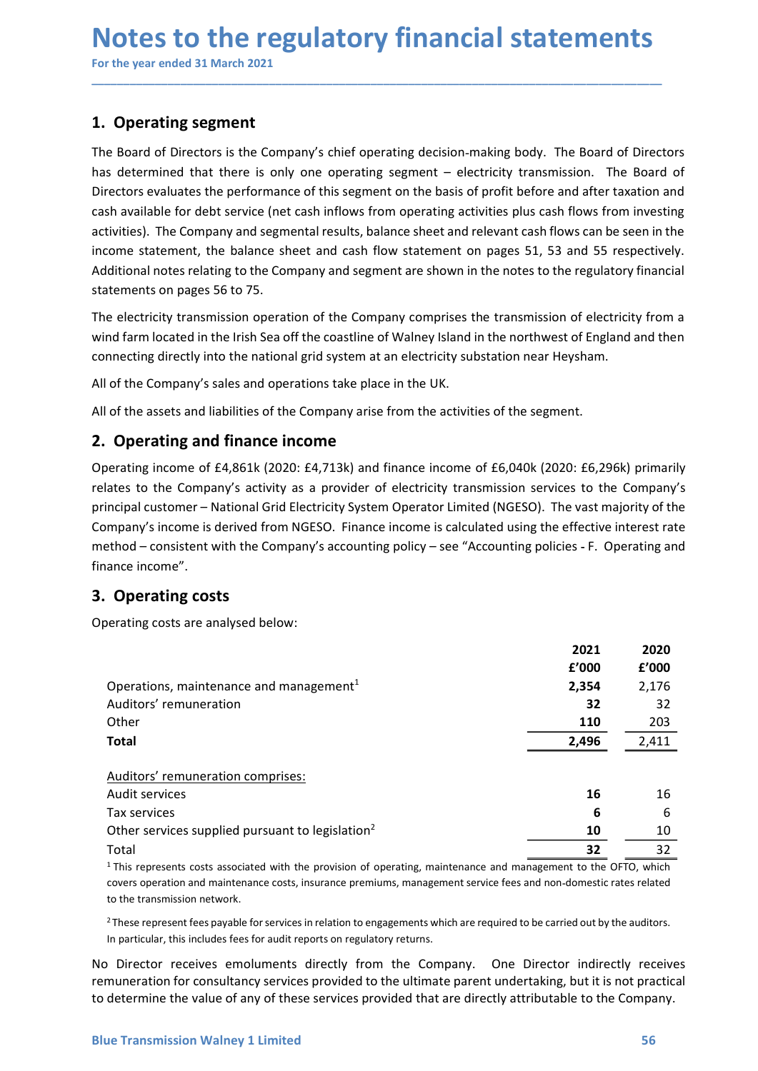# Notes to the regulatory financial statements

For the year ended 31 March 2021

## 1. Operating segment

The Board of Directors is the Company's chief operating decision-making body. The Board of Directors has determined that there is only one operating segment – electricity transmission. The Board of Directors evaluates the performance of this segment on the basis of profit before and after taxation and cash available for debt service (net cash inflows from operating activities plus cash flows from investing activities). The Company and segmental results, balance sheet and relevant cash flows can be seen in the income statement, the balance sheet and cash flow statement on pages 51, 53 and 55 respectively. Additional notes relating to the Company and segment are shown in the notes to the regulatory financial statements on pages 56 to 75.

The electricity transmission operation of the Company comprises the transmission of electricity from a wind farm located in the Irish Sea off the coastline of Walney Island in the northwest of England and then connecting directly into the national grid system at an electricity substation near Heysham.

All of the Company's sales and operations take place in the UK.

All of the assets and liabilities of the Company arise from the activities of the segment.

## 2. Operating and finance income

Operating income of £4,861k (2020: £4,713k) and finance income of £6,040k (2020: £6,296k) primarily relates to the Company's activity as a provider of electricity transmission services to the Company's principal customer – National Grid Electricity System Operator Limited (NGESO). The vast majority of the Company's income is derived from NGESO. Finance income is calculated using the effective interest rate method – consistent with the Company's accounting policy – see "Accounting policies - F. Operating and finance income".

## 3. Operating costs

Operating costs are analysed below:

| | 2021 £'000 | 2020 £'000 |
|---|---|---|
| Operations, maintenance and management[1] | **2,354** | 2,176 |
| Auditors' remuneration | **32** | 32 |
| Other | **110** | 203 |
| **Total** | **2,496** | 2,411 |
| | | |
| Auditors' remuneration comprises: | | |
| Audit services | **16** | 16 |
| Tax services | **6** | 6 |
| Other services supplied pursuant to legislation[2] | **10** | 10 |
| Total | **32** | 32 |

[1] This represents costs associated with the provision of operating, maintenance and management to the OFTO, which covers operation and maintenance costs, insurance premiums, management service fees and non-domestic rates related to the transmission network.

[2] These represent fees payable for services in relation to engagements which are required to be carried out by the auditors. In particular, this includes fees for audit reports on regulatory returns.

No Director receives emoluments directly from the Company. One Director indirectly receives remuneration for consultancy services provided to the ultimate parent undertaking, but it is not practical to determine the value of any of these services provided that are directly attributable to the Company.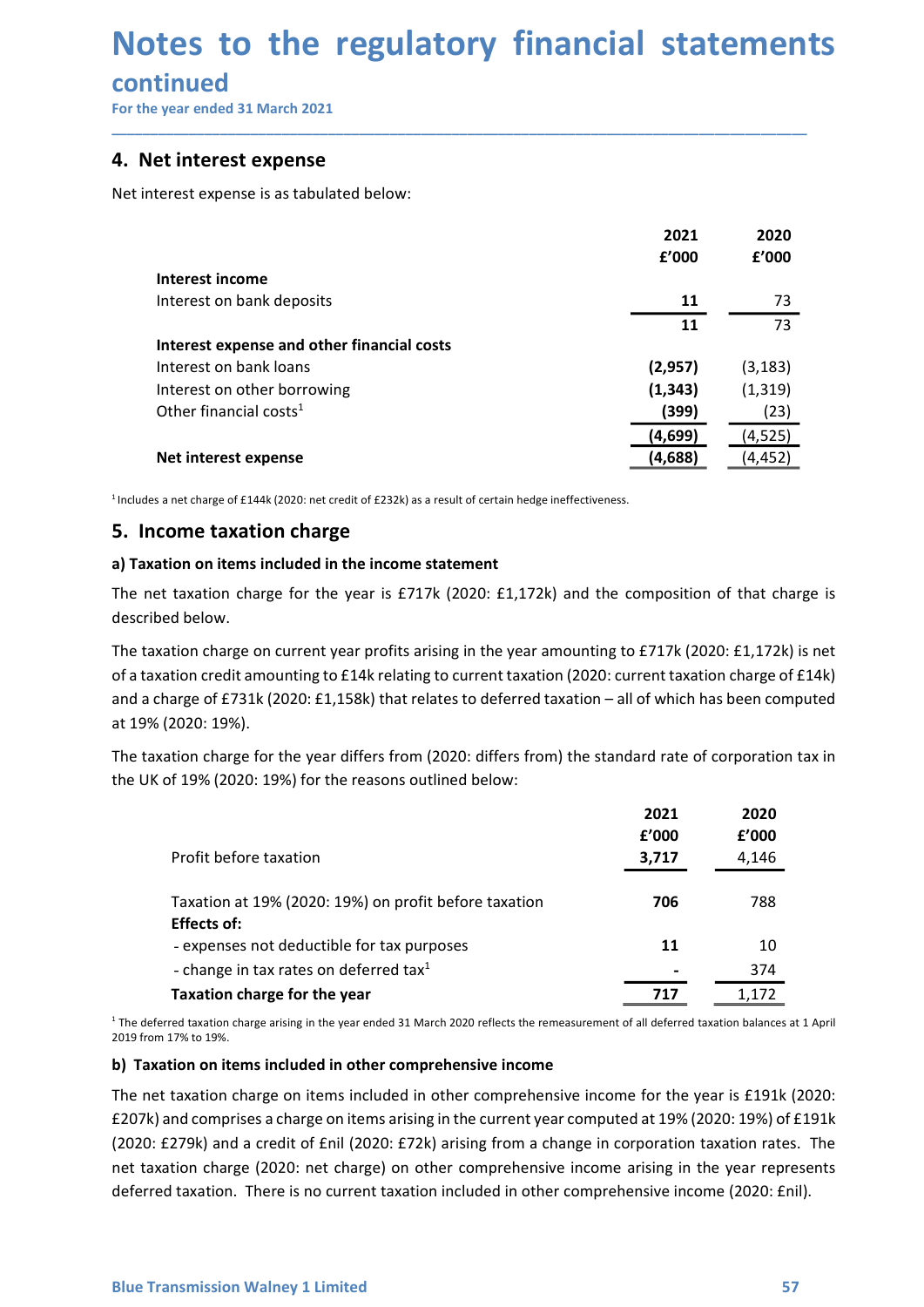# Notes to the regulatory financial statements

## continued

For the year ended 31 March 2021

## 4. Net interest expense

Net interest expense is as tabulated below:

| | 2021 £'000 | 2020 £'000 |
|---|---|---|
| **Interest income** | | |
| Interest on bank deposits | **11** | 73 |
| | **11** | 73 |
| **Interest expense and other financial costs** | | |
| Interest on bank loans | **(2,957)** | (3,183) |
| Interest on other borrowing | **(1,343)** | (1,319) |
| Other financial costs[1] | **(399)** | (23) |
| | **(4,699)** | (4,525) |
| **Net interest expense** | **(4,688)** | (4,452) |

[1] Includes a net charge of £144k (2020: net credit of £232k) as a result of certain hedge ineffectiveness.

## 5. Income taxation charge

### a) Taxation on items included in the income statement

The net taxation charge for the year is £717k (2020: £1,172k) and the composition of that charge is described below.

The taxation charge on current year profits arising in the year amounting to £717k (2020: £1,172k) is net of a taxation credit amounting to £14k relating to current taxation (2020: current taxation charge of £14k) and a charge of £731k (2020: £1,158k) that relates to deferred taxation – all of which has been computed at 19% (2020: 19%).

The taxation charge for the year differs from (2020: differs from) the standard rate of corporation tax in the UK of 19% (2020: 19%) for the reasons outlined below:

| | 2021 £'000 | 2020 £'000 |
|---|---|---|
| Profit before taxation | **3,717** | 4,146 |
| | | |
| Taxation at 19% (2020: 19%) on profit before taxation | **706** | 788 |
| **Effects of:** | | |
| - expenses not deductible for tax purposes | **11** | 10 |
| - change in tax rates on deferred tax[1] | **-** | 374 |
| **Taxation charge for the year** | **717** | 1,172 |

[1] The deferred taxation charge arising in the year ended 31 March 2020 reflects the remeasurement of all deferred taxation balances at 1 April 2019 from 17% to 19%.

### b) Taxation on items included in other comprehensive income

The net taxation charge on items included in other comprehensive income for the year is £191k (2020: £207k) and comprises a charge on items arising in the current year computed at 19% (2020: 19%) of £191k (2020: £279k) and a credit of £nil (2020: £72k) arising from a change in corporation taxation rates. The net taxation charge (2020: net charge) on other comprehensive income arising in the year represents deferred taxation. There is no current taxation included in other comprehensive income (2020: £nil).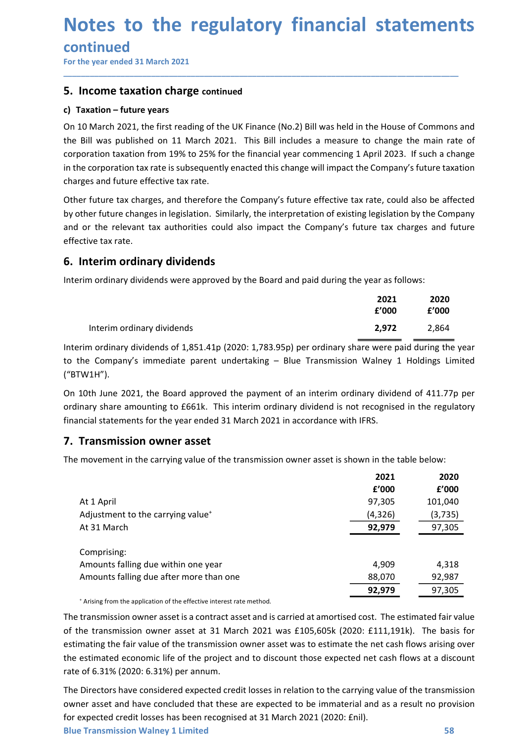# Notes to the regulatory financial statements continued

For the year ended 31 March 2021

## 5. Income taxation charge continued

### c) Taxation – future years

On 10 March 2021, the first reading of the UK Finance (No.2) Bill was held in the House of Commons and the Bill was published on 11 March 2021. This Bill includes a measure to change the main rate of corporation taxation from 19% to 25% for the financial year commencing 1 April 2023. If such a change in the corporation tax rate is subsequently enacted this change will impact the Company's future taxation charges and future effective tax rate.

Other future tax charges, and therefore the Company's future effective tax rate, could also be affected by other future changes in legislation. Similarly, the interpretation of existing legislation by the Company and or the relevant tax authorities could also impact the Company's future tax charges and future effective tax rate.

## 6. Interim ordinary dividends

Interim ordinary dividends were approved by the Board and paid during the year as follows:

| | 2021 £'000 | 2020 £'000 |
|---|---|---|
| Interim ordinary dividends | **2,972** | 2,864 |

Interim ordinary dividends of 1,851.41p (2020: 1,783.95p) per ordinary share were paid during the year to the Company's immediate parent undertaking – Blue Transmission Walney 1 Holdings Limited ("BTW1H").

On 10th June 2021, the Board approved the payment of an interim ordinary dividend of 411.77p per ordinary share amounting to £661k. This interim ordinary dividend is not recognised in the regulatory financial statements for the year ended 31 March 2021 in accordance with IFRS.

## 7. Transmission owner asset

The movement in the carrying value of the transmission owner asset is shown in the table below:

| | 2021 £'000 | 2020 £'000 |
|---|---|---|
| At 1 April | 97,305 | 101,040 |
| Adjustment to the carrying value+ | (4,326) | (3,735) |
| At 31 March | **92,979** | 97,305 |
| | | |
| Comprising: | | |
| Amounts falling due within one year | 4,909 | 4,318 |
| Amounts falling due after more than one | 88,070 | 92,987 |
| | **92,979** | 97,305 |

+ Arising from the application of the effective interest rate method.

The transmission owner asset is a contract asset and is carried at amortised cost. The estimated fair value of the transmission owner asset at 31 March 2021 was £105,605k (2020: £111,191k). The basis for estimating the fair value of the transmission owner asset was to estimate the net cash flows arising over the estimated economic life of the project and to discount those expected net cash flows at a discount rate of 6.31% (2020: 6.31%) per annum.

The Directors have considered expected credit losses in relation to the carrying value of the transmission owner asset and have concluded that these are expected to be immaterial and as a result no provision for expected credit losses has been recognised at 31 March 2021 (2020: £nil).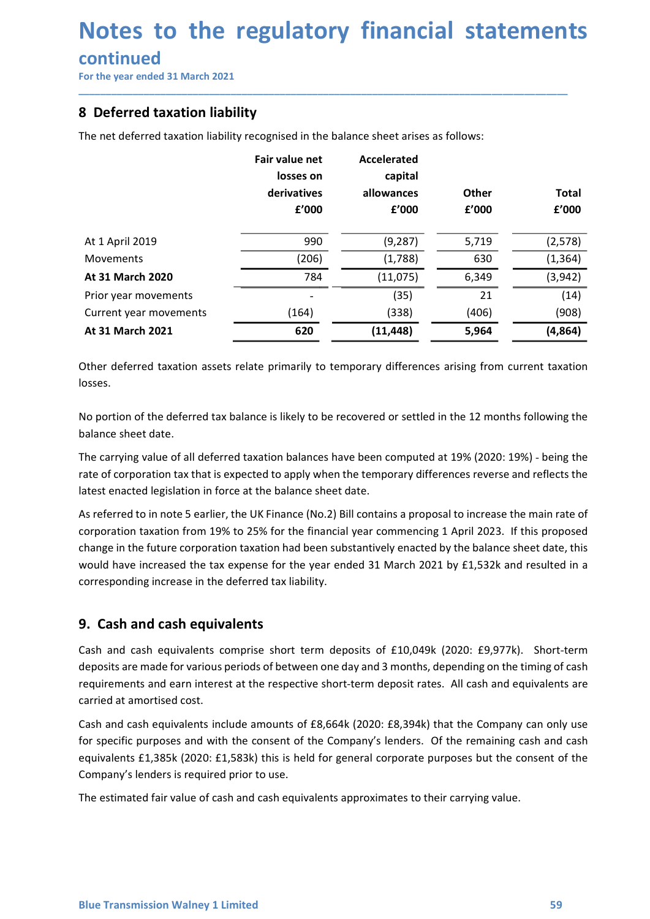# Notes to the regulatory financial statements

## continued

For the year ended 31 March 2021

## 8 Deferred taxation liability

The net deferred taxation liability recognised in the balance sheet arises as follows:

| | Fair value net losses on derivatives £'000 | Accelerated capital allowances £'000 | Other £'000 | Total £'000 |
|---|---|---|---|---|
| At 1 April 2019 | 990 | (9,287) | 5,719 | (2,578) |
| Movements | (206) | (1,788) | 630 | (1,364) |
| **At 31 March 2020** | 784 | (11,075) | 6,349 | (3,942) |
| Prior year movements | - | (35) | 21 | (14) |
| Current year movements | (164) | (338) | (406) | (908) |
| **At 31 March 2021** | **620** | **(11,448)** | **5,964** | **(4,864)** |

Other deferred taxation assets relate primarily to temporary differences arising from current taxation losses.

No portion of the deferred tax balance is likely to be recovered or settled in the 12 months following the balance sheet date.

The carrying value of all deferred taxation balances have been computed at 19% (2020: 19%) - being the rate of corporation tax that is expected to apply when the temporary differences reverse and reflects the latest enacted legislation in force at the balance sheet date.

As referred to in note 5 earlier, the UK Finance (No.2) Bill contains a proposal to increase the main rate of corporation taxation from 19% to 25% for the financial year commencing 1 April 2023. If this proposed change in the future corporation taxation had been substantively enacted by the balance sheet date, this would have increased the tax expense for the year ended 31 March 2021 by £1,532k and resulted in a corresponding increase in the deferred tax liability.

## 9. Cash and cash equivalents

Cash and cash equivalents comprise short term deposits of £10,049k (2020: £9,977k). Short-term deposits are made for various periods of between one day and 3 months, depending on the timing of cash requirements and earn interest at the respective short-term deposit rates. All cash and equivalents are carried at amortised cost.

Cash and cash equivalents include amounts of £8,664k (2020: £8,394k) that the Company can only use for specific purposes and with the consent of the Company's lenders. Of the remaining cash and cash equivalents £1,385k (2020: £1,583k) this is held for general corporate purposes but the consent of the Company's lenders is required prior to use.

The estimated fair value of cash and cash equivalents approximates to their carrying value.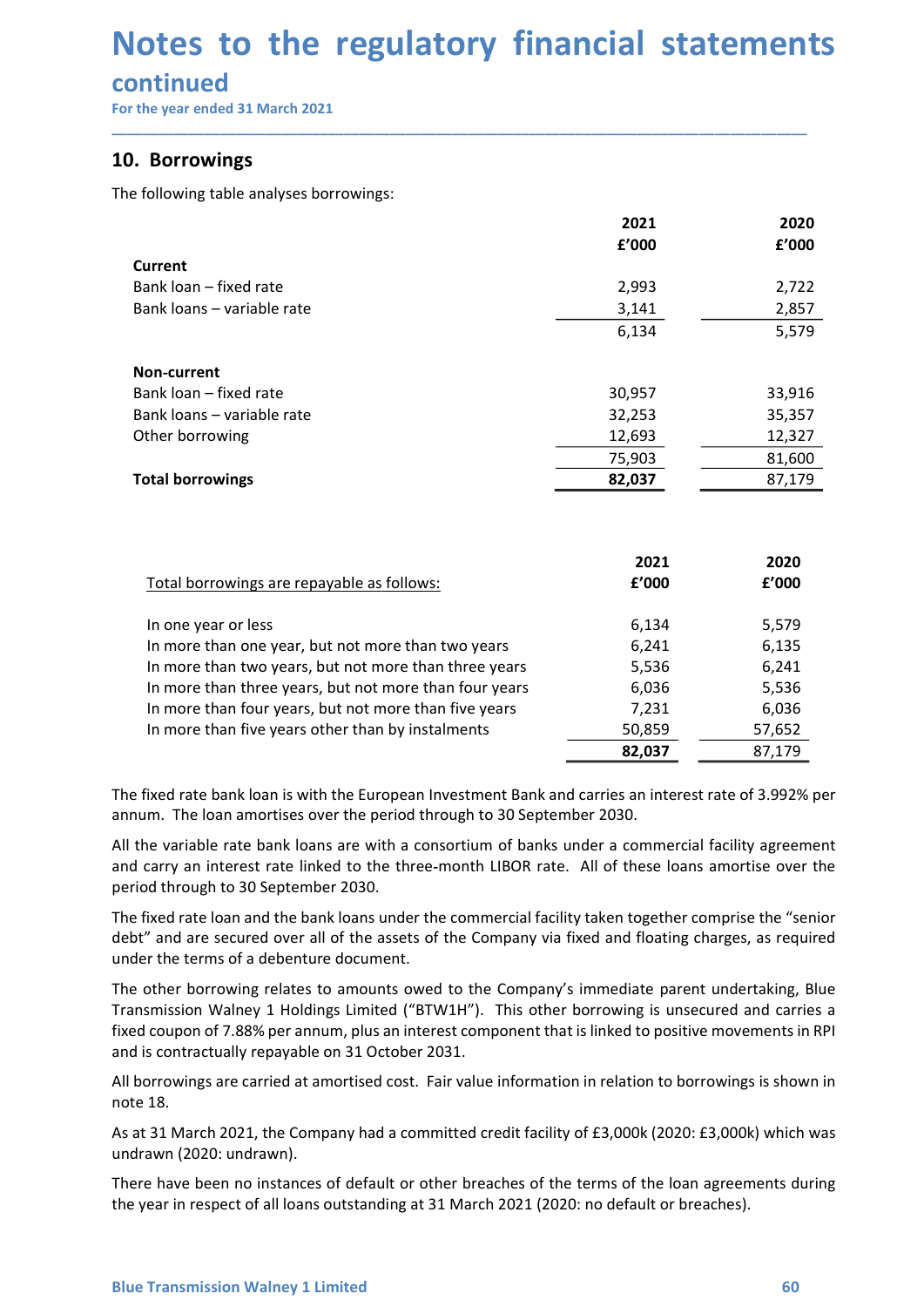# Notes to the regulatory financial statements

## continued

For the year ended 31 March 2021

## 10. Borrowings

The following table analyses borrowings:

| | 2021 £'000 | 2020 £'000 |
|---|---|---|
| **Current** | | |
| Bank loan – fixed rate | 2,993 | 2,722 |
| Bank loans – variable rate | 3,141 | 2,857 |
| | 6,134 | 5,579 |
| **Non-current** | | |
| Bank loan – fixed rate | 30,957 | 33,916 |
| Bank loans – variable rate | 32,253 | 35,357 |
| Other borrowing | 12,693 | 12,327 |
| | 75,903 | 81,600 |
| **Total borrowings** | **82,037** | 87,179 |

| Total borrowings are repayable as follows: | 2021 £'000 | 2020 £'000 |
|---|---|---|
| In one year or less | 6,134 | 5,579 |
| In more than one year, but not more than two years | 6,241 | 6,135 |
| In more than two years, but not more than three years | 5,536 | 6,241 |
| In more than three years, but not more than four years | 6,036 | 5,536 |
| In more than four years, but not more than five years | 7,231 | 6,036 |
| In more than five years other than by instalments | 50,859 | 57,652 |
| | **82,037** | 87,179 |

The fixed rate bank loan is with the European Investment Bank and carries an interest rate of 3.992% per annum. The loan amortises over the period through to 30 September 2030.

All the variable rate bank loans are with a consortium of banks under a commercial facility agreement and carry an interest rate linked to the three-month LIBOR rate. All of these loans amortise over the period through to 30 September 2030.

The fixed rate loan and the bank loans under the commercial facility taken together comprise the "senior debt" and are secured over all of the assets of the Company via fixed and floating charges, as required under the terms of a debenture document.

The other borrowing relates to amounts owed to the Company's immediate parent undertaking, Blue Transmission Walney 1 Holdings Limited ("BTW1H"). This other borrowing is unsecured and carries a fixed coupon of 7.88% per annum, plus an interest component that is linked to positive movements in RPI and is contractually repayable on 31 October 2031.

All borrowings are carried at amortised cost. Fair value information in relation to borrowings is shown in note 18.

As at 31 March 2021, the Company had a committed credit facility of £3,000k (2020: £3,000k) which was undrawn (2020: undrawn).

There have been no instances of default or other breaches of the terms of the loan agreements during the year in respect of all loans outstanding at 31 March 2021 (2020: no default or breaches).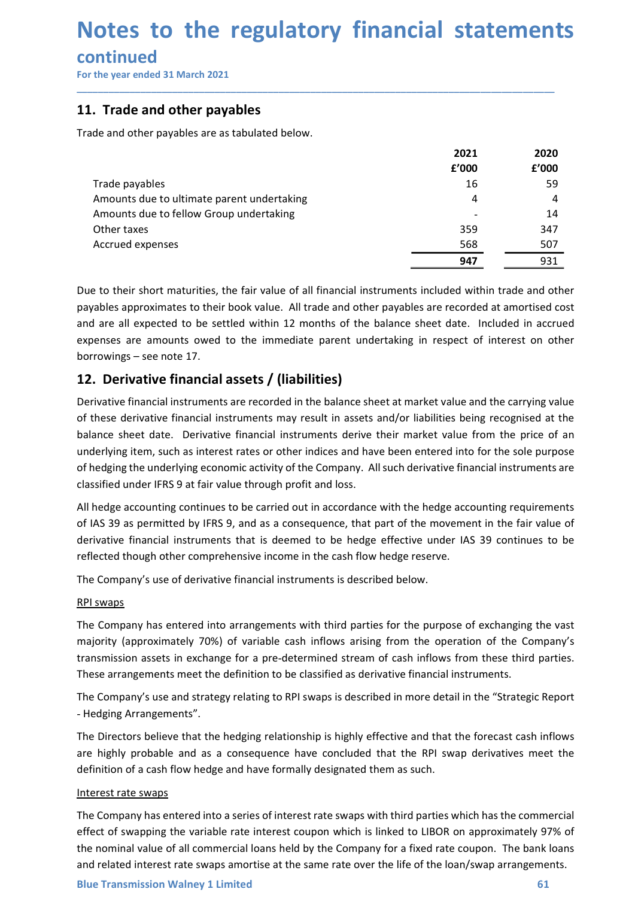# Notes to the regulatory financial statements

## continued

For the year ended 31 March 2021

## 11. Trade and other payables

Trade and other payables are as tabulated below.

| | 2021 £'000 | 2020 £'000 |
|---|---|---|
| Trade payables | 16 | 59 |
| Amounts due to ultimate parent undertaking | 4 | 4 |
| Amounts due to fellow Group undertaking | - | 14 |
| Other taxes | 359 | 347 |
| Accrued expenses | 568 | 507 |
| | **947** | 931 |

Due to their short maturities, the fair value of all financial instruments included within trade and other payables approximates to their book value. All trade and other payables are recorded at amortised cost and are all expected to be settled within 12 months of the balance sheet date. Included in accrued expenses are amounts owed to the immediate parent undertaking in respect of interest on other borrowings – see note 17.

## 12. Derivative financial assets / (liabilities)

Derivative financial instruments are recorded in the balance sheet at market value and the carrying value of these derivative financial instruments may result in assets and/or liabilities being recognised at the balance sheet date. Derivative financial instruments derive their market value from the price of an underlying item, such as interest rates or other indices and have been entered into for the sole purpose of hedging the underlying economic activity of the Company. All such derivative financial instruments are classified under IFRS 9 at fair value through profit and loss.

All hedge accounting continues to be carried out in accordance with the hedge accounting requirements of IAS 39 as permitted by IFRS 9, and as a consequence, that part of the movement in the fair value of derivative financial instruments that is deemed to be hedge effective under IAS 39 continues to be reflected though other comprehensive income in the cash flow hedge reserve.

The Company's use of derivative financial instruments is described below.

RPI swaps

The Company has entered into arrangements with third parties for the purpose of exchanging the vast majority (approximately 70%) of variable cash inflows arising from the operation of the Company's transmission assets in exchange for a pre-determined stream of cash inflows from these third parties. These arrangements meet the definition to be classified as derivative financial instruments.

The Company's use and strategy relating to RPI swaps is described in more detail in the "Strategic Report - Hedging Arrangements".

The Directors believe that the hedging relationship is highly effective and that the forecast cash inflows are highly probable and as a consequence have concluded that the RPI swap derivatives meet the definition of a cash flow hedge and have formally designated them as such.

Interest rate swaps

The Company has entered into a series of interest rate swaps with third parties which has the commercial effect of swapping the variable rate interest coupon which is linked to LIBOR on approximately 97% of the nominal value of all commercial loans held by the Company for a fixed rate coupon. The bank loans and related interest rate swaps amortise at the same rate over the life of the loan/swap arrangements.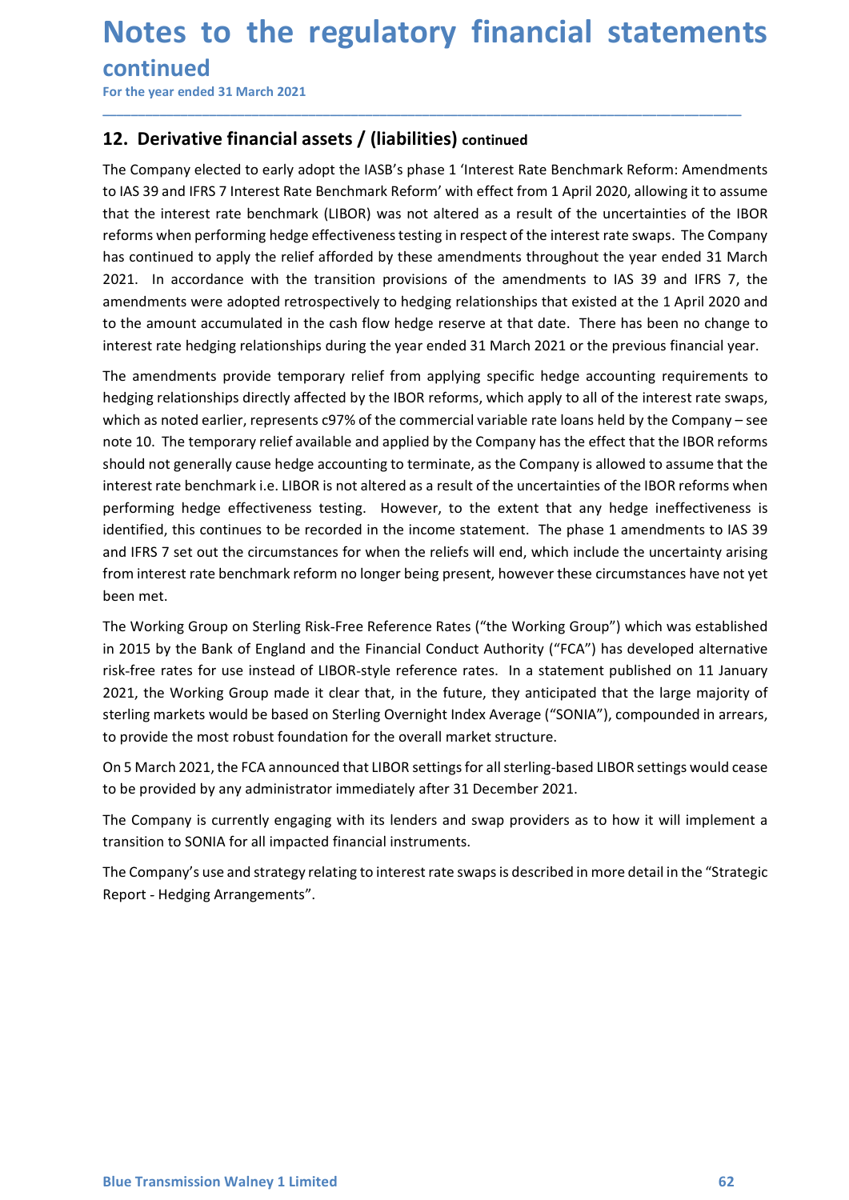# Notes to the regulatory financial statements continued

For the year ended 31 March 2021

## 12. Derivative financial assets / (liabilities) continued

The Company elected to early adopt the IASB's phase 1 'Interest Rate Benchmark Reform: Amendments to IAS 39 and IFRS 7 Interest Rate Benchmark Reform' with effect from 1 April 2020, allowing it to assume that the interest rate benchmark (LIBOR) was not altered as a result of the uncertainties of the IBOR reforms when performing hedge effectiveness testing in respect of the interest rate swaps. The Company has continued to apply the relief afforded by these amendments throughout the year ended 31 March 2021. In accordance with the transition provisions of the amendments to IAS 39 and IFRS 7, the amendments were adopted retrospectively to hedging relationships that existed at the 1 April 2020 and to the amount accumulated in the cash flow hedge reserve at that date. There has been no change to interest rate hedging relationships during the year ended 31 March 2021 or the previous financial year.

The amendments provide temporary relief from applying specific hedge accounting requirements to hedging relationships directly affected by the IBOR reforms, which apply to all of the interest rate swaps, which as noted earlier, represents c97% of the commercial variable rate loans held by the Company – see note 10. The temporary relief available and applied by the Company has the effect that the IBOR reforms should not generally cause hedge accounting to terminate, as the Company is allowed to assume that the interest rate benchmark i.e. LIBOR is not altered as a result of the uncertainties of the IBOR reforms when performing hedge effectiveness testing. However, to the extent that any hedge ineffectiveness is identified, this continues to be recorded in the income statement. The phase 1 amendments to IAS 39 and IFRS 7 set out the circumstances for when the reliefs will end, which include the uncertainty arising from interest rate benchmark reform no longer being present, however these circumstances have not yet been met.

The Working Group on Sterling Risk-Free Reference Rates ("the Working Group") which was established in 2015 by the Bank of England and the Financial Conduct Authority ("FCA") has developed alternative risk-free rates for use instead of LIBOR-style reference rates. In a statement published on 11 January 2021, the Working Group made it clear that, in the future, they anticipated that the large majority of sterling markets would be based on Sterling Overnight Index Average ("SONIA"), compounded in arrears, to provide the most robust foundation for the overall market structure.

On 5 March 2021, the FCA announced that LIBOR settings for all sterling-based LIBOR settings would cease to be provided by any administrator immediately after 31 December 2021.

The Company is currently engaging with its lenders and swap providers as to how it will implement a transition to SONIA for all impacted financial instruments.

The Company's use and strategy relating to interest rate swaps is described in more detail in the "Strategic Report - Hedging Arrangements".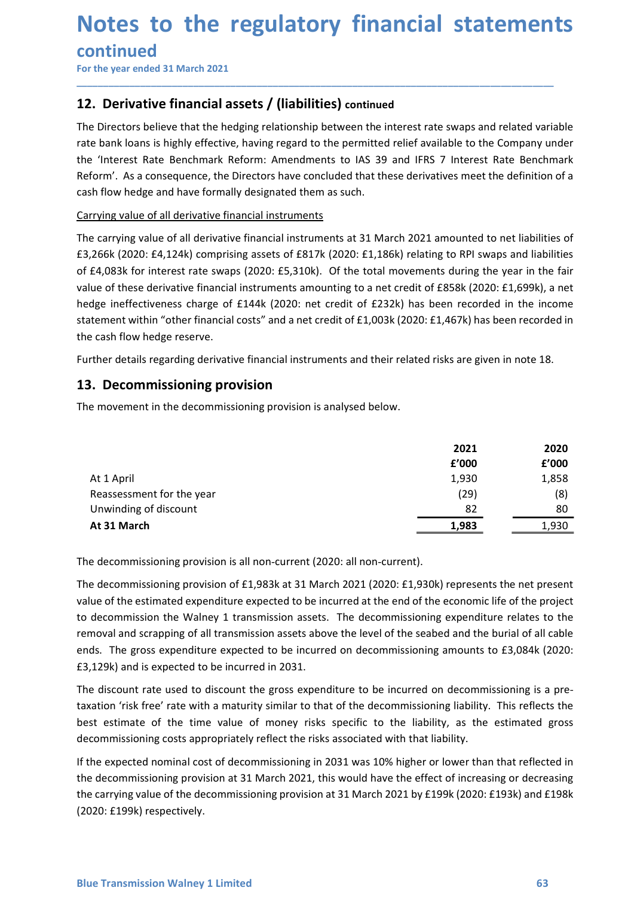# Notes to the regulatory financial statements continued

For the year ended 31 March 2021

## 12. Derivative financial assets / (liabilities) continued

The Directors believe that the hedging relationship between the interest rate swaps and related variable rate bank loans is highly effective, having regard to the permitted relief available to the Company under the 'Interest Rate Benchmark Reform: Amendments to IAS 39 and IFRS 7 Interest Rate Benchmark Reform'. As a consequence, the Directors have concluded that these derivatives meet the definition of a cash flow hedge and have formally designated them as such.

Carrying value of all derivative financial instruments

The carrying value of all derivative financial instruments at 31 March 2021 amounted to net liabilities of £3,266k (2020: £4,124k) comprising assets of £817k (2020: £1,186k) relating to RPI swaps and liabilities of £4,083k for interest rate swaps (2020: £5,310k). Of the total movements during the year in the fair value of these derivative financial instruments amounting to a net credit of £858k (2020: £1,699k), a net hedge ineffectiveness charge of £144k (2020: net credit of £232k) has been recorded in the income statement within "other financial costs" and a net credit of £1,003k (2020: £1,467k) has been recorded in the cash flow hedge reserve.

Further details regarding derivative financial instruments and their related risks are given in note 18.

## 13. Decommissioning provision

The movement in the decommissioning provision is analysed below.

| | 2021 | 2020 |
|---|---|---|
| | £'000 | £'000 |
| At 1 April | 1,930 | 1,858 |
| Reassessment for the year | (29) | (8) |
| Unwinding of discount | 82 | 80 |
| **At 31 March** | **1,983** | 1,930 |

The decommissioning provision is all non-current (2020: all non-current).

The decommissioning provision of £1,983k at 31 March 2021 (2020: £1,930k) represents the net present value of the estimated expenditure expected to be incurred at the end of the economic life of the project to decommission the Walney 1 transmission assets. The decommissioning expenditure relates to the removal and scrapping of all transmission assets above the level of the seabed and the burial of all cable ends. The gross expenditure expected to be incurred on decommissioning amounts to £3,084k (2020: £3,129k) and is expected to be incurred in 2031.

The discount rate used to discount the gross expenditure to be incurred on decommissioning is a pre-taxation 'risk free' rate with a maturity similar to that of the decommissioning liability. This reflects the best estimate of the time value of money risks specific to the liability, as the estimated gross decommissioning costs appropriately reflect the risks associated with that liability.

If the expected nominal cost of decommissioning in 2031 was 10% higher or lower than that reflected in the decommissioning provision at 31 March 2021, this would have the effect of increasing or decreasing the carrying value of the decommissioning provision at 31 March 2021 by £199k (2020: £193k) and £198k (2020: £199k) respectively.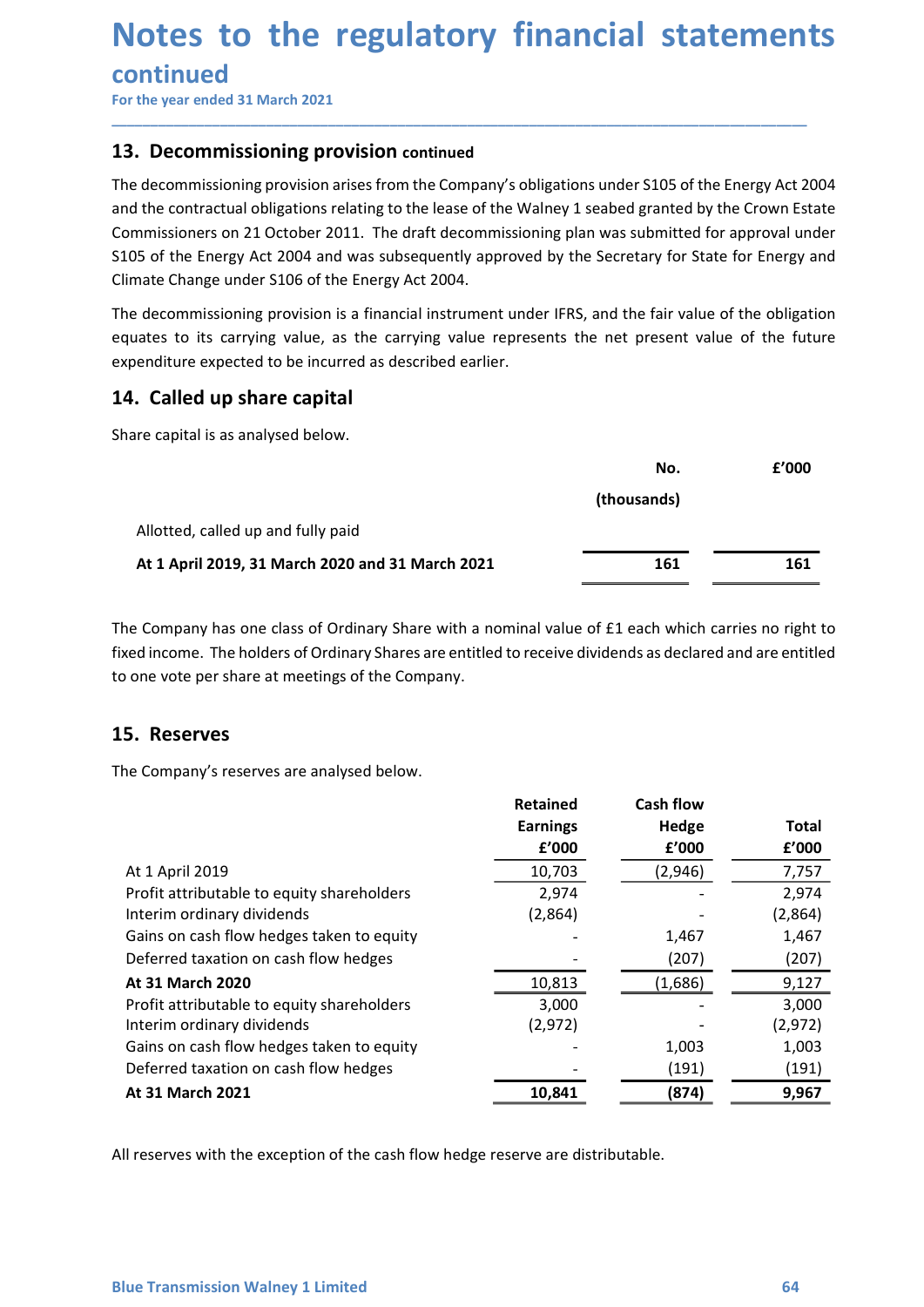# Notes to the regulatory financial statements continued

For the year ended 31 March 2021

## 13. Decommissioning provision continued

The decommissioning provision arises from the Company's obligations under S105 of the Energy Act 2004 and the contractual obligations relating to the lease of the Walney 1 seabed granted by the Crown Estate Commissioners on 21 October 2011. The draft decommissioning plan was submitted for approval under S105 of the Energy Act 2004 and was subsequently approved by the Secretary for State for Energy and Climate Change under S106 of the Energy Act 2004.

The decommissioning provision is a financial instrument under IFRS, and the fair value of the obligation equates to its carrying value, as the carrying value represents the net present value of the future expenditure expected to be incurred as described earlier.

## 14. Called up share capital

Share capital is as analysed below.

| | No. (thousands) | £'000 |
|---|---|---|
| Allotted, called up and fully paid | | |
| **At 1 April 2019, 31 March 2020 and 31 March 2021** | **161** | **161** |

The Company has one class of Ordinary Share with a nominal value of £1 each which carries no right to fixed income. The holders of Ordinary Shares are entitled to receive dividends as declared and are entitled to one vote per share at meetings of the Company.

## 15. Reserves

The Company's reserves are analysed below.

| | Retained Earnings £'000 | Cash flow Hedge £'000 | Total £'000 |
|---|---|---|---|
| At 1 April 2019 | 10,703 | (2,946) | 7,757 |
| Profit attributable to equity shareholders | 2,974 | - | 2,974 |
| Interim ordinary dividends | (2,864) | - | (2,864) |
| Gains on cash flow hedges taken to equity | - | 1,467 | 1,467 |
| Deferred taxation on cash flow hedges | - | (207) | (207) |
| **At 31 March 2020** | 10,813 | (1,686) | 9,127 |
| Profit attributable to equity shareholders | 3,000 | - | 3,000 |
| Interim ordinary dividends | (2,972) | - | (2,972) |
| Gains on cash flow hedges taken to equity | - | 1,003 | 1,003 |
| Deferred taxation on cash flow hedges | - | (191) | (191) |
| **At 31 March 2021** | **10,841** | **(874)** | **9,967** |

All reserves with the exception of the cash flow hedge reserve are distributable.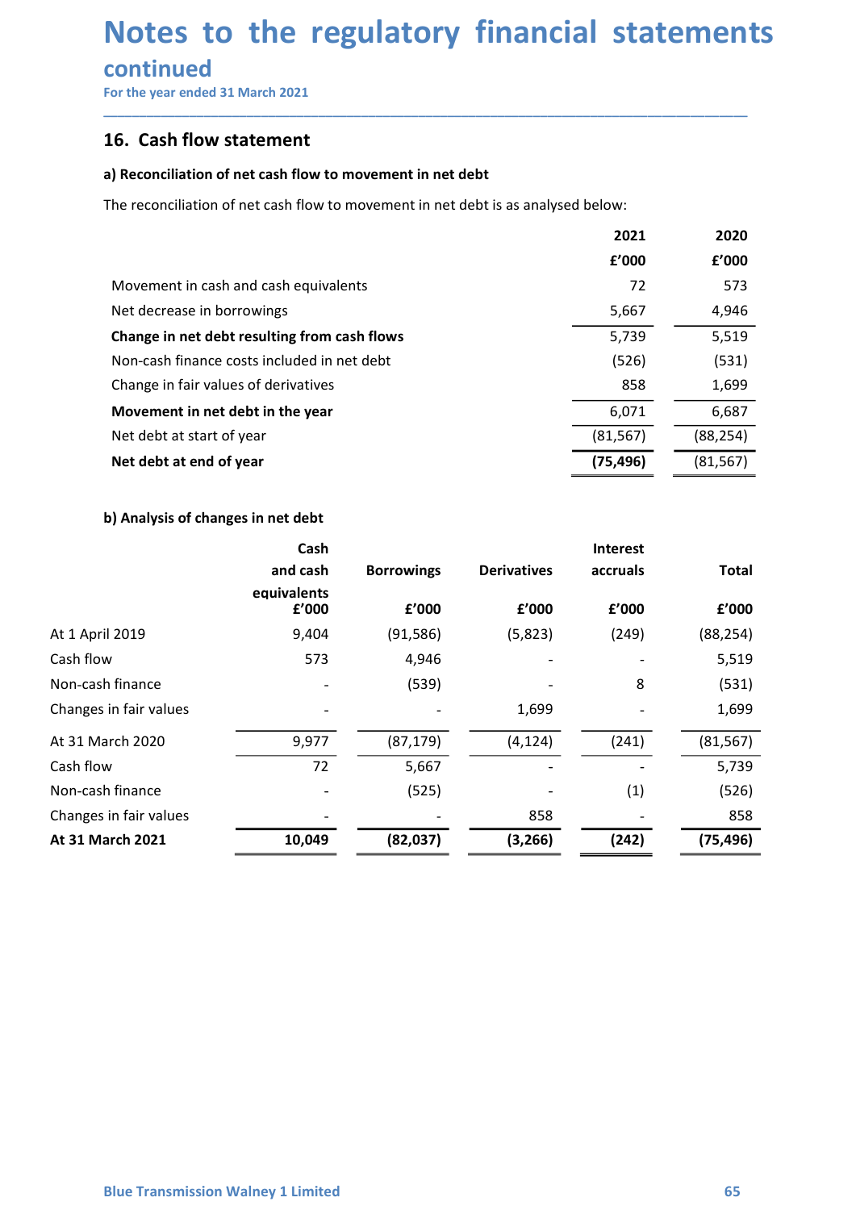# Notes to the regulatory financial statements continued

For the year ended 31 March 2021

## 16. Cash flow statement

### a) Reconciliation of net cash flow to movement in net debt

The reconciliation of net cash flow to movement in net debt is as analysed below:

| | 2021 | 2020 |
|---|---|---|
| | £'000 | £'000 |
| Movement in cash and cash equivalents | 72 | 573 |
| Net decrease in borrowings | 5,667 | 4,946 |
| **Change in net debt resulting from cash flows** | 5,739 | 5,519 |
| Non-cash finance costs included in net debt | (526) | (531) |
| Change in fair values of derivatives | 858 | 1,699 |
| **Movement in net debt in the year** | 6,071 | 6,687 |
| Net debt at start of year | (81,567) | (88,254) |
| **Net debt at end of year** | **(75,496)** | (81,567) |

### b) Analysis of changes in net debt

| | Cash and cash equivalents | Borrowings | Derivatives | Interest accruals | Total |
|---|---|---|---|---|---|
| | £'000 | £'000 | £'000 | £'000 | £'000 |
| At 1 April 2019 | 9,404 | (91,586) | (5,823) | (249) | (88,254) |
| Cash flow | 573 | 4,946 | - | - | 5,519 |
| Non-cash finance | - | (539) | - | 8 | (531) |
| Changes in fair values | - | - | 1,699 | - | 1,699 |
| At 31 March 2020 | 9,977 | (87,179) | (4,124) | (241) | (81,567) |
| Cash flow | 72 | 5,667 | - | - | 5,739 |
| Non-cash finance | - | (525) | - | (1) | (526) |
| Changes in fair values | - | - | 858 | - | 858 |
| **At 31 March 2021** | **10,049** | **(82,037)** | **(3,266)** | **(242)** | **(75,496)** |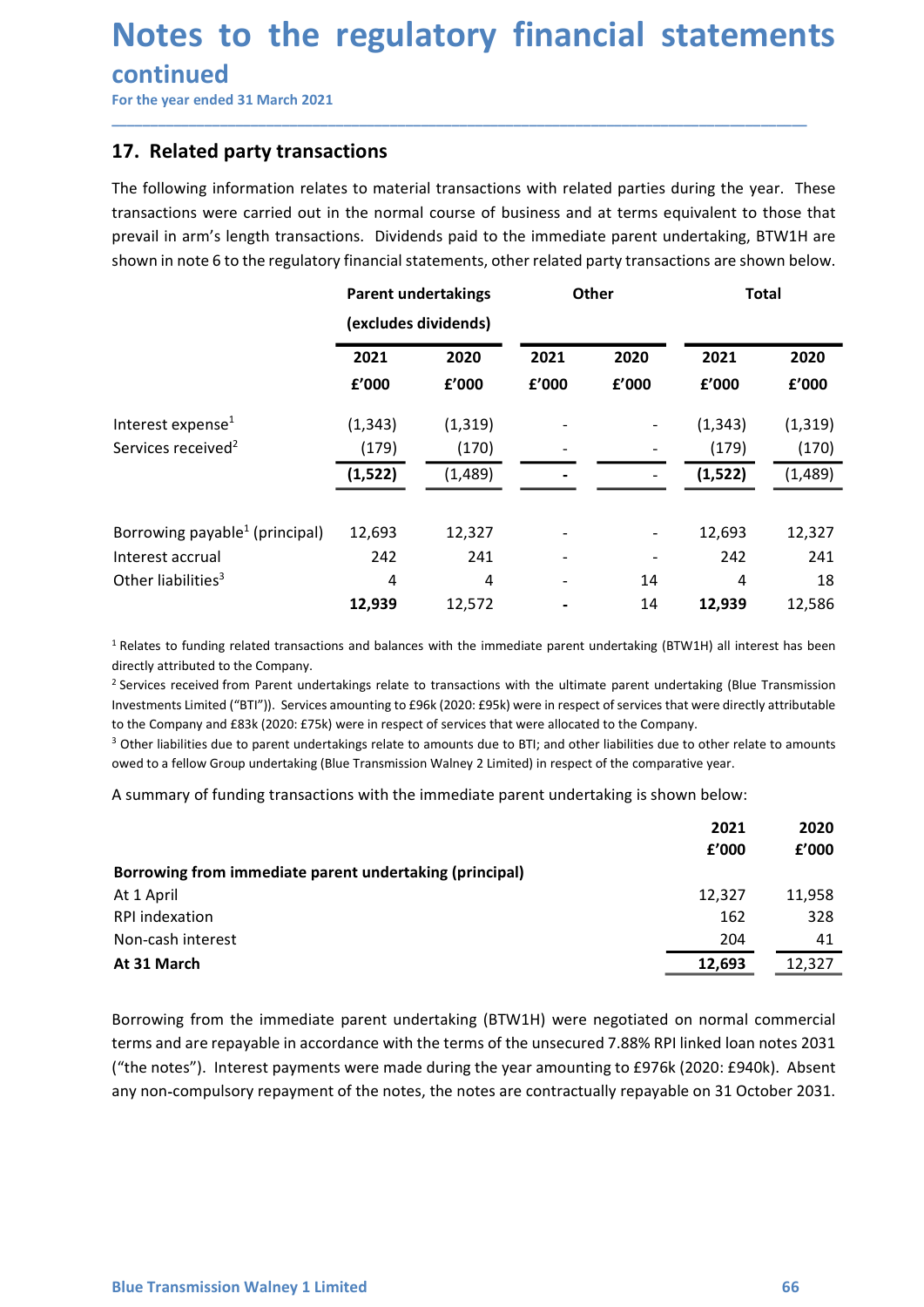# Notes to the regulatory financial statements continued

For the year ended 31 March 2021

## 17. Related party transactions

The following information relates to material transactions with related parties during the year. These transactions were carried out in the normal course of business and at terms equivalent to those that prevail in arm's length transactions. Dividends paid to the immediate parent undertaking, BTW1H are shown in note 6 to the regulatory financial statements, other related party transactions are shown below.

| | Parent undertakings (excludes dividends) | | Other | | Total | |
|---|---|---|---|---|---|---|
| | 2021 | 2020 | 2021 | 2020 | 2021 | 2020 |
| | £'000 | £'000 | £'000 | £'000 | £'000 | £'000 |
| Interest expense[1] | (1,343) | (1,319) | - | - | (1,343) | (1,319) |
| Services received[2] | (179) | (170) | - | - | (179) | (170) |
| | **(1,522)** | (1,489) | **-** | - | **(1,522)** | (1,489) |
| Borrowing payable[1] (principal) | 12,693 | 12,327 | - | - | 12,693 | 12,327 |
| Interest accrual | 242 | 241 | - | - | 242 | 241 |
| Other liabilities[3] | 4 | 4 | - | 14 | 4 | 18 |
| | **12,939** | 12,572 | **-** | 14 | **12,939** | 12,586 |

[1] Relates to funding related transactions and balances with the immediate parent undertaking (BTW1H) all interest has been directly attributed to the Company.

[2] Services received from Parent undertakings relate to transactions with the ultimate parent undertaking (Blue Transmission Investments Limited ("BTI")). Services amounting to £96k (2020: £95k) were in respect of services that were directly attributable to the Company and £83k (2020: £75k) were in respect of services that were allocated to the Company.

[3] Other liabilities due to parent undertakings relate to amounts due to BTI; and other liabilities due to other relate to amounts owed to a fellow Group undertaking (Blue Transmission Walney 2 Limited) in respect of the comparative year.

A summary of funding transactions with the immediate parent undertaking is shown below:

| | 2021 | 2020 |
|---|---|---|
| | £'000 | £'000 |
| **Borrowing from immediate parent undertaking (principal)** | | |
| At 1 April | 12,327 | 11,958 |
| RPI indexation | 162 | 328 |
| Non-cash interest | 204 | 41 |
| **At 31 March** | **12,693** | 12,327 |

Borrowing from the immediate parent undertaking (BTW1H) were negotiated on normal commercial terms and are repayable in accordance with the terms of the unsecured 7.88% RPI linked loan notes 2031 ("the notes"). Interest payments were made during the year amounting to £976k (2020: £940k). Absent any non-compulsory repayment of the notes, the notes are contractually repayable on 31 October 2031.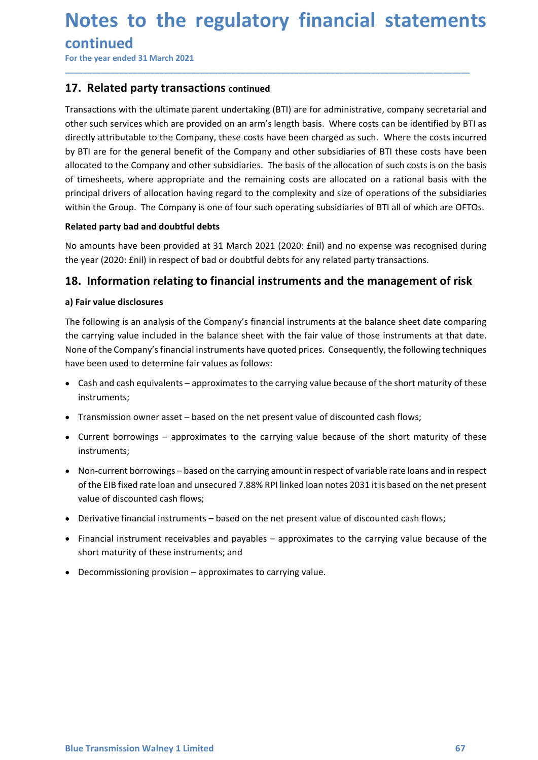## 17. Related party transactions continued

Transactions with the ultimate parent undertaking (BTI) are for administrative, company secretarial and other such services which are provided on an arm's length basis. Where costs can be identified by BTI as directly attributable to the Company, these costs have been charged as such. Where the costs incurred by BTI are for the general benefit of the Company and other subsidiaries of BTI these costs have been allocated to the Company and other subsidiaries. The basis of the allocation of such costs is on the basis of timesheets, where appropriate and the remaining costs are allocated on a rational basis with the principal drivers of allocation having regard to the complexity and size of operations of the subsidiaries within the Group. The Company is one of four such operating subsidiaries of BTI all of which are OFTOs.

**Related party bad and doubtful debts**

No amounts have been provided at 31 March 2021 (2020: £nil) and no expense was recognised during the year (2020: £nil) in respect of bad or doubtful debts for any related party transactions.

## 18. Information relating to financial instruments and the management of risk

**a) Fair value disclosures**

The following is an analysis of the Company's financial instruments at the balance sheet date comparing the carrying value included in the balance sheet with the fair value of those instruments at that date. None of the Company's financial instruments have quoted prices. Consequently, the following techniques have been used to determine fair values as follows:

- Cash and cash equivalents – approximates to the carrying value because of the short maturity of these instruments;
- Transmission owner asset – based on the net present value of discounted cash flows;
- Current borrowings – approximates to the carrying value because of the short maturity of these instruments;
- Non-current borrowings – based on the carrying amount in respect of variable rate loans and in respect of the EIB fixed rate loan and unsecured 7.88% RPI linked loan notes 2031 it is based on the net present value of discounted cash flows;
- Derivative financial instruments – based on the net present value of discounted cash flows;
- Financial instrument receivables and payables – approximates to the carrying value because of the short maturity of these instruments; and
- Decommissioning provision – approximates to carrying value.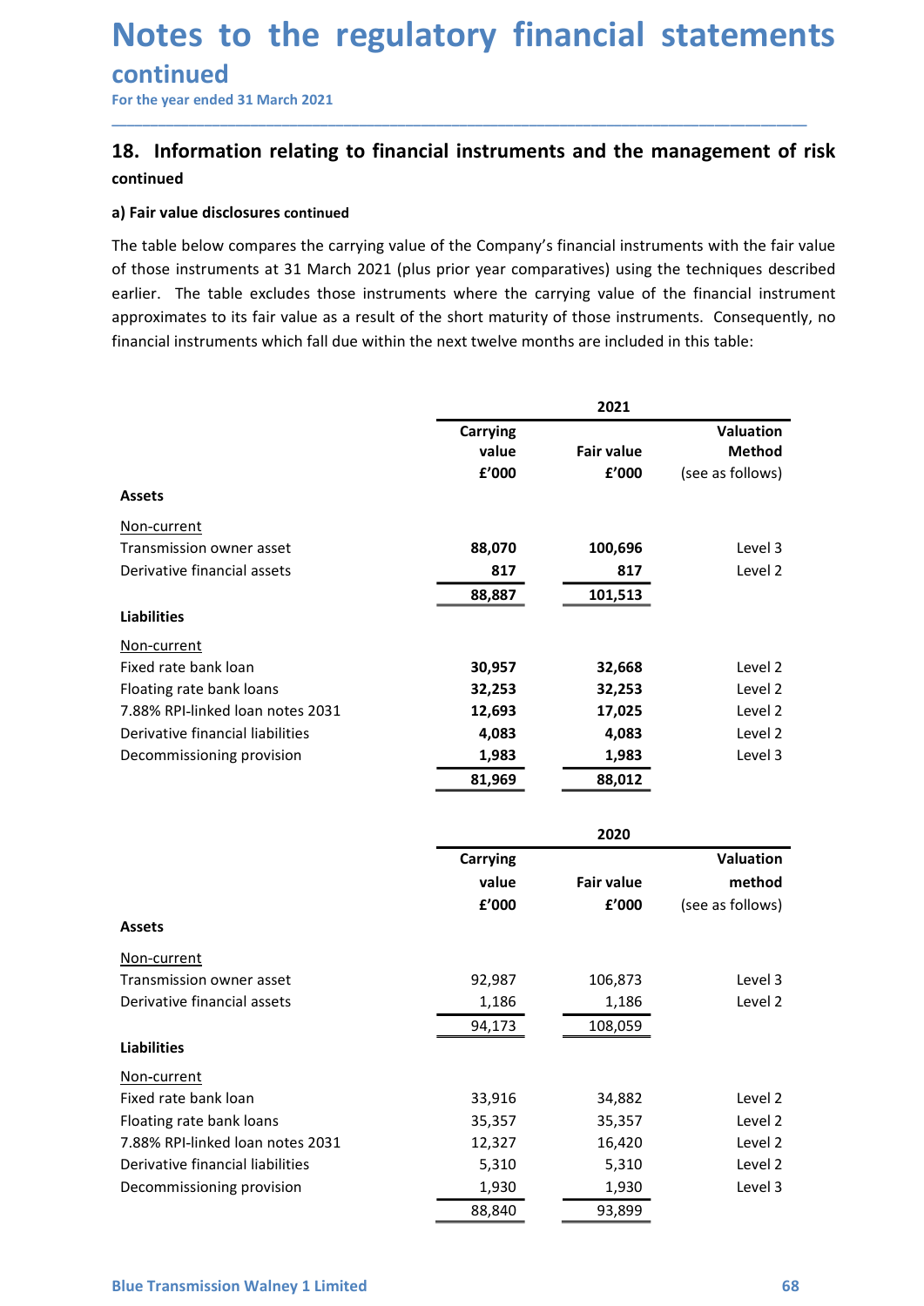# Notes to the regulatory financial statements continued

For the year ended 31 March 2021

## 18. Information relating to financial instruments and the management of risk continued

### a) Fair value disclosures continued

The table below compares the carrying value of the Company's financial instruments with the fair value of those instruments at 31 March 2021 (plus prior year comparatives) using the techniques described earlier. The table excludes those instruments where the carrying value of the financial instrument approximates to its fair value as a result of the short maturity of those instruments. Consequently, no financial instruments which fall due within the next twelve months are included in this table:

| | 2021 | | |
|---|---|---|---|
| | **Carrying value £'000** | **Fair value £'000** | **Valuation Method (see as follows)** |
| **Assets** | | | |
| Non-current | | | |
| Transmission owner asset | **88,070** | **100,696** | Level 3 |
| Derivative financial assets | **817** | **817** | Level 2 |
| | **88,887** | **101,513** | |
| **Liabilities** | | | |
| Non-current | | | |
| Fixed rate bank loan | **30,957** | **32,668** | Level 2 |
| Floating rate bank loans | **32,253** | **32,253** | Level 2 |
| 7.88% RPI-linked loan notes 2031 | **12,693** | **17,025** | Level 2 |
| Derivative financial liabilities | **4,083** | **4,083** | Level 2 |
| Decommissioning provision | **1,983** | **1,983** | Level 3 |
| | **81,969** | **88,012** | |

| | 2020 | | |
|---|---|---|---|
| | **Carrying value £'000** | **Fair value £'000** | **Valuation method (see as follows)** |
| **Assets** | | | |
| Non-current | | | |
| Transmission owner asset | 92,987 | 106,873 | Level 3 |
| Derivative financial assets | 1,186 | 1,186 | Level 2 |
| | 94,173 | 108,059 | |
| **Liabilities** | | | |
| Non-current | | | |
| Fixed rate bank loan | 33,916 | 34,882 | Level 2 |
| Floating rate bank loans | 35,357 | 35,357 | Level 2 |
| 7.88% RPI-linked loan notes 2031 | 12,327 | 16,420 | Level 2 |
| Derivative financial liabilities | 5,310 | 5,310 | Level 2 |
| Decommissioning provision | 1,930 | 1,930 | Level 3 |
| | 88,840 | 93,899 | |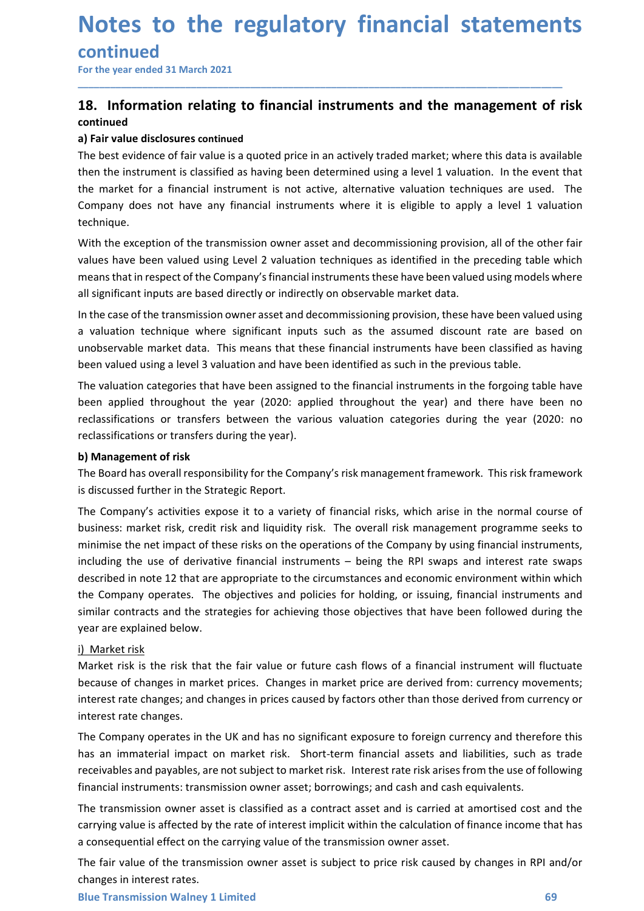# Notes to the regulatory financial statements continued

For the year ended 31 March 2021

## 18. Information relating to financial instruments and the management of risk continued

### a) Fair value disclosures continued

The best evidence of fair value is a quoted price in an actively traded market; where this data is available then the instrument is classified as having been determined using a level 1 valuation. In the event that the market for a financial instrument is not active, alternative valuation techniques are used. The Company does not have any financial instruments where it is eligible to apply a level 1 valuation technique.

With the exception of the transmission owner asset and decommissioning provision, all of the other fair values have been valued using Level 2 valuation techniques as identified in the preceding table which means that in respect of the Company's financial instruments these have been valued using models where all significant inputs are based directly or indirectly on observable market data.

In the case of the transmission owner asset and decommissioning provision, these have been valued using a valuation technique where significant inputs such as the assumed discount rate are based on unobservable market data. This means that these financial instruments have been classified as having been valued using a level 3 valuation and have been identified as such in the previous table.

The valuation categories that have been assigned to the financial instruments in the forgoing table have been applied throughout the year (2020: applied throughout the year) and there have been no reclassifications or transfers between the various valuation categories during the year (2020: no reclassifications or transfers during the year).

### b) Management of risk

The Board has overall responsibility for the Company's risk management framework. This risk framework is discussed further in the Strategic Report.

The Company's activities expose it to a variety of financial risks, which arise in the normal course of business: market risk, credit risk and liquidity risk. The overall risk management programme seeks to minimise the net impact of these risks on the operations of the Company by using financial instruments, including the use of derivative financial instruments – being the RPI swaps and interest rate swaps described in note 12 that are appropriate to the circumstances and economic environment within which the Company operates. The objectives and policies for holding, or issuing, financial instruments and similar contracts and the strategies for achieving those objectives that have been followed during the year are explained below.

#### i) Market risk

Market risk is the risk that the fair value or future cash flows of a financial instrument will fluctuate because of changes in market prices. Changes in market price are derived from: currency movements; interest rate changes; and changes in prices caused by factors other than those derived from currency or interest rate changes.

The Company operates in the UK and has no significant exposure to foreign currency and therefore this has an immaterial impact on market risk. Short-term financial assets and liabilities, such as trade receivables and payables, are not subject to market risk. Interest rate risk arises from the use of following financial instruments: transmission owner asset; borrowings; and cash and cash equivalents.

The transmission owner asset is classified as a contract asset and is carried at amortised cost and the carrying value is affected by the rate of interest implicit within the calculation of finance income that has a consequential effect on the carrying value of the transmission owner asset.

The fair value of the transmission owner asset is subject to price risk caused by changes in RPI and/or changes in interest rates.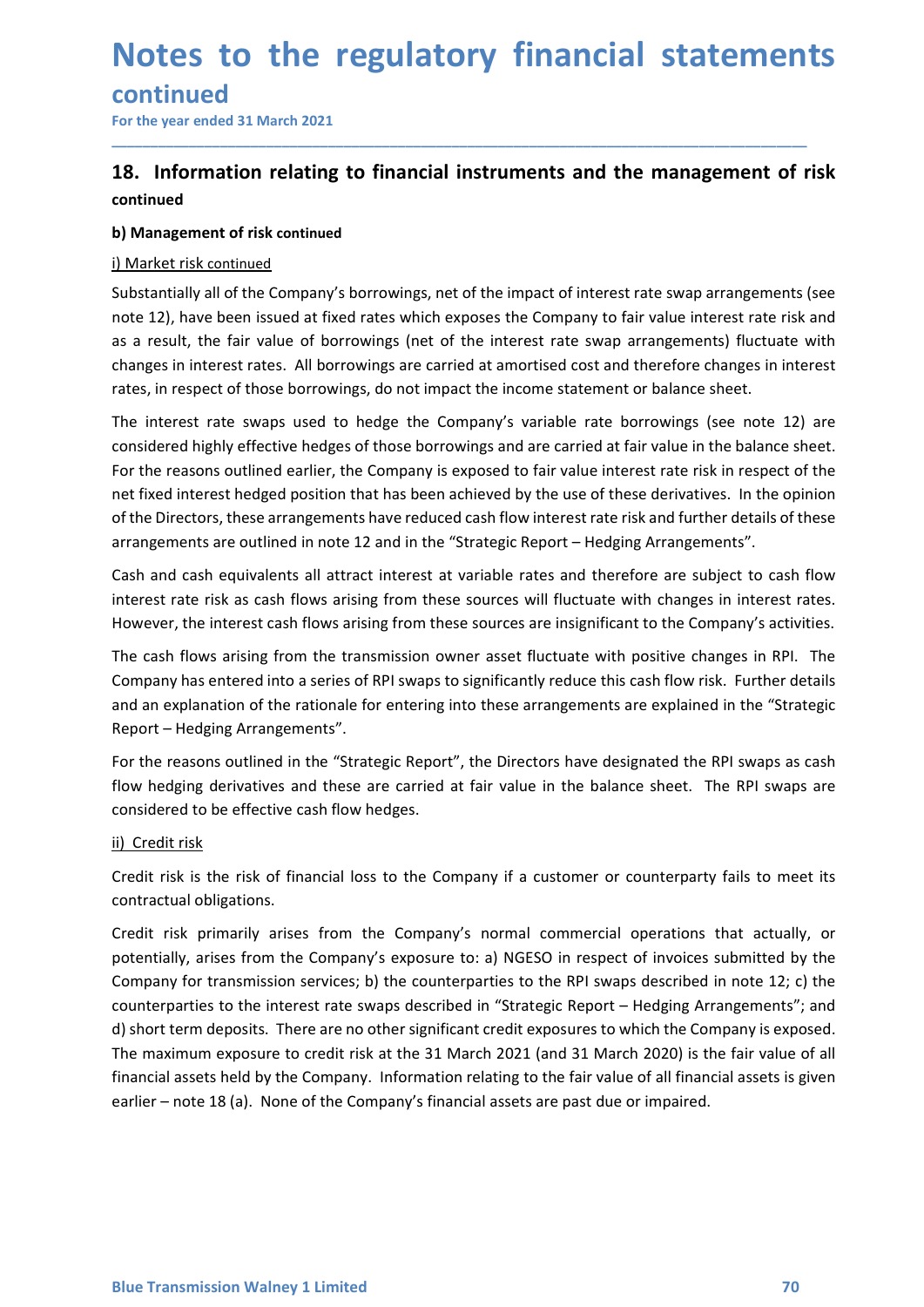# Notes to the regulatory financial statements continued

For the year ended 31 March 2021

## 18. Information relating to financial instruments and the management of risk continued

### b) Management of risk continued

#### i) Market risk continued

Substantially all of the Company's borrowings, net of the impact of interest rate swap arrangements (see note 12), have been issued at fixed rates which exposes the Company to fair value interest rate risk and as a result, the fair value of borrowings (net of the interest rate swap arrangements) fluctuate with changes in interest rates. All borrowings are carried at amortised cost and therefore changes in interest rates, in respect of those borrowings, do not impact the income statement or balance sheet.

The interest rate swaps used to hedge the Company's variable rate borrowings (see note 12) are considered highly effective hedges of those borrowings and are carried at fair value in the balance sheet. For the reasons outlined earlier, the Company is exposed to fair value interest rate risk in respect of the net fixed interest hedged position that has been achieved by the use of these derivatives. In the opinion of the Directors, these arrangements have reduced cash flow interest rate risk and further details of these arrangements are outlined in note 12 and in the "Strategic Report – Hedging Arrangements".

Cash and cash equivalents all attract interest at variable rates and therefore are subject to cash flow interest rate risk as cash flows arising from these sources will fluctuate with changes in interest rates. However, the interest cash flows arising from these sources are insignificant to the Company's activities.

The cash flows arising from the transmission owner asset fluctuate with positive changes in RPI. The Company has entered into a series of RPI swaps to significantly reduce this cash flow risk. Further details and an explanation of the rationale for entering into these arrangements are explained in the "Strategic Report – Hedging Arrangements".

For the reasons outlined in the "Strategic Report", the Directors have designated the RPI swaps as cash flow hedging derivatives and these are carried at fair value in the balance sheet. The RPI swaps are considered to be effective cash flow hedges.

#### ii) Credit risk

Credit risk is the risk of financial loss to the Company if a customer or counterparty fails to meet its contractual obligations.

Credit risk primarily arises from the Company's normal commercial operations that actually, or potentially, arises from the Company's exposure to: a) NGESO in respect of invoices submitted by the Company for transmission services; b) the counterparties to the RPI swaps described in note 12; c) the counterparties to the interest rate swaps described in "Strategic Report – Hedging Arrangements"; and d) short term deposits. There are no other significant credit exposures to which the Company is exposed. The maximum exposure to credit risk at the 31 March 2021 (and 31 March 2020) is the fair value of all financial assets held by the Company. Information relating to the fair value of all financial assets is given earlier – note 18 (a). None of the Company's financial assets are past due or impaired.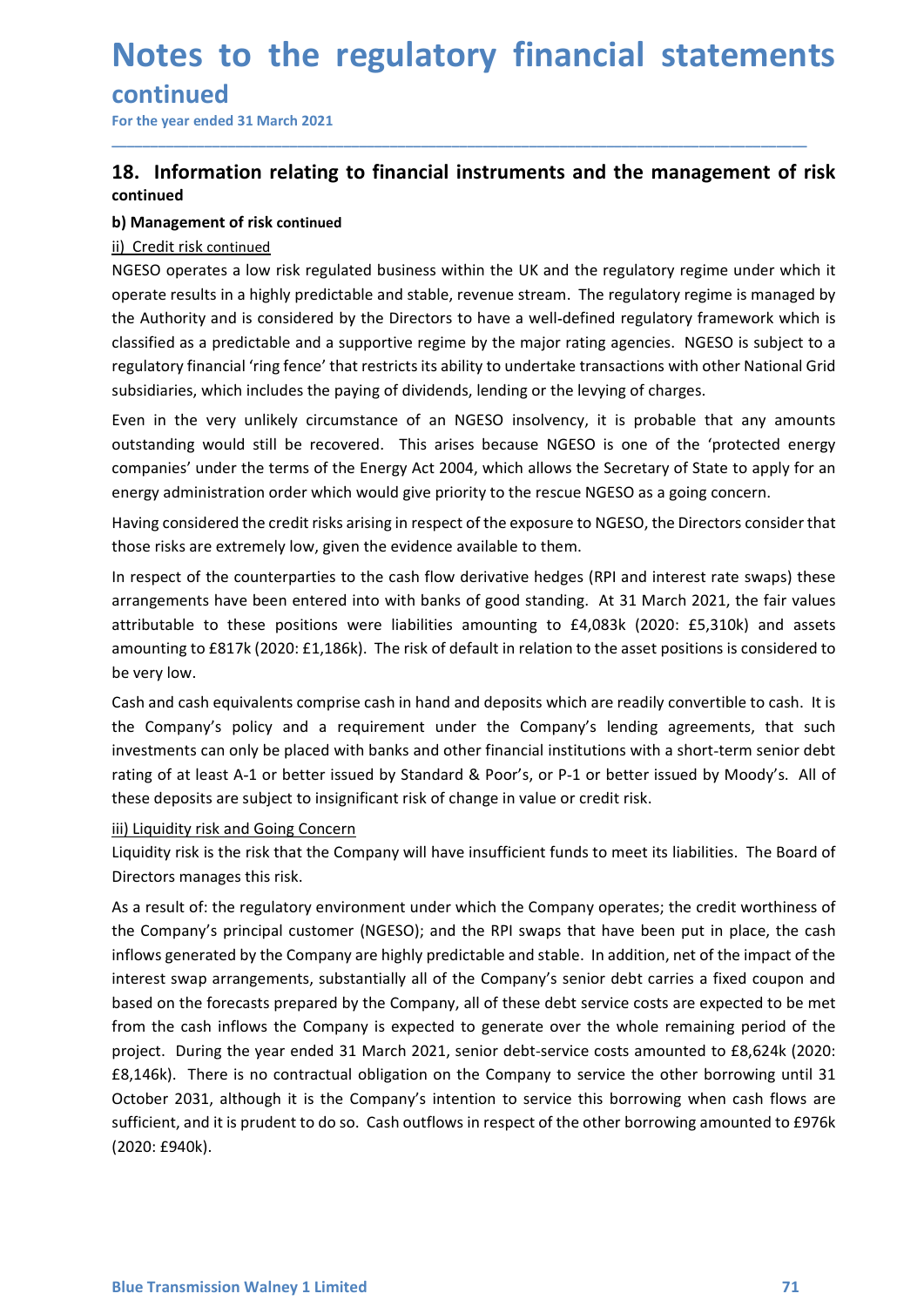# Notes to the regulatory financial statements continued

For the year ended 31 March 2021

## 18. Information relating to financial instruments and the management of risk continued

### b) Management of risk continued

ii) Credit risk continued

NGESO operates a low risk regulated business within the UK and the regulatory regime under which it operate results in a highly predictable and stable, revenue stream. The regulatory regime is managed by the Authority and is considered by the Directors to have a well-defined regulatory framework which is classified as a predictable and a supportive regime by the major rating agencies. NGESO is subject to a regulatory financial 'ring fence' that restricts its ability to undertake transactions with other National Grid subsidiaries, which includes the paying of dividends, lending or the levying of charges.

Even in the very unlikely circumstance of an NGESO insolvency, it is probable that any amounts outstanding would still be recovered. This arises because NGESO is one of the 'protected energy companies' under the terms of the Energy Act 2004, which allows the Secretary of State to apply for an energy administration order which would give priority to the rescue NGESO as a going concern.

Having considered the credit risks arising in respect of the exposure to NGESO, the Directors consider that those risks are extremely low, given the evidence available to them.

In respect of the counterparties to the cash flow derivative hedges (RPI and interest rate swaps) these arrangements have been entered into with banks of good standing. At 31 March 2021, the fair values attributable to these positions were liabilities amounting to £4,083k (2020: £5,310k) and assets amounting to £817k (2020: £1,186k). The risk of default in relation to the asset positions is considered to be very low.

Cash and cash equivalents comprise cash in hand and deposits which are readily convertible to cash. It is the Company's policy and a requirement under the Company's lending agreements, that such investments can only be placed with banks and other financial institutions with a short-term senior debt rating of at least A-1 or better issued by Standard & Poor's, or P-1 or better issued by Moody's. All of these deposits are subject to insignificant risk of change in value or credit risk.

iii) Liquidity risk and Going Concern

Liquidity risk is the risk that the Company will have insufficient funds to meet its liabilities. The Board of Directors manages this risk.

As a result of: the regulatory environment under which the Company operates; the credit worthiness of the Company's principal customer (NGESO); and the RPI swaps that have been put in place, the cash inflows generated by the Company are highly predictable and stable. In addition, net of the impact of the interest swap arrangements, substantially all of the Company's senior debt carries a fixed coupon and based on the forecasts prepared by the Company, all of these debt service costs are expected to be met from the cash inflows the Company is expected to generate over the whole remaining period of the project. During the year ended 31 March 2021, senior debt-service costs amounted to £8,624k (2020: £8,146k). There is no contractual obligation on the Company to service the other borrowing until 31 October 2031, although it is the Company's intention to service this borrowing when cash flows are sufficient, and it is prudent to do so. Cash outflows in respect of the other borrowing amounted to £976k (2020: £940k).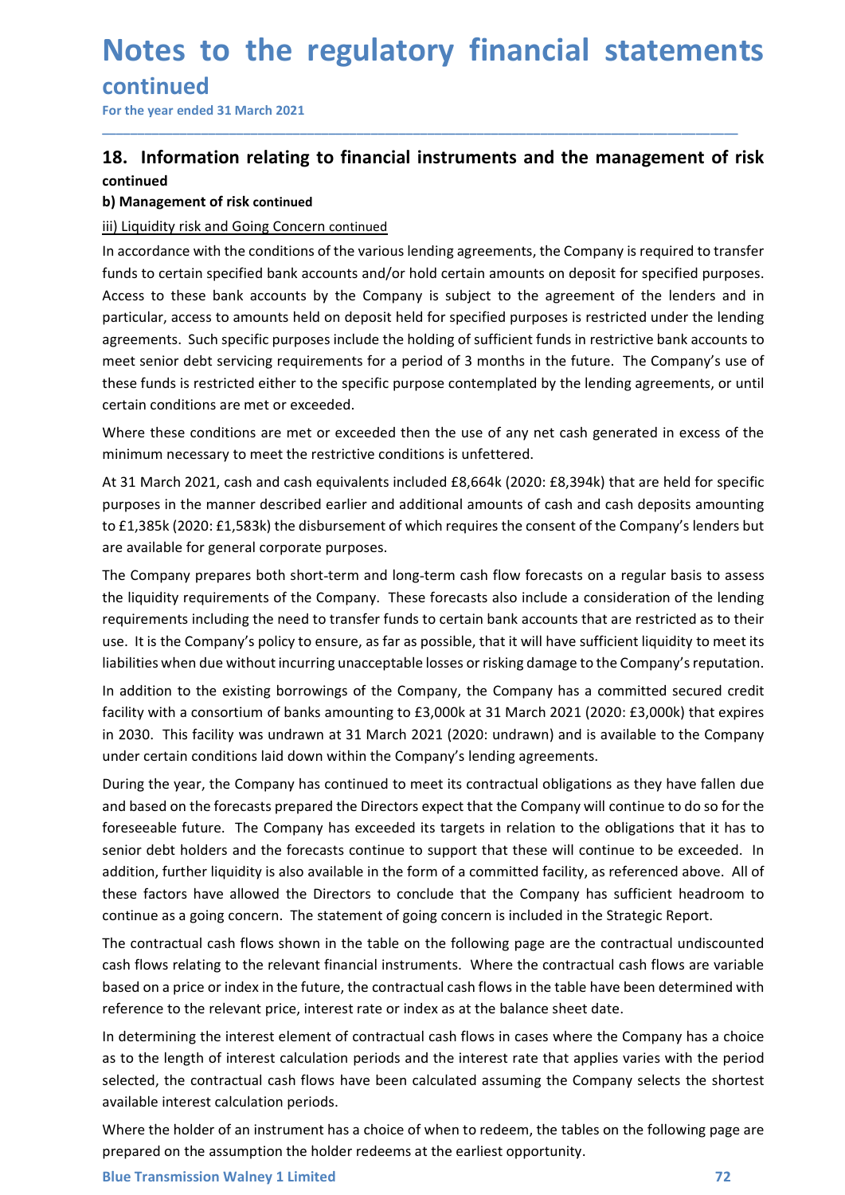# Notes to the regulatory financial statements continued

For the year ended 31 March 2021

## 18. Information relating to financial instruments and the management of risk continued

**b) Management of risk continued**

iii) Liquidity risk and Going Concern continued

In accordance with the conditions of the various lending agreements, the Company is required to transfer funds to certain specified bank accounts and/or hold certain amounts on deposit for specified purposes. Access to these bank accounts by the Company is subject to the agreement of the lenders and in particular, access to amounts held on deposit held for specified purposes is restricted under the lending agreements. Such specific purposes include the holding of sufficient funds in restrictive bank accounts to meet senior debt servicing requirements for a period of 3 months in the future. The Company's use of these funds is restricted either to the specific purpose contemplated by the lending agreements, or until certain conditions are met or exceeded.

Where these conditions are met or exceeded then the use of any net cash generated in excess of the minimum necessary to meet the restrictive conditions is unfettered.

At 31 March 2021, cash and cash equivalents included £8,664k (2020: £8,394k) that are held for specific purposes in the manner described earlier and additional amounts of cash and cash deposits amounting to £1,385k (2020: £1,583k) the disbursement of which requires the consent of the Company's lenders but are available for general corporate purposes.

The Company prepares both short-term and long-term cash flow forecasts on a regular basis to assess the liquidity requirements of the Company. These forecasts also include a consideration of the lending requirements including the need to transfer funds to certain bank accounts that are restricted as to their use. It is the Company's policy to ensure, as far as possible, that it will have sufficient liquidity to meet its liabilities when due without incurring unacceptable losses or risking damage to the Company's reputation.

In addition to the existing borrowings of the Company, the Company has a committed secured credit facility with a consortium of banks amounting to £3,000k at 31 March 2021 (2020: £3,000k) that expires in 2030. This facility was undrawn at 31 March 2021 (2020: undrawn) and is available to the Company under certain conditions laid down within the Company's lending agreements.

During the year, the Company has continued to meet its contractual obligations as they have fallen due and based on the forecasts prepared the Directors expect that the Company will continue to do so for the foreseeable future. The Company has exceeded its targets in relation to the obligations that it has to senior debt holders and the forecasts continue to support that these will continue to be exceeded. In addition, further liquidity is also available in the form of a committed facility, as referenced above. All of these factors have allowed the Directors to conclude that the Company has sufficient headroom to continue as a going concern. The statement of going concern is included in the Strategic Report.

The contractual cash flows shown in the table on the following page are the contractual undiscounted cash flows relating to the relevant financial instruments. Where the contractual cash flows are variable based on a price or index in the future, the contractual cash flows in the table have been determined with reference to the relevant price, interest rate or index as at the balance sheet date.

In determining the interest element of contractual cash flows in cases where the Company has a choice as to the length of interest calculation periods and the interest rate that applies varies with the period selected, the contractual cash flows have been calculated assuming the Company selects the shortest available interest calculation periods.

Where the holder of an instrument has a choice of when to redeem, the tables on the following page are prepared on the assumption the holder redeems at the earliest opportunity.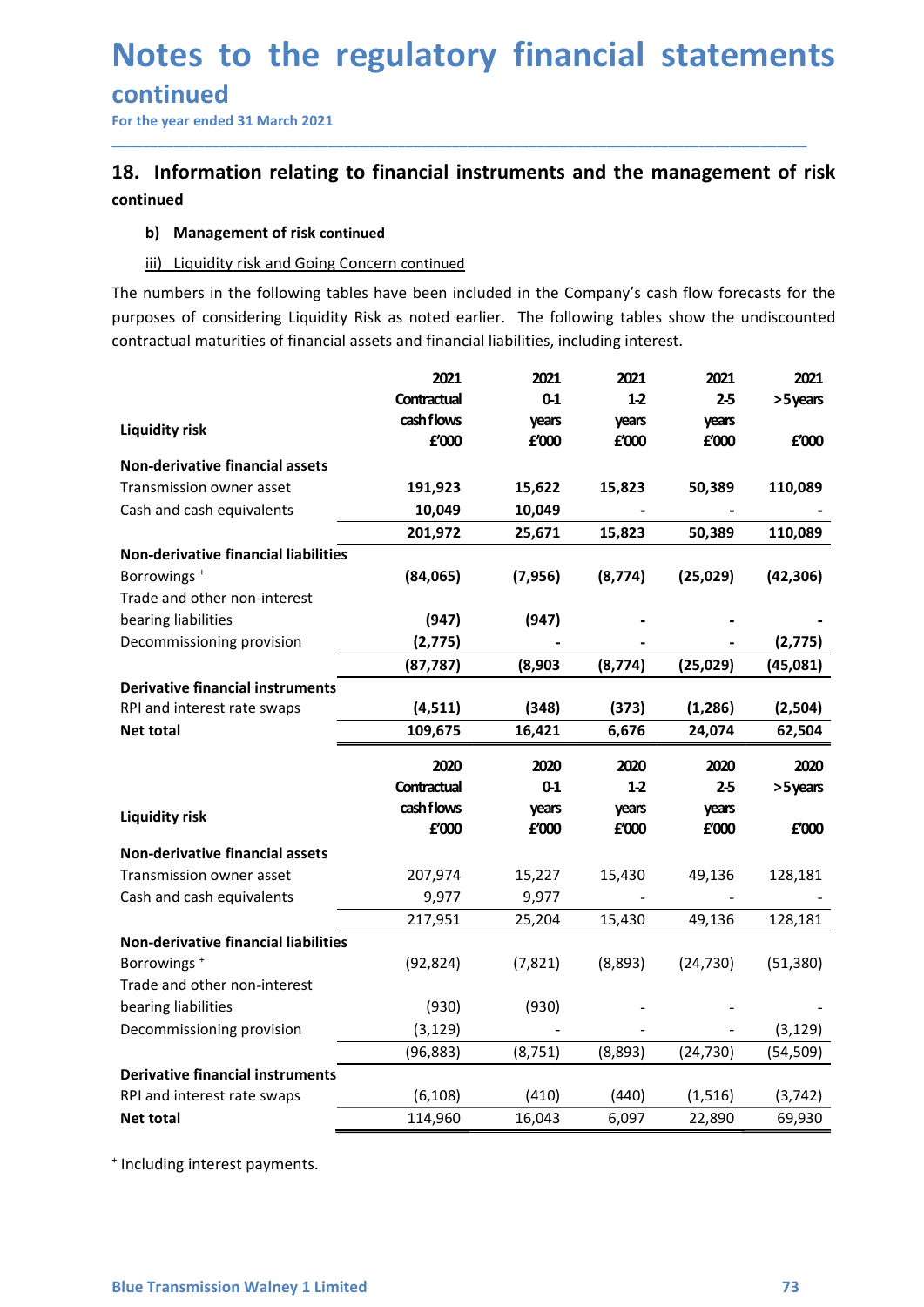# Notes to the regulatory financial statements continued

For the year ended 31 March 2021

## 18. Information relating to financial instruments and the management of risk continued

### b) Management of risk continued

iii) Liquidity risk and Going Concern continued

The numbers in the following tables have been included in the Company's cash flow forecasts for the purposes of considering Liquidity Risk as noted earlier. The following tables show the undiscounted contractual maturities of financial assets and financial liabilities, including interest.

| Liquidity risk | 2021 Contractual cash flows £'000 | 2021 0-1 years £'000 | 2021 1-2 years £'000 | 2021 2-5 years £'000 | 2021 >5 years £'000 |
|---|---|---|---|---|---|
| **Non-derivative financial assets** | | | | | |
| Transmission owner asset | 191,923 | 15,622 | 15,823 | 50,389 | 110,089 |
| Cash and cash equivalents | 10,049 | 10,049 | - | - | - |
| | 201,972 | 25,671 | 15,823 | 50,389 | 110,089 |
| **Non-derivative financial liabilities** | | | | | |
| Borrowings ⁺ | (84,065) | (7,956) | (8,774) | (25,029) | (42,306) |
| Trade and other non-interest bearing liabilities | (947) | (947) | - | - | - |
| Decommissioning provision | (2,775) | - | - | - | (2,775) |
| | (87,787) | (8,903 | (8,774) | (25,029) | (45,081) |
| **Derivative financial instruments** | | | | | |
| RPI and interest rate swaps | (4,511) | (348) | (373) | (1,286) | (2,504) |
| **Net total** | 109,675 | 16,421 | 6,676 | 24,074 | 62,504 |

| Liquidity risk | 2020 Contractual cash flows £'000 | 2020 0-1 years £'000 | 2020 1-2 years £'000 | 2020 2-5 years £'000 | 2020 >5 years £'000 |
|---|---|---|---|---|---|
| **Non-derivative financial assets** | | | | | |
| Transmission owner asset | 207,974 | 15,227 | 15,430 | 49,136 | 128,181 |
| Cash and cash equivalents | 9,977 | 9,977 | - | - | - |
| | 217,951 | 25,204 | 15,430 | 49,136 | 128,181 |
| **Non-derivative financial liabilities** | | | | | |
| Borrowings ⁺ | (92,824) | (7,821) | (8,893) | (24,730) | (51,380) |
| Trade and other non-interest bearing liabilities | (930) | (930) | - | - | - |
| Decommissioning provision | (3,129) | - | - | - | (3,129) |
| | (96,883) | (8,751) | (8,893) | (24,730) | (54,509) |
| **Derivative financial instruments** | | | | | |
| RPI and interest rate swaps | (6,108) | (410) | (440) | (1,516) | (3,742) |
| **Net total** | 114,960 | 16,043 | 6,097 | 22,890 | 69,930 |

⁺ Including interest payments.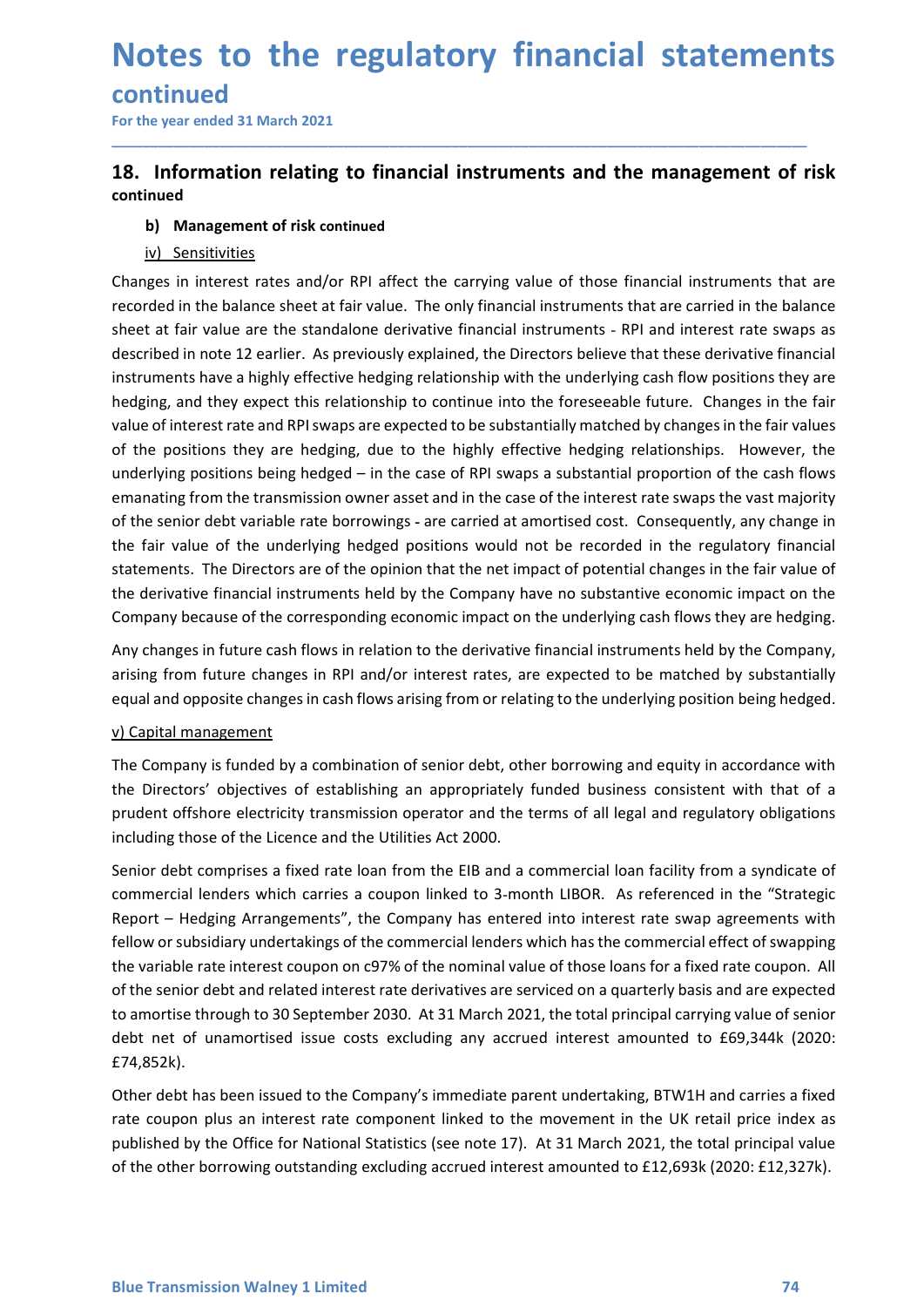# Notes to the regulatory financial statements continued

For the year ended 31 March 2021

## 18. Information relating to financial instruments and the management of risk continued

### b) Management of risk continued

#### iv) Sensitivities

Changes in interest rates and/or RPI affect the carrying value of those financial instruments that are recorded in the balance sheet at fair value. The only financial instruments that are carried in the balance sheet at fair value are the standalone derivative financial instruments - RPI and interest rate swaps as described in note 12 earlier. As previously explained, the Directors believe that these derivative financial instruments have a highly effective hedging relationship with the underlying cash flow positions they are hedging, and they expect this relationship to continue into the foreseeable future. Changes in the fair value of interest rate and RPI swaps are expected to be substantially matched by changes in the fair values of the positions they are hedging, due to the highly effective hedging relationships. However, the underlying positions being hedged – in the case of RPI swaps a substantial proportion of the cash flows emanating from the transmission owner asset and in the case of the interest rate swaps the vast majority of the senior debt variable rate borrowings - are carried at amortised cost. Consequently, any change in the fair value of the underlying hedged positions would not be recorded in the regulatory financial statements. The Directors are of the opinion that the net impact of potential changes in the fair value of the derivative financial instruments held by the Company have no substantive economic impact on the Company because of the corresponding economic impact on the underlying cash flows they are hedging.

Any changes in future cash flows in relation to the derivative financial instruments held by the Company, arising from future changes in RPI and/or interest rates, are expected to be matched by substantially equal and opposite changes in cash flows arising from or relating to the underlying position being hedged.

#### v) Capital management

The Company is funded by a combination of senior debt, other borrowing and equity in accordance with the Directors' objectives of establishing an appropriately funded business consistent with that of a prudent offshore electricity transmission operator and the terms of all legal and regulatory obligations including those of the Licence and the Utilities Act 2000.

Senior debt comprises a fixed rate loan from the EIB and a commercial loan facility from a syndicate of commercial lenders which carries a coupon linked to 3-month LIBOR. As referenced in the "Strategic Report – Hedging Arrangements", the Company has entered into interest rate swap agreements with fellow or subsidiary undertakings of the commercial lenders which has the commercial effect of swapping the variable rate interest coupon on c97% of the nominal value of those loans for a fixed rate coupon. All of the senior debt and related interest rate derivatives are serviced on a quarterly basis and are expected to amortise through to 30 September 2030. At 31 March 2021, the total principal carrying value of senior debt net of unamortised issue costs excluding any accrued interest amounted to £69,344k (2020: £74,852k).

Other debt has been issued to the Company's immediate parent undertaking, BTW1H and carries a fixed rate coupon plus an interest rate component linked to the movement in the UK retail price index as published by the Office for National Statistics (see note 17). At 31 March 2021, the total principal value of the other borrowing outstanding excluding accrued interest amounted to £12,693k (2020: £12,327k).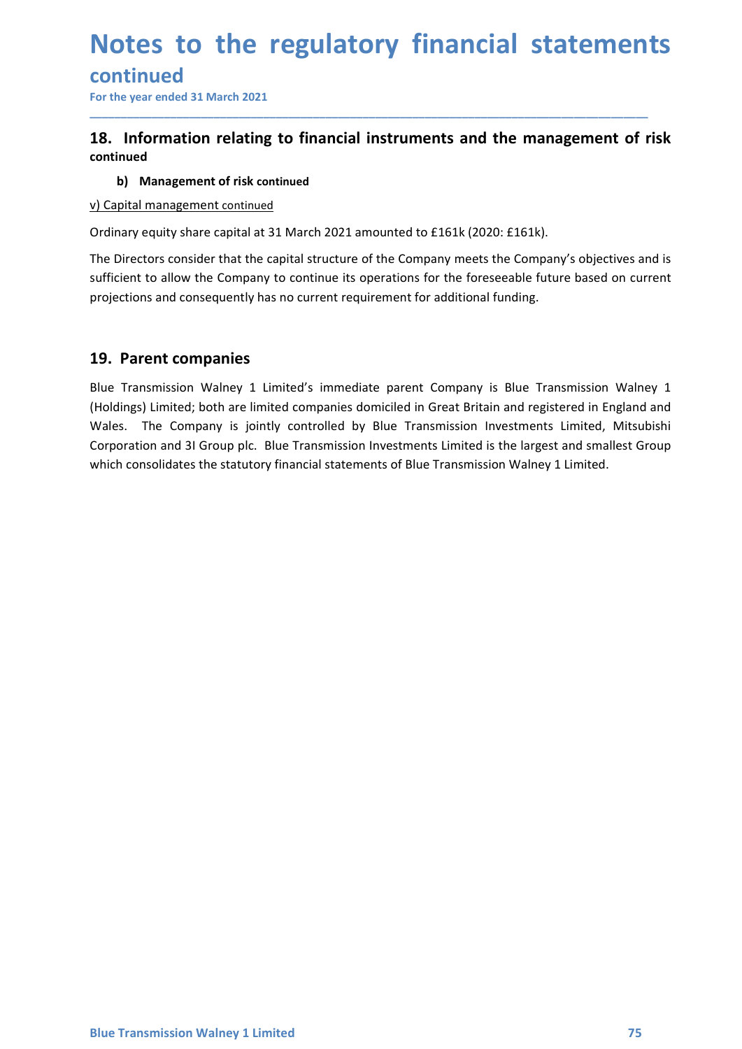# Notes to the regulatory financial statements continued

For the year ended 31 March 2021

## 18. Information relating to financial instruments and the management of risk continued

### b) Management of risk continued

v) Capital management continued

Ordinary equity share capital at 31 March 2021 amounted to £161k (2020: £161k).

The Directors consider that the capital structure of the Company meets the Company's objectives and is sufficient to allow the Company to continue its operations for the foreseeable future based on current projections and consequently has no current requirement for additional funding.

## 19. Parent companies

Blue Transmission Walney 1 Limited's immediate parent Company is Blue Transmission Walney 1 (Holdings) Limited; both are limited companies domiciled in Great Britain and registered in England and Wales. The Company is jointly controlled by Blue Transmission Investments Limited, Mitsubishi Corporation and 3I Group plc. Blue Transmission Investments Limited is the largest and smallest Group which consolidates the statutory financial statements of Blue Transmission Walney 1 Limited.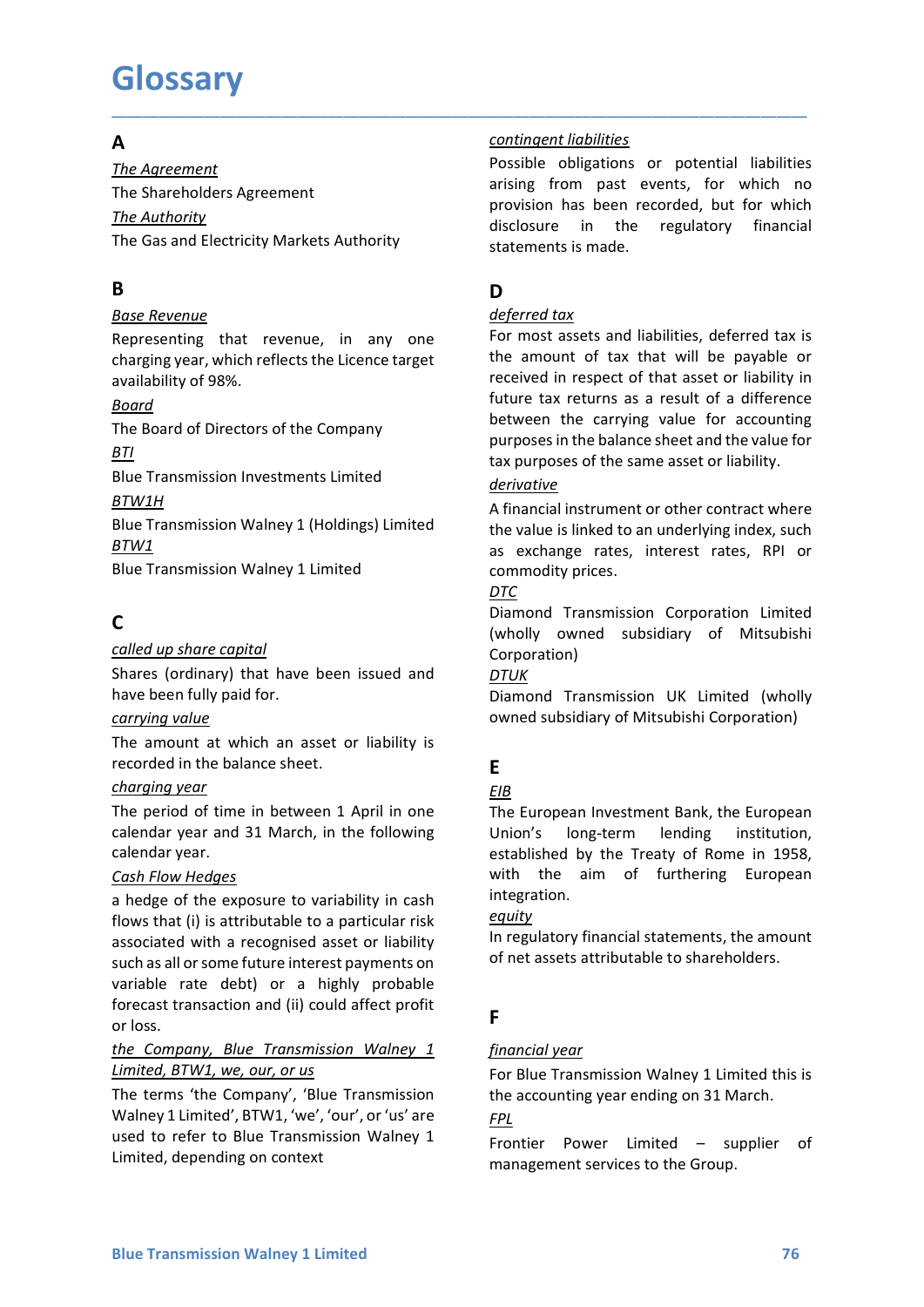# Glossary

## A

*The Agreement*

The Shareholders Agreement

*The Authority*

The Gas and Electricity Markets Authority

## B

*Base Revenue*

Representing that revenue, in any one charging year, which reflects the Licence target availability of 98%.

*Board*

The Board of Directors of the Company

*BTI*

Blue Transmission Investments Limited

*BTW1H*

Blue Transmission Walney 1 (Holdings) Limited

*BTW1*

Blue Transmission Walney 1 Limited

## C

*called up share capital*

Shares (ordinary) that have been issued and have been fully paid for.

*carrying value*

The amount at which an asset or liability is recorded in the balance sheet.

*charging year*

The period of time in between 1 April in one calendar year and 31 March, in the following calendar year.

*Cash Flow Hedges*

a hedge of the exposure to variability in cash flows that (i) is attributable to a particular risk associated with a recognised asset or liability such as all or some future interest payments on variable rate debt) or a highly probable forecast transaction and (ii) could affect profit or loss.

*the Company, Blue Transmission Walney 1 Limited, BTW1, we, our, or us*

The terms 'the Company', 'Blue Transmission Walney 1 Limited', BTW1, 'we', 'our', or 'us' are used to refer to Blue Transmission Walney 1 Limited, depending on context

*contingent liabilities*

Possible obligations or potential liabilities arising from past events, for which no provision has been recorded, but for which disclosure in the regulatory financial statements is made.

## D

*deferred tax*

For most assets and liabilities, deferred tax is the amount of tax that will be payable or received in respect of that asset or liability in future tax returns as a result of a difference between the carrying value for accounting purposes in the balance sheet and the value for tax purposes of the same asset or liability.

*derivative*

A financial instrument or other contract where the value is linked to an underlying index, such as exchange rates, interest rates, RPI or commodity prices.

*DTC*

Diamond Transmission Corporation Limited (wholly owned subsidiary of Mitsubishi Corporation)

*DTUK*

Diamond Transmission UK Limited (wholly owned subsidiary of Mitsubishi Corporation)

## E

*EIB*

The European Investment Bank, the European Union's long-term lending institution, established by the Treaty of Rome in 1958, with the aim of furthering European integration.

*equity*

In regulatory financial statements, the amount of net assets attributable to shareholders.

## F

*financial year*

For Blue Transmission Walney 1 Limited this is the accounting year ending on 31 March.

*FPL*

Frontier Power Limited – supplier of management services to the Group.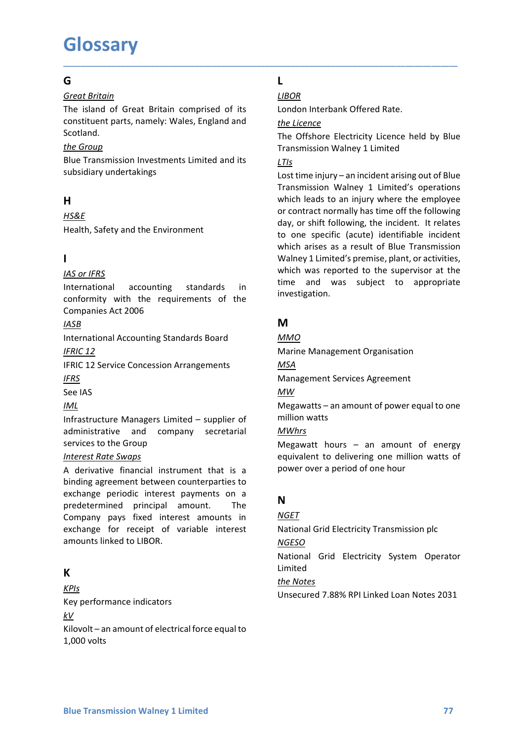# Glossary

## G

*Great Britain*

The island of Great Britain comprised of its constituent parts, namely: Wales, England and Scotland.

*the Group*

Blue Transmission Investments Limited and its subsidiary undertakings

## H

*HS&E*

Health, Safety and the Environment

## I

*IAS or IFRS*

International accounting standards in conformity with the requirements of the Companies Act 2006

*IASB*

International Accounting Standards Board

*IFRIC 12*

IFRIC 12 Service Concession Arrangements

*IFRS*

See IAS

*IML*

Infrastructure Managers Limited – supplier of administrative and company secretarial services to the Group

*Interest Rate Swaps*

A derivative financial instrument that is a binding agreement between counterparties to exchange periodic interest payments on a predetermined principal amount. The Company pays fixed interest amounts in exchange for receipt of variable interest amounts linked to LIBOR.

## K

*KPIs*

Key performance indicators

*kV*

Kilovolt – an amount of electrical force equal to 1,000 volts

## L

*LIBOR*

London Interbank Offered Rate.

*the Licence*

The Offshore Electricity Licence held by Blue Transmission Walney 1 Limited

*LTIs*

Lost time injury – an incident arising out of Blue Transmission Walney 1 Limited's operations which leads to an injury where the employee or contract normally has time off the following day, or shift following, the incident. It relates to one specific (acute) identifiable incident which arises as a result of Blue Transmission Walney 1 Limited's premise, plant, or activities, which was reported to the supervisor at the time and was subject to appropriate investigation.

## M

*MMO*

Marine Management Organisation

*MSA*

Management Services Agreement

*MW*

Megawatts – an amount of power equal to one million watts

*MWhrs*

Megawatt hours – an amount of energy equivalent to delivering one million watts of power over a period of one hour

## N

*NGET*

National Grid Electricity Transmission plc

*NGESO*

National Grid Electricity System Operator Limited

*the Notes*

Unsecured 7.88% RPI Linked Loan Notes 2031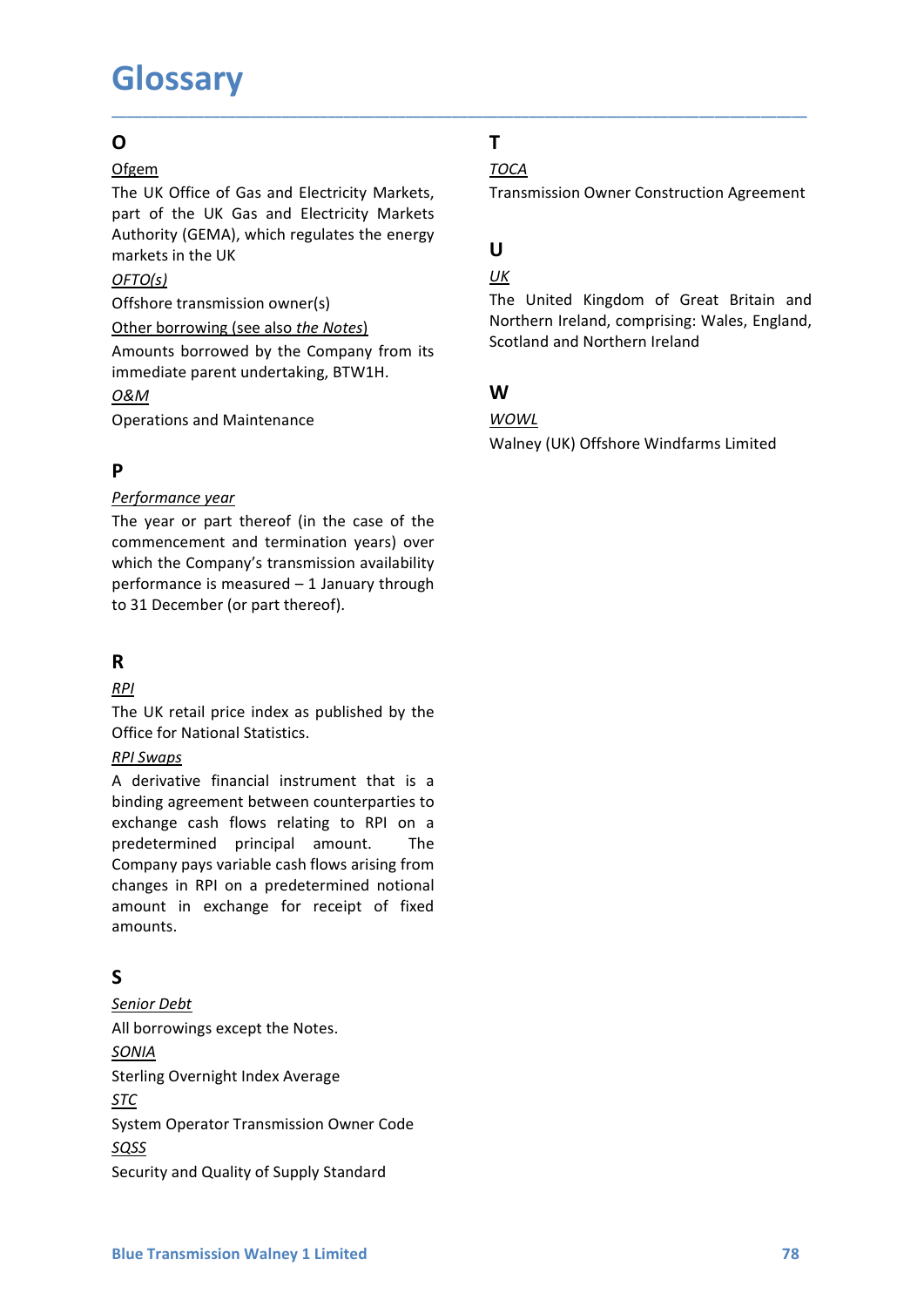# Glossary

## O

*Ofgem*

The UK Office of Gas and Electricity Markets, part of the UK Gas and Electricity Markets Authority (GEMA), which regulates the energy markets in the UK

*OFTO(s)*

Offshore transmission owner(s)

*Other borrowing (see also the Notes)*

Amounts borrowed by the Company from its immediate parent undertaking, BTW1H.

*O&M*

Operations and Maintenance

## P

*Performance year*

The year or part thereof (in the case of the commencement and termination years) over which the Company's transmission availability performance is measured – 1 January through to 31 December (or part thereof).

## R

*RPI*

The UK retail price index as published by the Office for National Statistics.

*RPI Swaps*

A derivative financial instrument that is a binding agreement between counterparties to exchange cash flows relating to RPI on a predetermined principal amount. The Company pays variable cash flows arising from changes in RPI on a predetermined notional amount in exchange for receipt of fixed amounts.

## S

*Senior Debt*

All borrowings except the Notes.

*SONIA*

Sterling Overnight Index Average

*STC*

System Operator Transmission Owner Code

*SQSS*

Security and Quality of Supply Standard

## T

*TOCA*

Transmission Owner Construction Agreement

## U

*UK*

The United Kingdom of Great Britain and Northern Ireland, comprising: Wales, England, Scotland and Northern Ireland

## W

*WOWL*

Walney (UK) Offshore Windfarms Limited